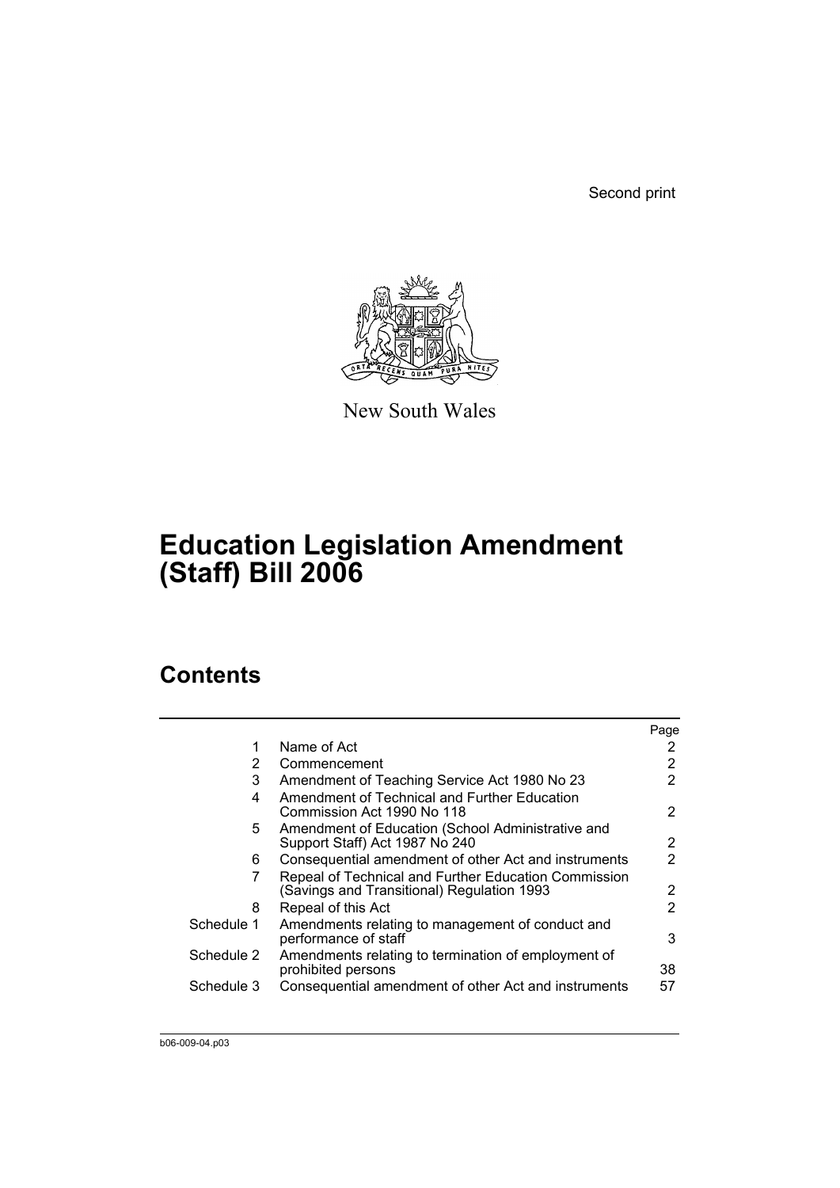Second print

New South Wales

# Education Legislation Amendment (Staff) Bill 2006

## Contents

| | | Page |
|---|---|---|
| 1 | Name of Act | 2 |
| 2 | Commencement | 2 |
| 3 | Amendment of Teaching Service Act 1980 No 23 | 2 |
| 4 | Amendment of Technical and Further Education Commission Act 1990 No 118 | 2 |
| 5 | Amendment of Education (School Administrative and Support Staff) Act 1987 No 240 | 2 |
| 6 | Consequential amendment of other Act and instruments | 2 |
| 7 | Repeal of Technical and Further Education Commission (Savings and Transitional) Regulation 1993 | 2 |
| 8 | Repeal of this Act | 2 |
| Schedule 1 | Amendments relating to management of conduct and performance of staff | 3 |
| Schedule 2 | Amendments relating to termination of employment of prohibited persons | 38 |
| Schedule 3 | Consequential amendment of other Act and instruments | 57 |

b06-009-04.p03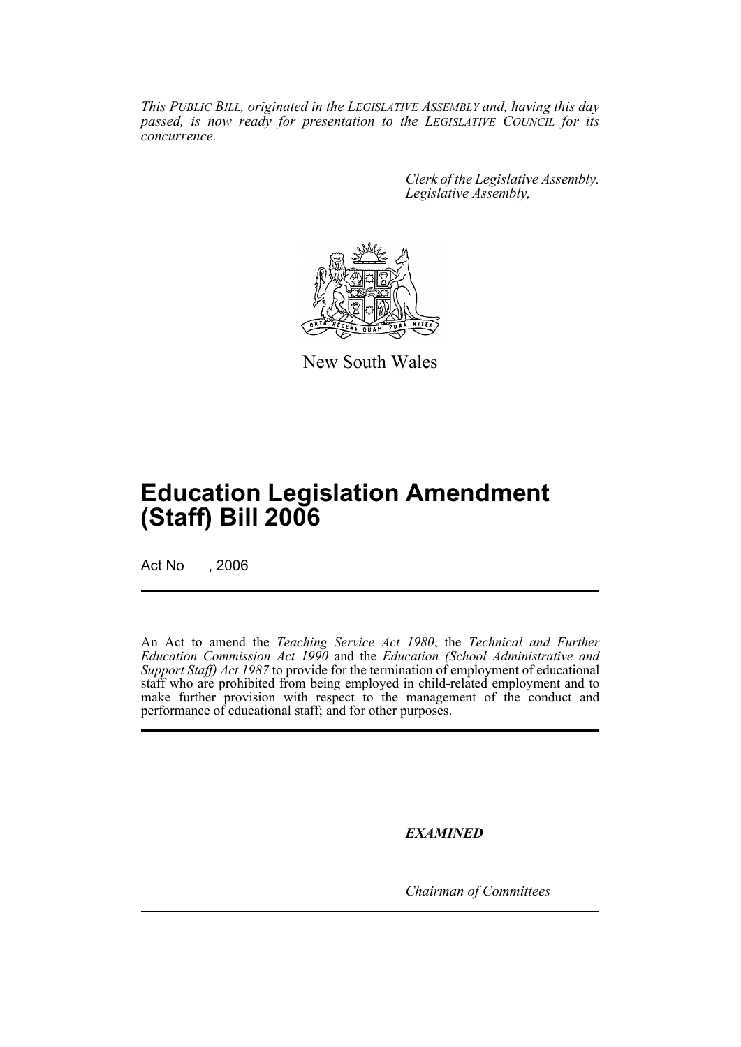*This PUBLIC BILL, originated in the LEGISLATIVE ASSEMBLY and, having this day passed, is now ready for presentation to the LEGISLATIVE COUNCIL for its concurrence.*

*Clerk of the Legislative Assembly.*
*Legislative Assembly,*

New South Wales

# Education Legislation Amendment (Staff) Bill 2006

Act No , 2006

An Act to amend the *Teaching Service Act 1980*, the *Technical and Further Education Commission Act 1990* and the *Education (School Administrative and Support Staff) Act 1987* to provide for the termination of employment of educational staff who are prohibited from being employed in child-related employment and to make further provision with respect to the management of the conduct and performance of educational staff; and for other purposes.

***EXAMINED***

*Chairman of Committees*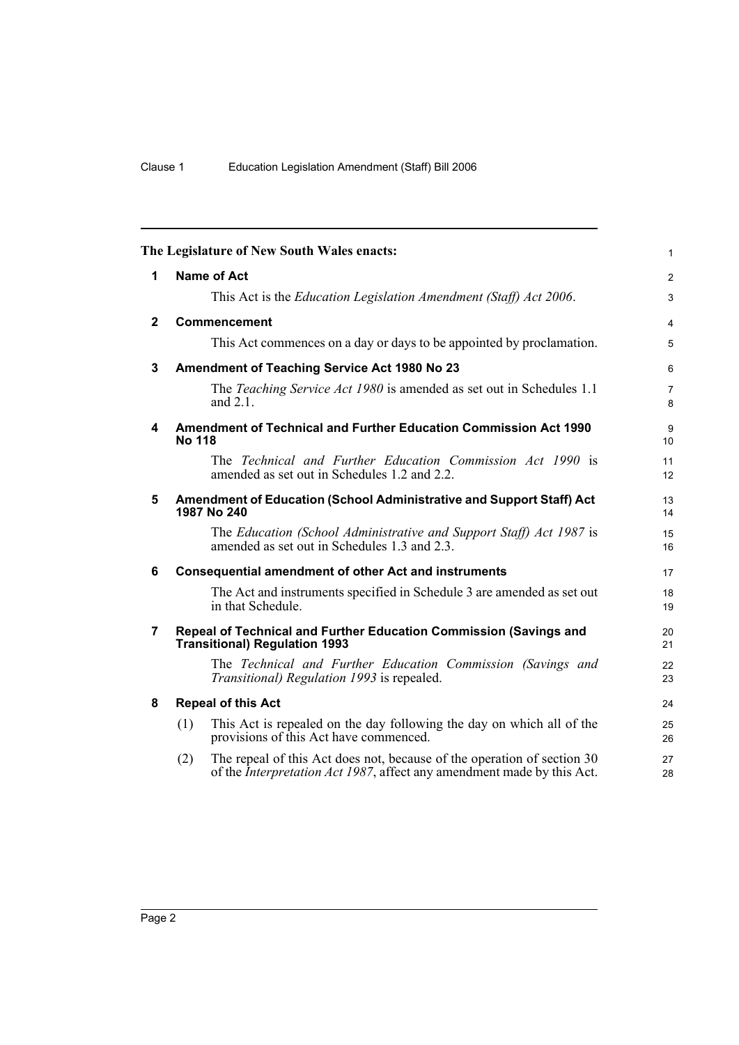The Legislature of New South Wales enacts:

## 1 Name of Act

This Act is the *Education Legislation Amendment (Staff) Act 2006*.

## 2 Commencement

This Act commences on a day or days to be appointed by proclamation.

## 3 Amendment of Teaching Service Act 1980 No 23

The *Teaching Service Act 1980* is amended as set out in Schedules 1.1 and 2.1.

## 4 Amendment of Technical and Further Education Commission Act 1990 No 118

The *Technical and Further Education Commission Act 1990* is amended as set out in Schedules 1.2 and 2.2.

## 5 Amendment of Education (School Administrative and Support Staff) Act 1987 No 240

The *Education (School Administrative and Support Staff) Act 1987* is amended as set out in Schedules 1.3 and 2.3.

## 6 Consequential amendment of other Act and instruments

The Act and instruments specified in Schedule 3 are amended as set out in that Schedule.

## 7 Repeal of Technical and Further Education Commission (Savings and Transitional) Regulation 1993

The *Technical and Further Education Commission (Savings and Transitional) Regulation 1993* is repealed.

## 8 Repeal of this Act

(1) This Act is repealed on the day following the day on which all of the provisions of this Act have commenced.

(2) The repeal of this Act does not, because of the operation of section 30 of the *Interpretation Act 1987*, affect any amendment made by this Act.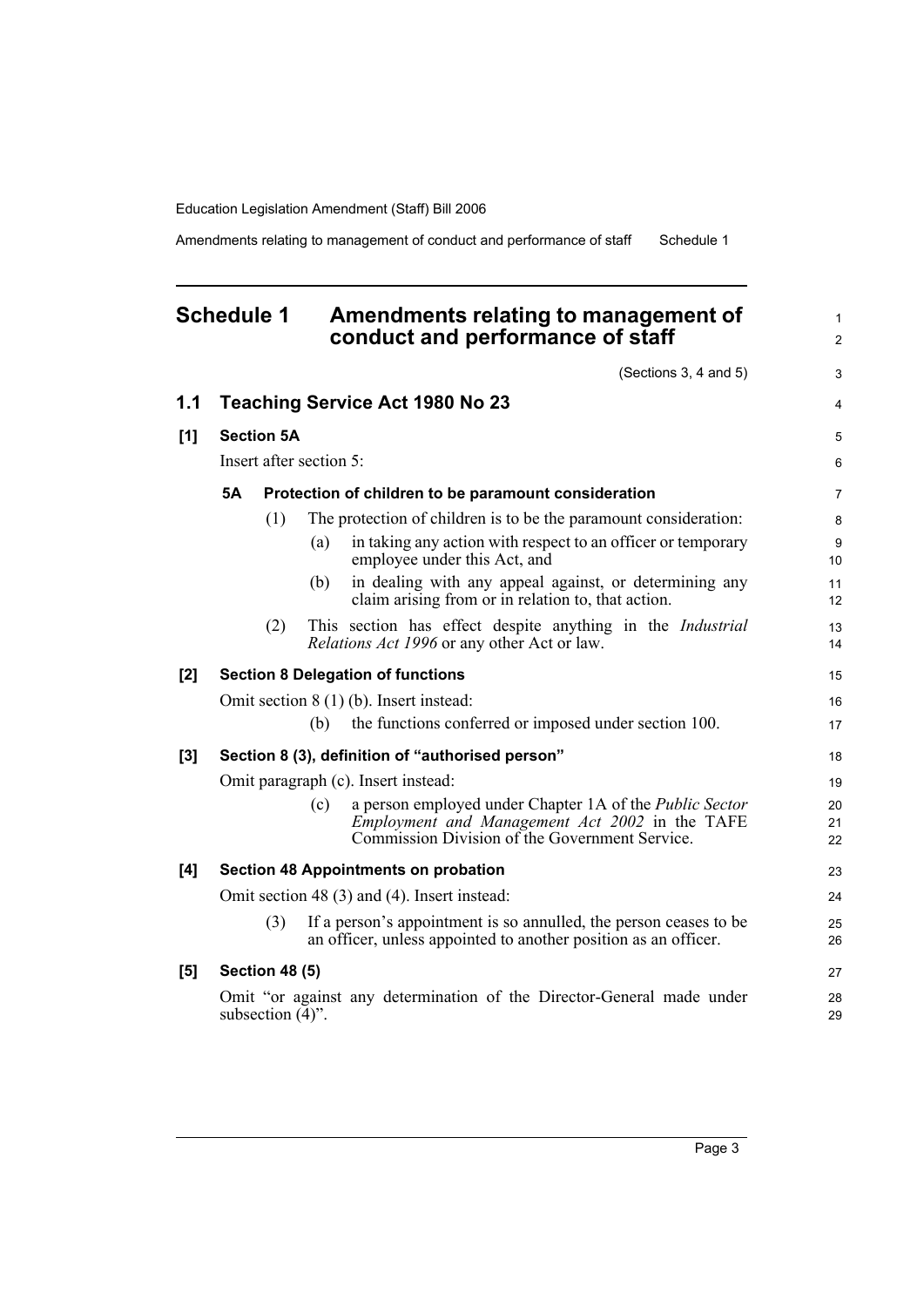# Schedule 1 Amendments relating to management of conduct and performance of staff

(Sections 3, 4 and 5)

## 1.1 Teaching Service Act 1980 No 23

### [1] Section 5A

Insert after section 5:

**5A Protection of children to be paramount consideration**

(1) The protection of children is to be the paramount consideration:

(a) in taking any action with respect to an officer or temporary employee under this Act, and

(b) in dealing with any appeal against, or determining any claim arising from or in relation to, that action.

(2) This section has effect despite anything in the *Industrial Relations Act 1996* or any other Act or law.

### [2] Section 8 Delegation of functions

Omit section 8 (1) (b). Insert instead:

(b) the functions conferred or imposed under section 100.

### [3] Section 8 (3), definition of "authorised person"

Omit paragraph (c). Insert instead:

(c) a person employed under Chapter 1A of the *Public Sector Employment and Management Act 2002* in the TAFE Commission Division of the Government Service.

### [4] Section 48 Appointments on probation

Omit section 48 (3) and (4). Insert instead:

(3) If a person's appointment is so annulled, the person ceases to be an officer, unless appointed to another position as an officer.

### [5] Section 48 (5)

Omit "or against any determination of the Director-General made under subsection (4)".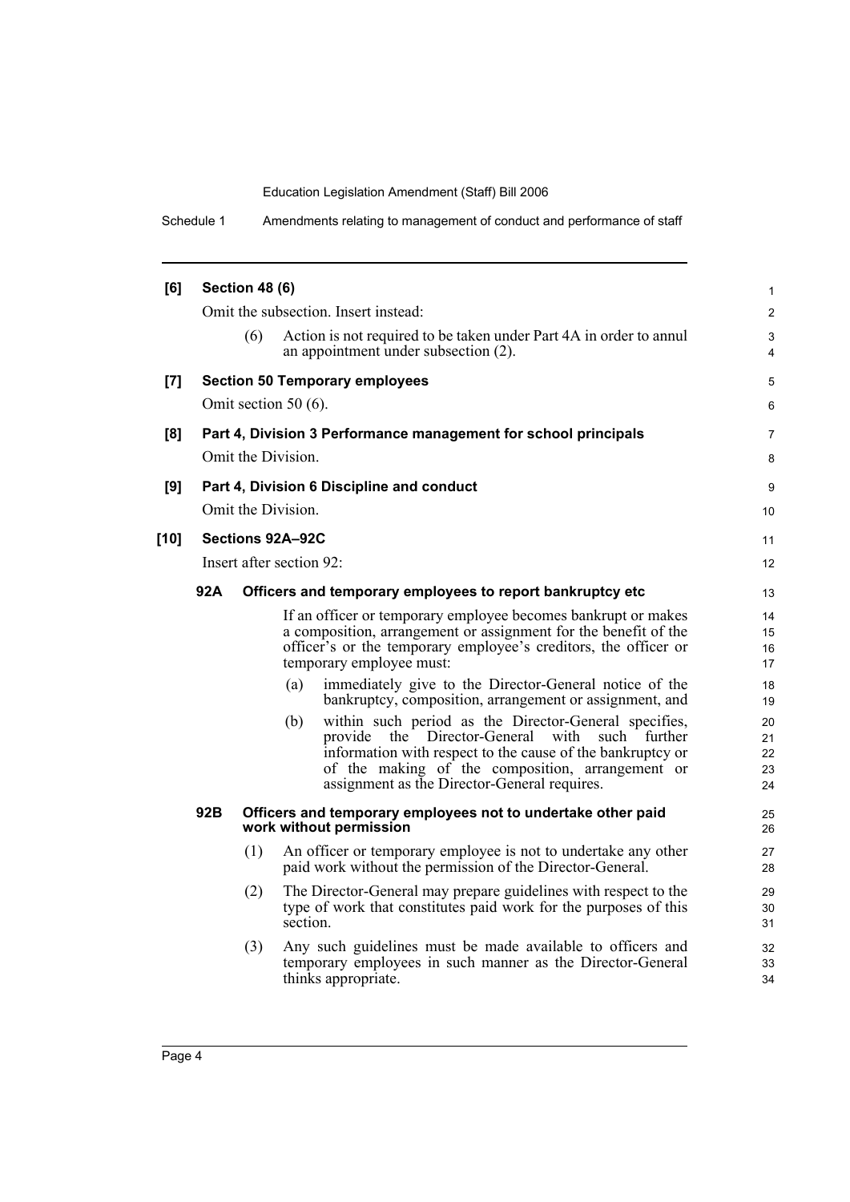**[6] Section 48 (6)**

Omit the subsection. Insert instead:

(6) Action is not required to be taken under Part 4A in order to annul an appointment under subsection (2).

**[7] Section 50 Temporary employees**

Omit section 50 (6).

**[8] Part 4, Division 3 Performance management for school principals**

Omit the Division.

**[9] Part 4, Division 6 Discipline and conduct**

Omit the Division.

**[10] Sections 92A–92C**

Insert after section 92:

**92A Officers and temporary employees to report bankruptcy etc**

If an officer or temporary employee becomes bankrupt or makes a composition, arrangement or assignment for the benefit of the officer's or the temporary employee's creditors, the officer or temporary employee must:

(a) immediately give to the Director-General notice of the bankruptcy, composition, arrangement or assignment, and

(b) within such period as the Director-General specifies, provide the Director-General with such further information with respect to the cause of the bankruptcy or of the making of the composition, arrangement or assignment as the Director-General requires.

**92B Officers and temporary employees not to undertake other paid work without permission**

(1) An officer or temporary employee is not to undertake any other paid work without the permission of the Director-General.

(2) The Director-General may prepare guidelines with respect to the type of work that constitutes paid work for the purposes of this section.

(3) Any such guidelines must be made available to officers and temporary employees in such manner as the Director-General thinks appropriate.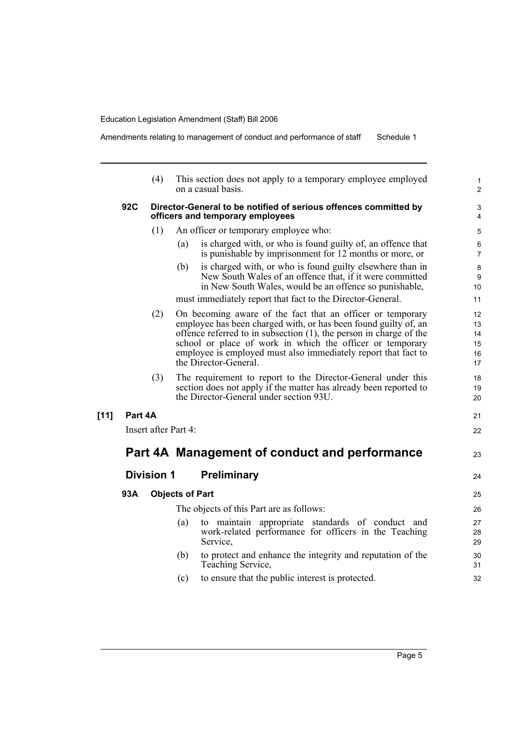(4) This section does not apply to a temporary employee employed on a casual basis.

**92C Director-General to be notified of serious offences committed by officers and temporary employees**

(1) An officer or temporary employee who:

(a) is charged with, or who is found guilty of, an offence that is punishable by imprisonment for 12 months or more, or

(b) is charged with, or who is found guilty elsewhere than in New South Wales of an offence that, if it were committed in New South Wales, would be an offence so punishable,

must immediately report that fact to the Director-General.

(2) On becoming aware of the fact that an officer or temporary employee has been charged with, or has been found guilty of, an offence referred to in subsection (1), the person in charge of the school or place of work in which the officer or temporary employee is employed must also immediately report that fact to the Director-General.

(3) The requirement to report to the Director-General under this section does not apply if the matter has already been reported to the Director-General under section 93U.

**[11] Part 4A**

Insert after Part 4:

# Part 4A Management of conduct and performance

## Division 1 Preliminary

**93A Objects of Part**

The objects of this Part are as follows:

(a) to maintain appropriate standards of conduct and work-related performance for officers in the Teaching Service,

(b) to protect and enhance the integrity and reputation of the Teaching Service,

(c) to ensure that the public interest is protected.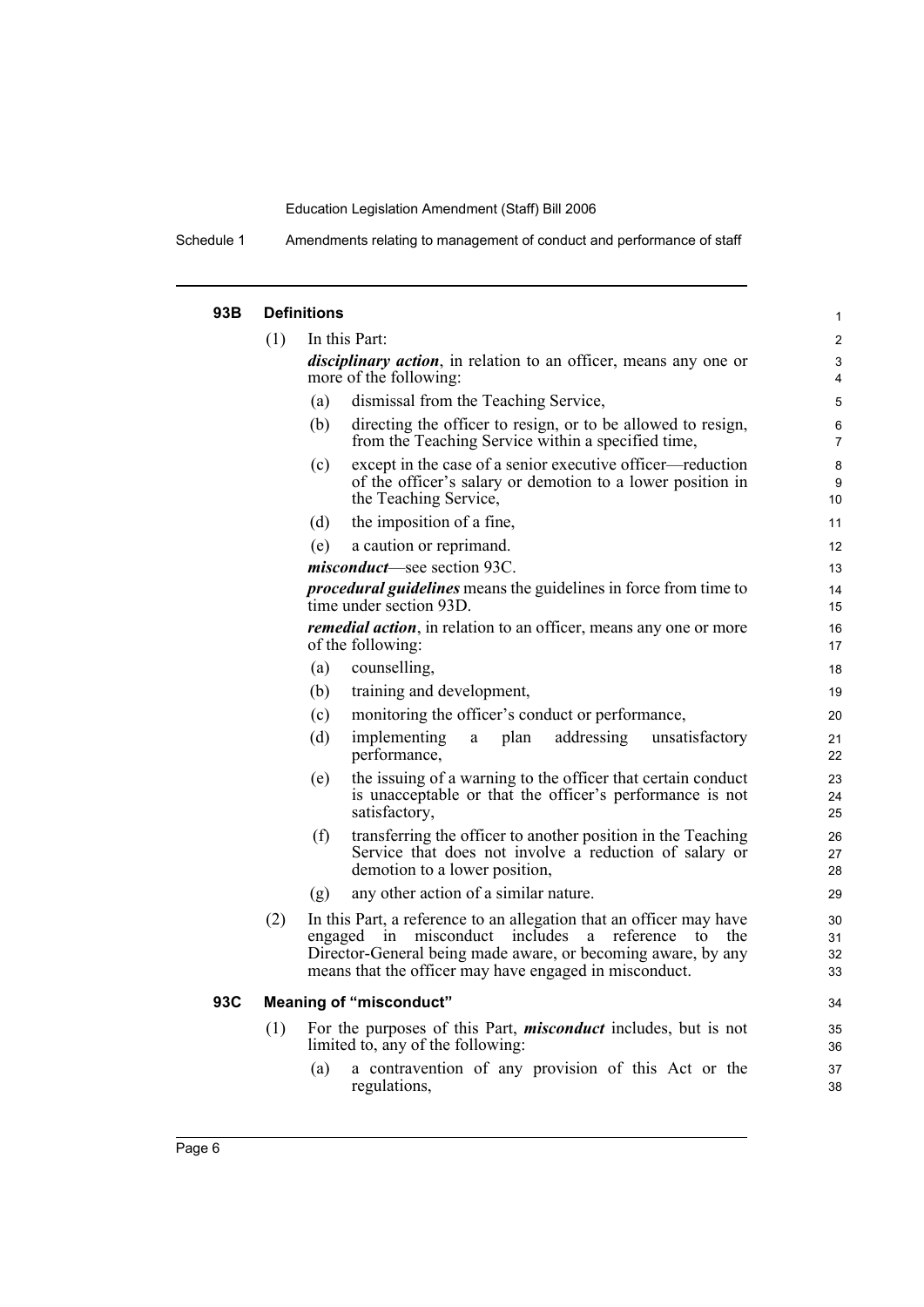### 93B Definitions

(1) In this Part:

***disciplinary action***, in relation to an officer, means any one or more of the following:

(a) dismissal from the Teaching Service,

(b) directing the officer to resign, or to be allowed to resign, from the Teaching Service within a specified time,

(c) except in the case of a senior executive officer—reduction of the officer's salary or demotion to a lower position in the Teaching Service,

(d) the imposition of a fine,

(e) a caution or reprimand.

***misconduct***—see section 93C.

***procedural guidelines*** means the guidelines in force from time to time under section 93D.

***remedial action***, in relation to an officer, means any one or more of the following:

(a) counselling,

(b) training and development,

(c) monitoring the officer's conduct or performance,

(d) implementing a plan addressing unsatisfactory performance,

(e) the issuing of a warning to the officer that certain conduct is unacceptable or that the officer's performance is not satisfactory,

(f) transferring the officer to another position in the Teaching Service that does not involve a reduction of salary or demotion to a lower position,

(g) any other action of a similar nature.

(2) In this Part, a reference to an allegation that an officer may have engaged in misconduct includes a reference to the Director-General being made aware, or becoming aware, by any means that the officer may have engaged in misconduct.

### 93C Meaning of "misconduct"

(1) For the purposes of this Part, ***misconduct*** includes, but is not limited to, any of the following:

(a) a contravention of any provision of this Act or the regulations,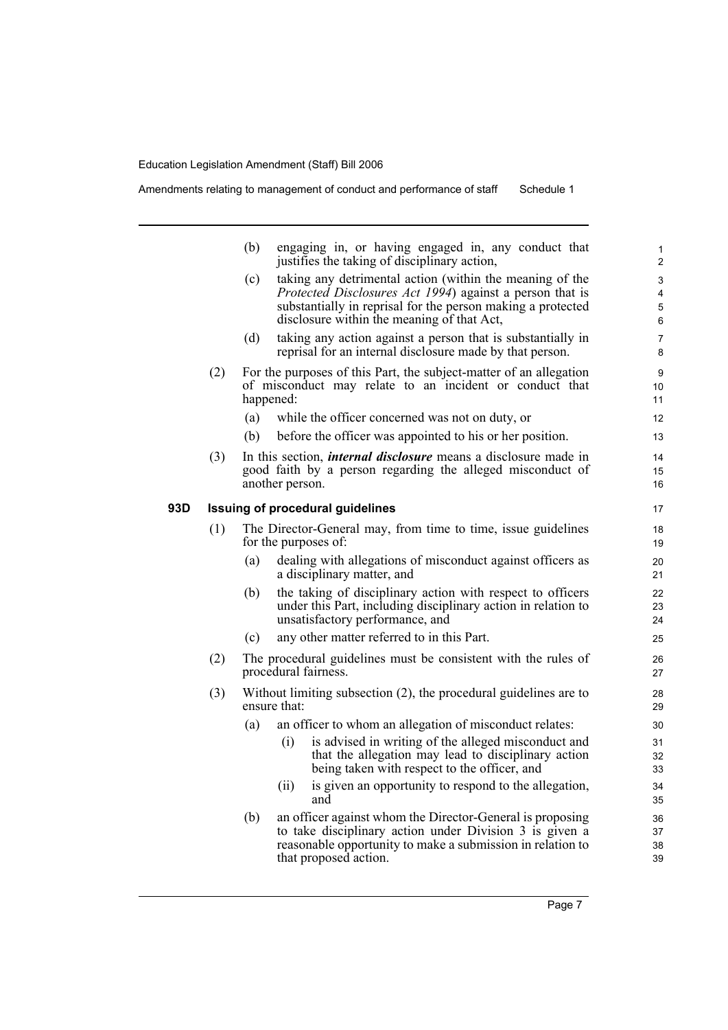(b) engaging in, or having engaged in, any conduct that justifies the taking of disciplinary action,

(c) taking any detrimental action (within the meaning of the *Protected Disclosures Act 1994*) against a person that is substantially in reprisal for the person making a protected disclosure within the meaning of that Act,

(d) taking any action against a person that is substantially in reprisal for an internal disclosure made by that person.

(2) For the purposes of this Part, the subject-matter of an allegation of misconduct may relate to an incident or conduct that happened:

(a) while the officer concerned was not on duty, or

(b) before the officer was appointed to his or her position.

(3) In this section, ***internal disclosure*** means a disclosure made in good faith by a person regarding the alleged misconduct of another person.

### 93D Issuing of procedural guidelines

(1) The Director-General may, from time to time, issue guidelines for the purposes of:

(a) dealing with allegations of misconduct against officers as a disciplinary matter, and

(b) the taking of disciplinary action with respect to officers under this Part, including disciplinary action in relation to unsatisfactory performance, and

(c) any other matter referred to in this Part.

(2) The procedural guidelines must be consistent with the rules of procedural fairness.

(3) Without limiting subsection (2), the procedural guidelines are to ensure that:

(a) an officer to whom an allegation of misconduct relates:

(i) is advised in writing of the alleged misconduct and that the allegation may lead to disciplinary action being taken with respect to the officer, and

(ii) is given an opportunity to respond to the allegation, and

(b) an officer against whom the Director-General is proposing to take disciplinary action under Division 3 is given a reasonable opportunity to make a submission in relation to that proposed action.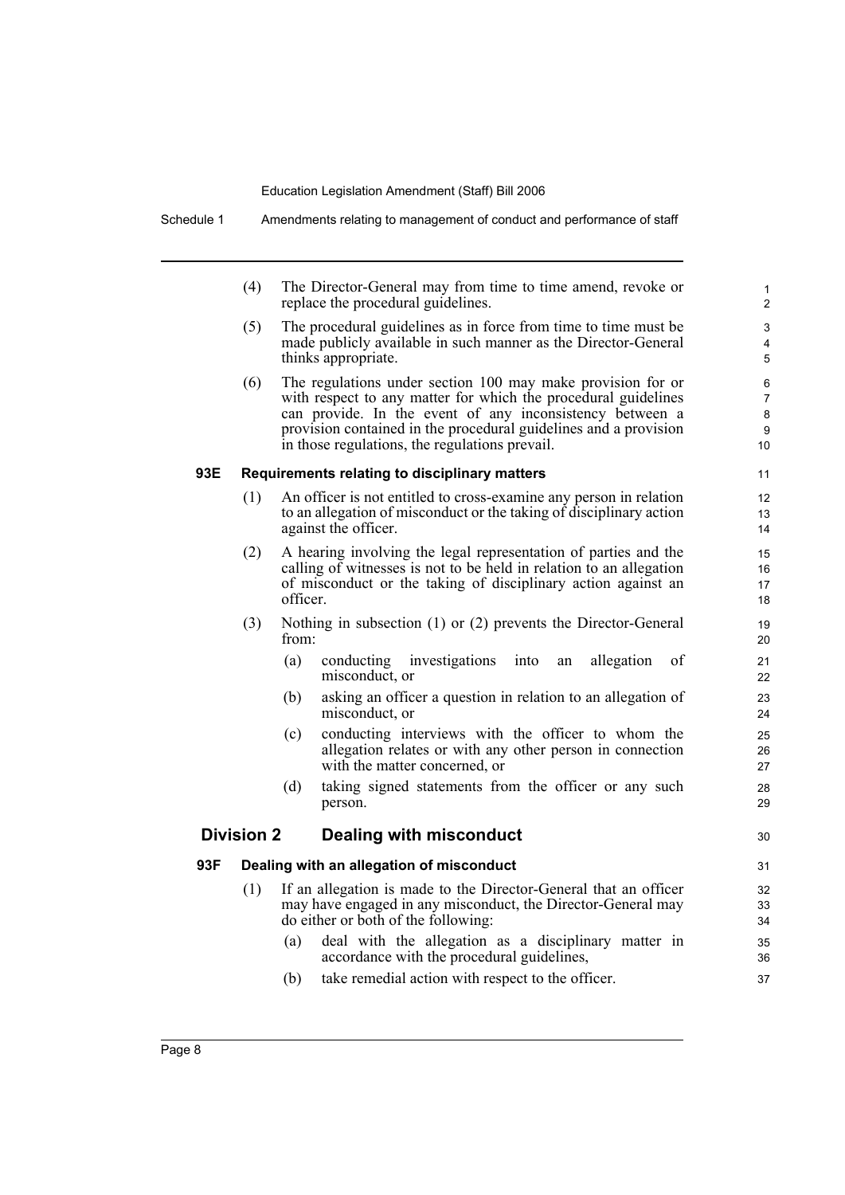(4) The Director-General may from time to time amend, revoke or replace the procedural guidelines.

(5) The procedural guidelines as in force from time to time must be made publicly available in such manner as the Director-General thinks appropriate.

(6) The regulations under section 100 may make provision for or with respect to any matter for which the procedural guidelines can provide. In the event of any inconsistency between a provision contained in the procedural guidelines and a provision in those regulations, the regulations prevail.

#### 93E Requirements relating to disciplinary matters

(1) An officer is not entitled to cross-examine any person in relation to an allegation of misconduct or the taking of disciplinary action against the officer.

(2) A hearing involving the legal representation of parties and the calling of witnesses is not to be held in relation to an allegation of misconduct or the taking of disciplinary action against an officer.

(3) Nothing in subsection (1) or (2) prevents the Director-General from:

- (a) conducting investigations into an allegation of misconduct, or
- (b) asking an officer a question in relation to an allegation of misconduct, or
- (c) conducting interviews with the officer to whom the allegation relates or with any other person in connection with the matter concerned, or
- (d) taking signed statements from the officer or any such person.

### Division 2 Dealing with misconduct

#### 93F Dealing with an allegation of misconduct

(1) If an allegation is made to the Director-General that an officer may have engaged in any misconduct, the Director-General may do either or both of the following:

- (a) deal with the allegation as a disciplinary matter in accordance with the procedural guidelines,
- (b) take remedial action with respect to the officer.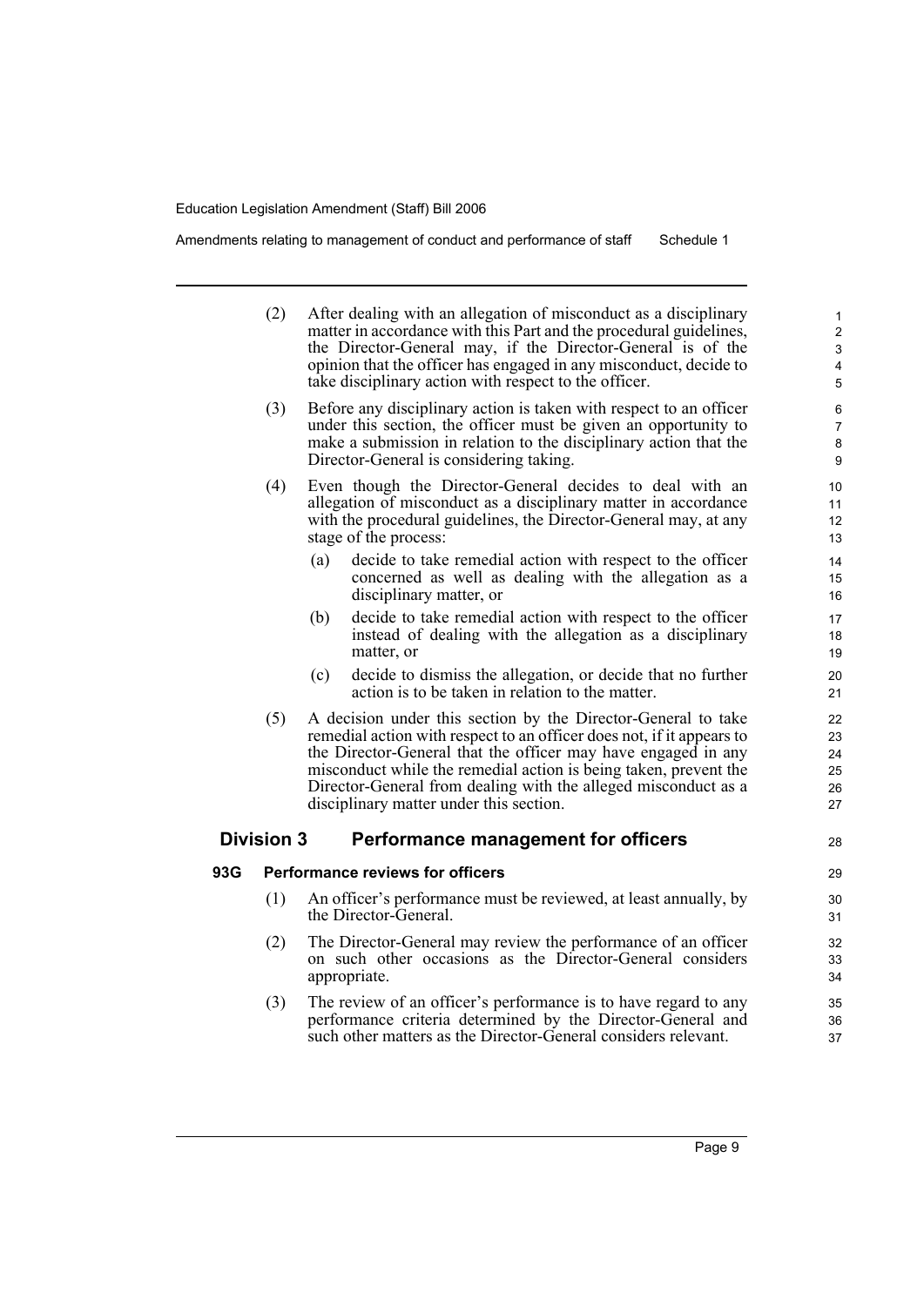(2) After dealing with an allegation of misconduct as a disciplinary matter in accordance with this Part and the procedural guidelines, the Director-General may, if the Director-General is of the opinion that the officer has engaged in any misconduct, decide to take disciplinary action with respect to the officer.

(3) Before any disciplinary action is taken with respect to an officer under this section, the officer must be given an opportunity to make a submission in relation to the disciplinary action that the Director-General is considering taking.

(4) Even though the Director-General decides to deal with an allegation of misconduct as a disciplinary matter in accordance with the procedural guidelines, the Director-General may, at any stage of the process:

- (a) decide to take remedial action with respect to the officer concerned as well as dealing with the allegation as a disciplinary matter, or
- (b) decide to take remedial action with respect to the officer instead of dealing with the allegation as a disciplinary matter, or
- (c) decide to dismiss the allegation, or decide that no further action is to be taken in relation to the matter.

(5) A decision under this section by the Director-General to take remedial action with respect to an officer does not, if it appears to the Director-General that the officer may have engaged in any misconduct while the remedial action is being taken, prevent the Director-General from dealing with the alleged misconduct as a disciplinary matter under this section.

## Division 3 Performance management for officers

### 93G Performance reviews for officers

(1) An officer's performance must be reviewed, at least annually, by the Director-General.

(2) The Director-General may review the performance of an officer on such other occasions as the Director-General considers appropriate.

(3) The review of an officer's performance is to have regard to any performance criteria determined by the Director-General and such other matters as the Director-General considers relevant.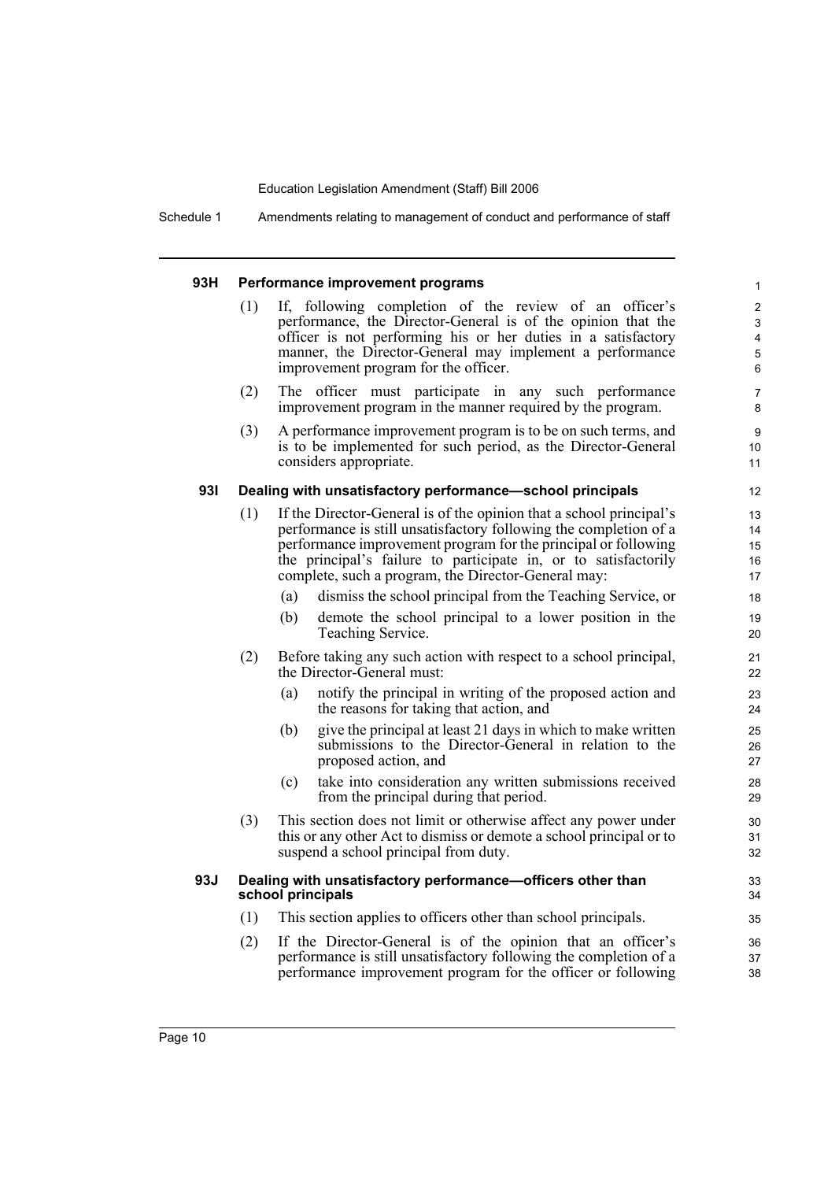#### 93H Performance improvement programs

(1) If, following completion of the review of an officer's performance, the Director-General is of the opinion that the officer is not performing his or her duties in a satisfactory manner, the Director-General may implement a performance improvement program for the officer.

(2) The officer must participate in any such performance improvement program in the manner required by the program.

(3) A performance improvement program is to be on such terms, and is to be implemented for such period, as the Director-General considers appropriate.

#### 93I Dealing with unsatisfactory performance—school principals

(1) If the Director-General is of the opinion that a school principal's performance is still unsatisfactory following the completion of a performance improvement program for the principal or following the principal's failure to participate in, or to satisfactorily complete, such a program, the Director-General may:

(a) dismiss the school principal from the Teaching Service, or

(b) demote the school principal to a lower position in the Teaching Service.

(2) Before taking any such action with respect to a school principal, the Director-General must:

(a) notify the principal in writing of the proposed action and the reasons for taking that action, and

(b) give the principal at least 21 days in which to make written submissions to the Director-General in relation to the proposed action, and

(c) take into consideration any written submissions received from the principal during that period.

(3) This section does not limit or otherwise affect any power under this or any other Act to dismiss or demote a school principal or to suspend a school principal from duty.

#### 93J Dealing with unsatisfactory performance—officers other than school principals

(1) This section applies to officers other than school principals.

(2) If the Director-General is of the opinion that an officer's performance is still unsatisfactory following the completion of a performance improvement program for the officer or following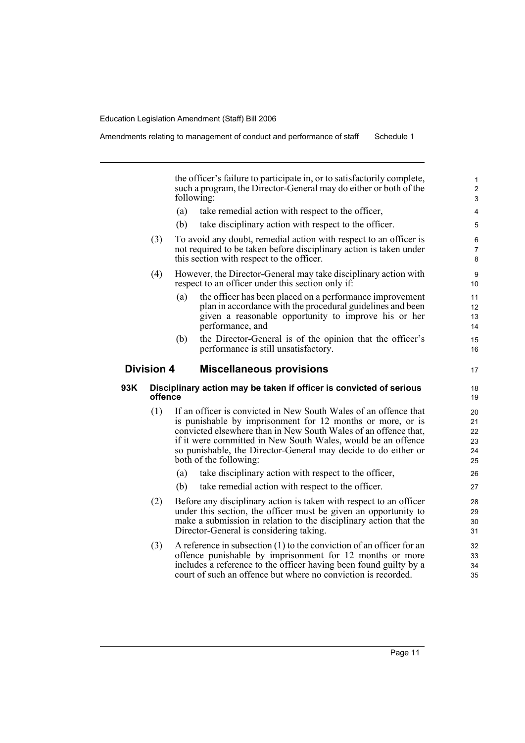the officer's failure to participate in, or to satisfactorily complete, such a program, the Director-General may do either or both of the following:

(a) take remedial action with respect to the officer,

(b) take disciplinary action with respect to the officer.

(3) To avoid any doubt, remedial action with respect to an officer is not required to be taken before disciplinary action is taken under this section with respect to the officer.

(4) However, the Director-General may take disciplinary action with respect to an officer under this section only if:

(a) the officer has been placed on a performance improvement plan in accordance with the procedural guidelines and been given a reasonable opportunity to improve his or her performance, and

(b) the Director-General is of the opinion that the officer's performance is still unsatisfactory.

## Division 4 Miscellaneous provisions

### 93K Disciplinary action may be taken if officer is convicted of serious offence

(1) If an officer is convicted in New South Wales of an offence that is punishable by imprisonment for 12 months or more, or is convicted elsewhere than in New South Wales of an offence that, if it were committed in New South Wales, would be an offence so punishable, the Director-General may decide to do either or both of the following:

(a) take disciplinary action with respect to the officer,

(b) take remedial action with respect to the officer.

(2) Before any disciplinary action is taken with respect to an officer under this section, the officer must be given an opportunity to make a submission in relation to the disciplinary action that the Director-General is considering taking.

(3) A reference in subsection (1) to the conviction of an officer for an offence punishable by imprisonment for 12 months or more includes a reference to the officer having been found guilty by a court of such an offence but where no conviction is recorded.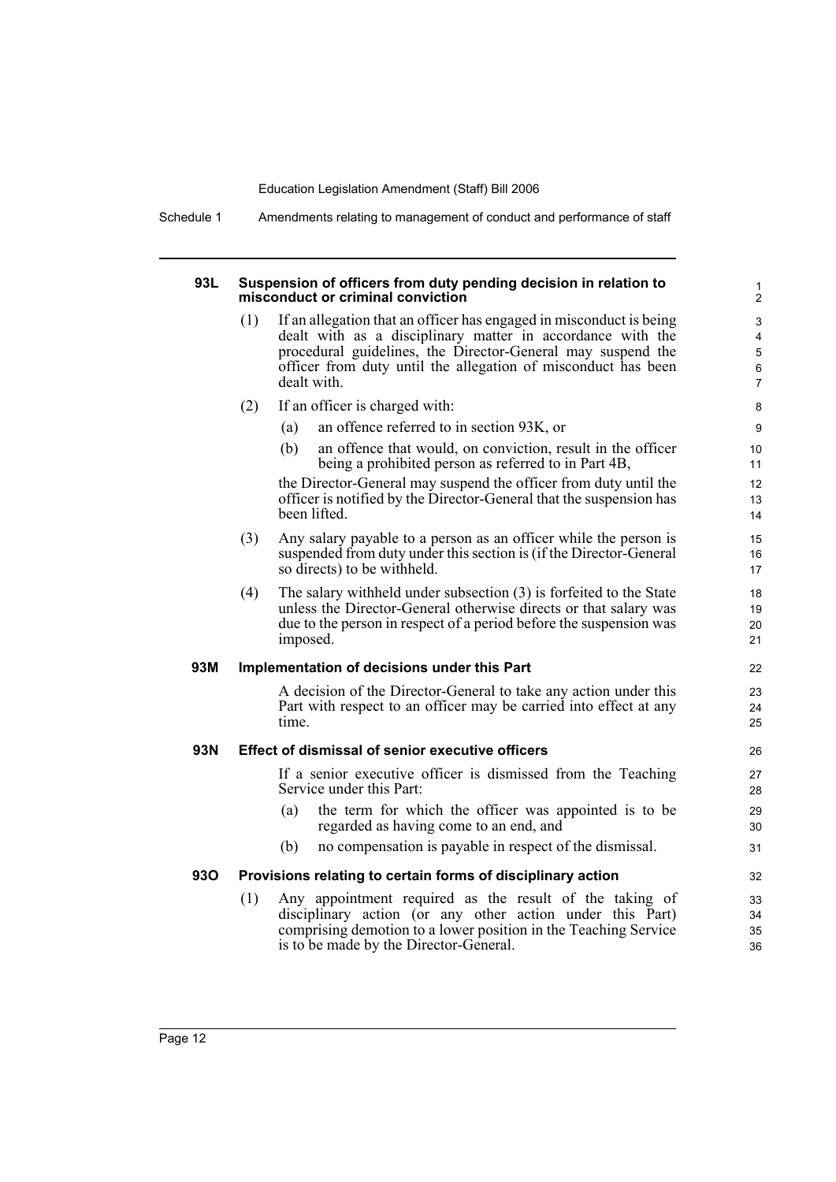#### 93L Suspension of officers from duty pending decision in relation to misconduct or criminal conviction

(1) If an allegation that an officer has engaged in misconduct is being dealt with as a disciplinary matter in accordance with the procedural guidelines, the Director-General may suspend the officer from duty until the allegation of misconduct has been dealt with.

(2) If an officer is charged with:

- (a) an offence referred to in section 93K, or
- (b) an offence that would, on conviction, result in the officer being a prohibited person as referred to in Part 4B,

the Director-General may suspend the officer from duty until the officer is notified by the Director-General that the suspension has been lifted.

(3) Any salary payable to a person as an officer while the person is suspended from duty under this section is (if the Director-General so directs) to be withheld.

(4) The salary withheld under subsection (3) is forfeited to the State unless the Director-General otherwise directs or that salary was due to the person in respect of a period before the suspension was imposed.

#### 93M Implementation of decisions under this Part

A decision of the Director-General to take any action under this Part with respect to an officer may be carried into effect at any time.

#### 93N Effect of dismissal of senior executive officers

If a senior executive officer is dismissed from the Teaching Service under this Part:

- (a) the term for which the officer was appointed is to be regarded as having come to an end, and
- (b) no compensation is payable in respect of the dismissal.

#### 93O Provisions relating to certain forms of disciplinary action

(1) Any appointment required as the result of the taking of disciplinary action (or any other action under this Part) comprising demotion to a lower position in the Teaching Service is to be made by the Director-General.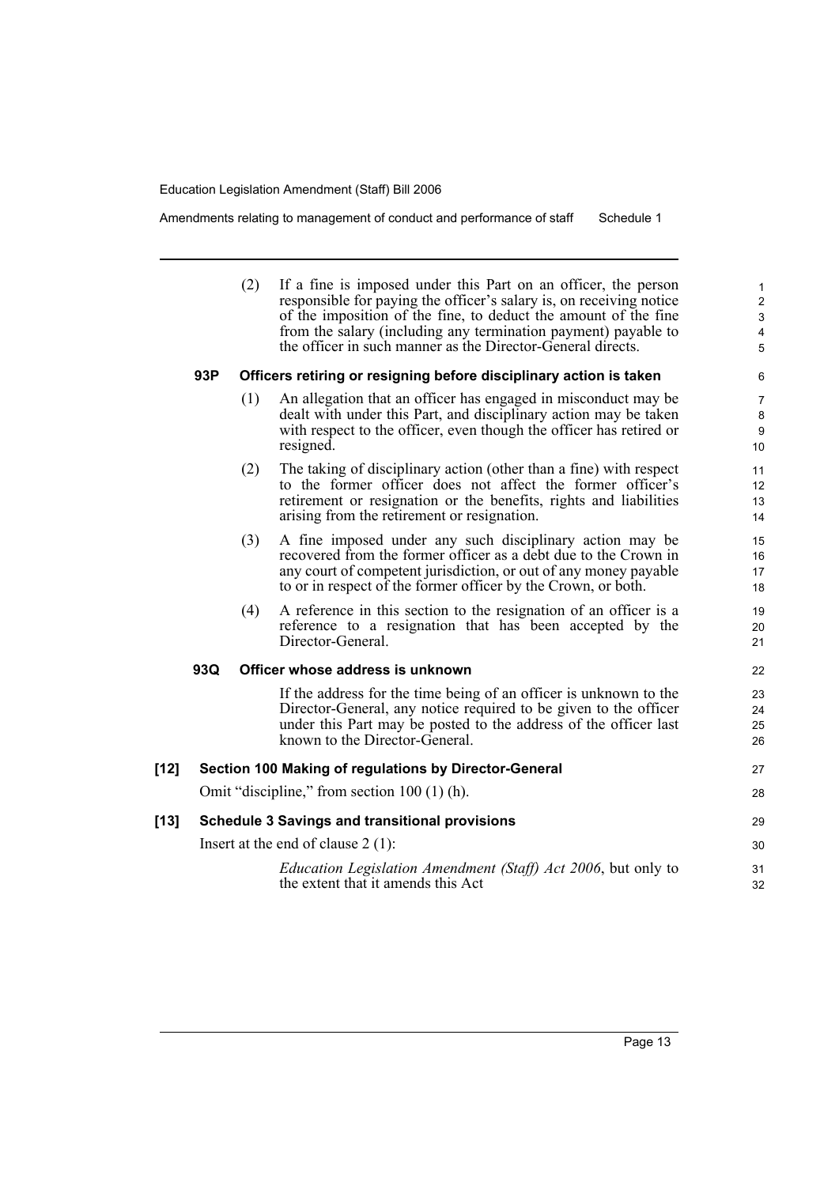(2) If a fine is imposed under this Part on an officer, the person responsible for paying the officer's salary is, on receiving notice of the imposition of the fine, to deduct the amount of the fine from the salary (including any termination payment) payable to the officer in such manner as the Director-General directs.

#### 93P Officers retiring or resigning before disciplinary action is taken

(1) An allegation that an officer has engaged in misconduct may be dealt with under this Part, and disciplinary action may be taken with respect to the officer, even though the officer has retired or resigned.

(2) The taking of disciplinary action (other than a fine) with respect to the former officer does not affect the former officer's retirement or resignation or the benefits, rights and liabilities arising from the retirement or resignation.

(3) A fine imposed under any such disciplinary action may be recovered from the former officer as a debt due to the Crown in any court of competent jurisdiction, or out of any money payable to or in respect of the former officer by the Crown, or both.

(4) A reference in this section to the resignation of an officer is a reference to a resignation that has been accepted by the Director-General.

#### 93Q Officer whose address is unknown

If the address for the time being of an officer is unknown to the Director-General, any notice required to be given to the officer under this Part may be posted to the address of the officer last known to the Director-General.

### [12] Section 100 Making of regulations by Director-General

Omit "discipline," from section 100 (1) (h).

### [13] Schedule 3 Savings and transitional provisions

Insert at the end of clause 2 (1):

*Education Legislation Amendment (Staff) Act 2006*, but only to the extent that it amends this Act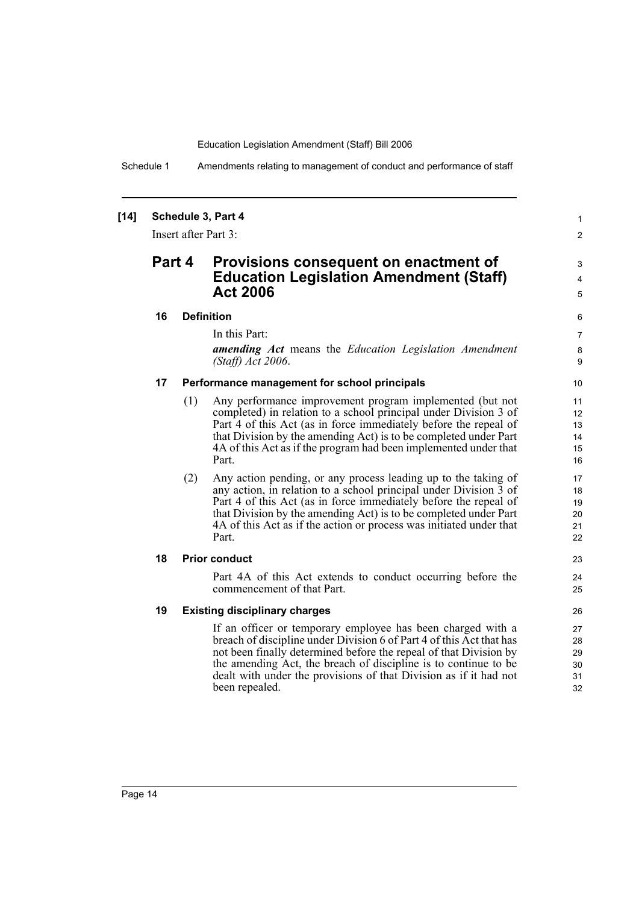**[14] Schedule 3, Part 4**

Insert after Part 3:

## Part 4 Provisions consequent on enactment of Education Legislation Amendment (Staff) Act 2006

### 16 Definition

In this Part:

***amending Act*** means the *Education Legislation Amendment (Staff) Act 2006*.

### 17 Performance management for school principals

(1) Any performance improvement program implemented (but not completed) in relation to a school principal under Division 3 of Part 4 of this Act (as in force immediately before the repeal of that Division by the amending Act) is to be completed under Part 4A of this Act as if the program had been implemented under that Part.

(2) Any action pending, or any process leading up to the taking of any action, in relation to a school principal under Division 3 of Part 4 of this Act (as in force immediately before the repeal of that Division by the amending Act) is to be completed under Part 4A of this Act as if the action or process was initiated under that Part.

### 18 Prior conduct

Part 4A of this Act extends to conduct occurring before the commencement of that Part.

### 19 Existing disciplinary charges

If an officer or temporary employee has been charged with a breach of discipline under Division 6 of Part 4 of this Act that has not been finally determined before the repeal of that Division by the amending Act, the breach of discipline is to continue to be dealt with under the provisions of that Division as if it had not been repealed.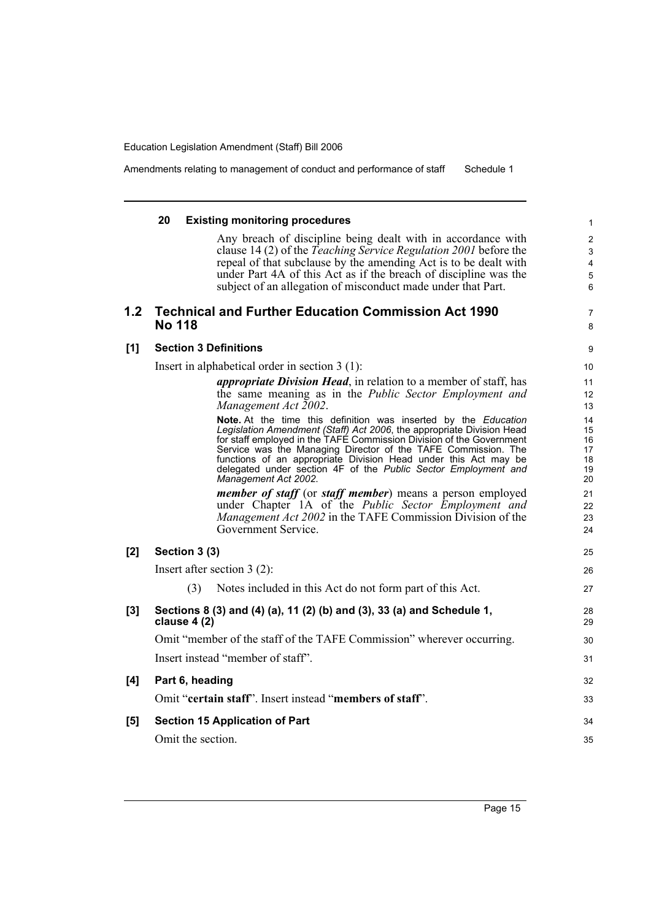**20 Existing monitoring procedures**

Any breach of discipline being dealt with in accordance with clause 14 (2) of the *Teaching Service Regulation 2001* before the repeal of that subclause by the amending Act is to be dealt with under Part 4A of this Act as if the breach of discipline was the subject of an allegation of misconduct made under that Part.

## 1.2 Technical and Further Education Commission Act 1990 No 118

### [1] Section 3 Definitions

Insert in alphabetical order in section 3 (1):

> ***appropriate Division Head***, in relation to a member of staff, has the same meaning as in the *Public Sector Employment and Management Act 2002*.
>
> **Note.** At the time this definition was inserted by the *Education Legislation Amendment (Staff) Act 2006*, the appropriate Division Head for staff employed in the TAFE Commission Division of the Government Service was the Managing Director of the TAFE Commission. The functions of an appropriate Division Head under this Act may be delegated under section 4F of the *Public Sector Employment and Management Act 2002*.
>
> ***member of staff*** (or ***staff member***) means a person employed under Chapter 1A of the *Public Sector Employment and Management Act 2002* in the TAFE Commission Division of the Government Service.

### [2] Section 3 (3)

Insert after section 3 (2):

> (3) Notes included in this Act do not form part of this Act.

### [3] Sections 8 (3) and (4) (a), 11 (2) (b) and (3), 33 (a) and Schedule 1, clause 4 (2)

Omit "member of the staff of the TAFE Commission" wherever occurring.

Insert instead "member of staff".

### [4] Part 6, heading

Omit "**certain staff**". Insert instead "**members of staff**".

### [5] Section 15 Application of Part

Omit the section.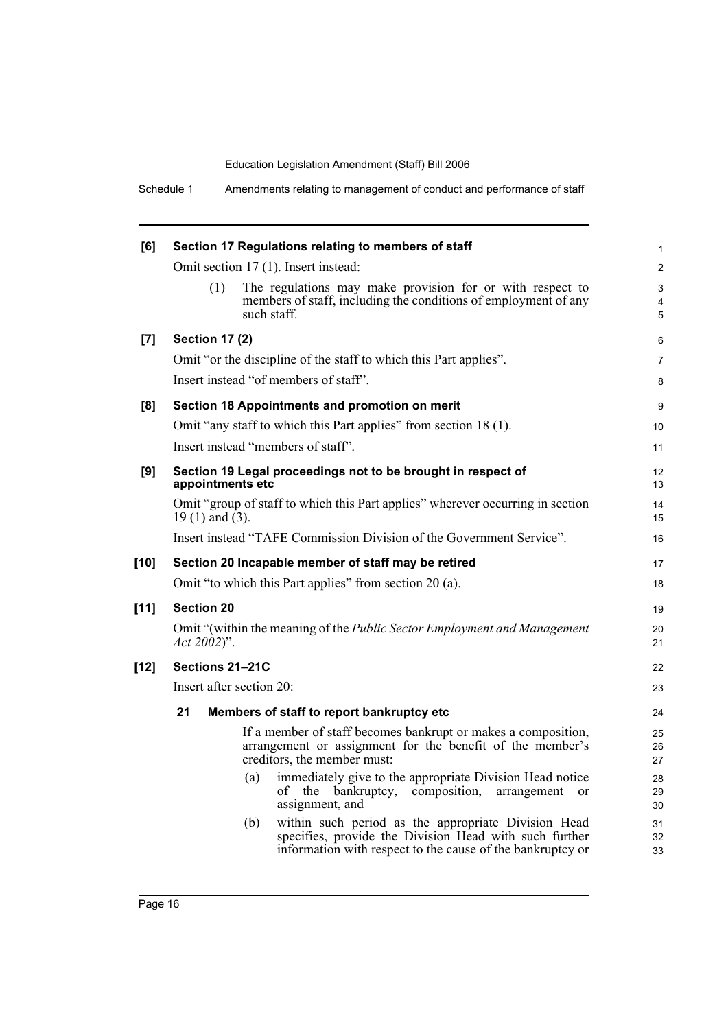**[6] Section 17 Regulations relating to members of staff**

Omit section 17 (1). Insert instead:

(1) The regulations may make provision for or with respect to members of staff, including the conditions of employment of any such staff.

**[7] Section 17 (2)**

Omit "or the discipline of the staff to which this Part applies".

Insert instead "of members of staff".

**[8] Section 18 Appointments and promotion on merit**

Omit "any staff to which this Part applies" from section 18 (1).

Insert instead "members of staff".

**[9] Section 19 Legal proceedings not to be brought in respect of appointments etc**

Omit "group of staff to which this Part applies" wherever occurring in section 19 (1) and (3).

Insert instead "TAFE Commission Division of the Government Service".

**[10] Section 20 Incapable member of staff may be retired**

Omit "to which this Part applies" from section 20 (a).

**[11] Section 20**

Omit "(within the meaning of the *Public Sector Employment and Management Act 2002*)".

**[12] Sections 21–21C**

Insert after section 20:

**21 Members of staff to report bankruptcy etc**

If a member of staff becomes bankrupt or makes a composition, arrangement or assignment for the benefit of the member's creditors, the member must:

(a) immediately give to the appropriate Division Head notice of the bankruptcy, composition, arrangement or assignment, and

(b) within such period as the appropriate Division Head specifies, provide the Division Head with such further information with respect to the cause of the bankruptcy or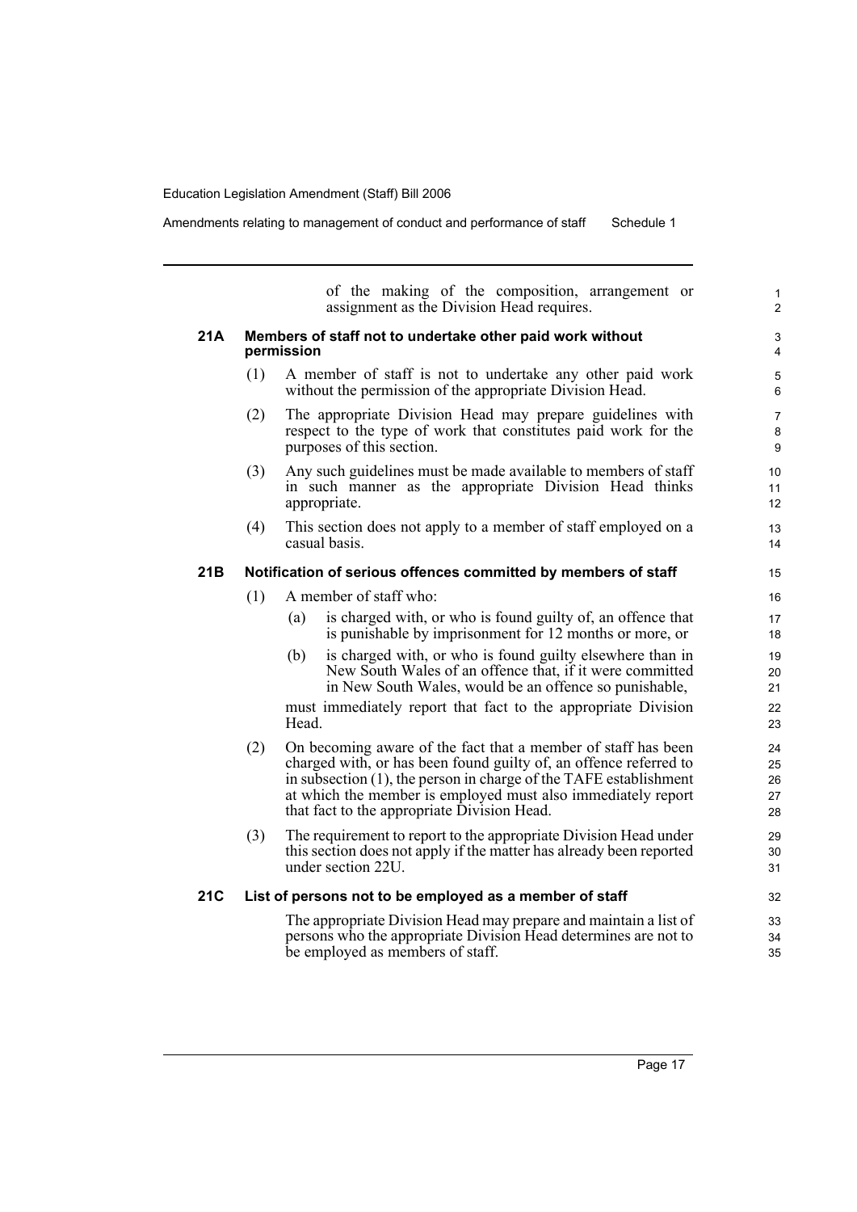of the making of the composition, arrangement or assignment as the Division Head requires.

### 21A Members of staff not to undertake other paid work without permission

(1) A member of staff is not to undertake any other paid work without the permission of the appropriate Division Head.

(2) The appropriate Division Head may prepare guidelines with respect to the type of work that constitutes paid work for the purposes of this section.

(3) Any such guidelines must be made available to members of staff in such manner as the appropriate Division Head thinks appropriate.

(4) This section does not apply to a member of staff employed on a casual basis.

### 21B Notification of serious offences committed by members of staff

(1) A member of staff who:

(a) is charged with, or who is found guilty of, an offence that is punishable by imprisonment for 12 months or more, or

(b) is charged with, or who is found guilty elsewhere than in New South Wales of an offence that, if it were committed in New South Wales, would be an offence so punishable,

must immediately report that fact to the appropriate Division Head.

(2) On becoming aware of the fact that a member of staff has been charged with, or has been found guilty of, an offence referred to in subsection (1), the person in charge of the TAFE establishment at which the member is employed must also immediately report that fact to the appropriate Division Head.

(3) The requirement to report to the appropriate Division Head under this section does not apply if the matter has already been reported under section 22U.

### 21C List of persons not to be employed as a member of staff

The appropriate Division Head may prepare and maintain a list of persons who the appropriate Division Head determines are not to be employed as members of staff.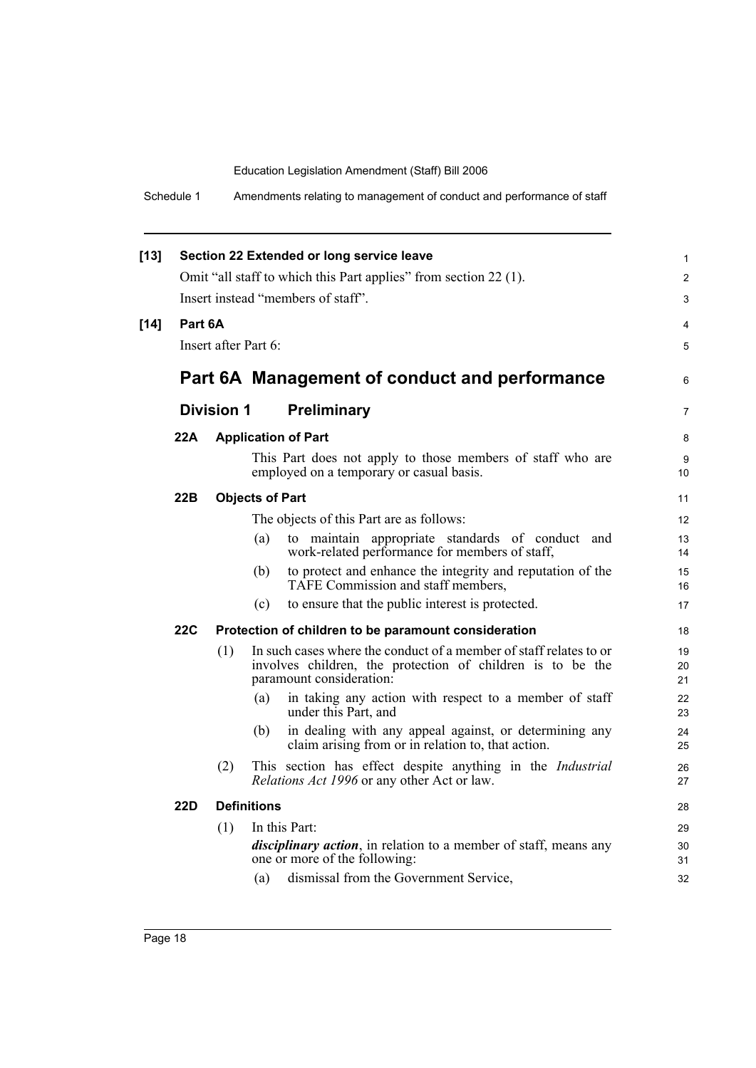**[13] Section 22 Extended or long service leave**

Omit "all staff to which this Part applies" from section 22 (1).

Insert instead "members of staff".

**[14] Part 6A**

Insert after Part 6:

# Part 6A Management of conduct and performance

## Division 1 Preliminary

### 22A Application of Part

This Part does not apply to those members of staff who are employed on a temporary or casual basis.

### 22B Objects of Part

The objects of this Part are as follows:

(a) to maintain appropriate standards of conduct and work-related performance for members of staff,

(b) to protect and enhance the integrity and reputation of the TAFE Commission and staff members,

(c) to ensure that the public interest is protected.

### 22C Protection of children to be paramount consideration

(1) In such cases where the conduct of a member of staff relates to or involves children, the protection of children is to be the paramount consideration:

(a) in taking any action with respect to a member of staff under this Part, and

(b) in dealing with any appeal against, or determining any claim arising from or in relation to, that action.

(2) This section has effect despite anything in the *Industrial Relations Act 1996* or any other Act or law.

### 22D Definitions

(1) In this Part:

***disciplinary action***, in relation to a member of staff, means any one or more of the following:

(a) dismissal from the Government Service,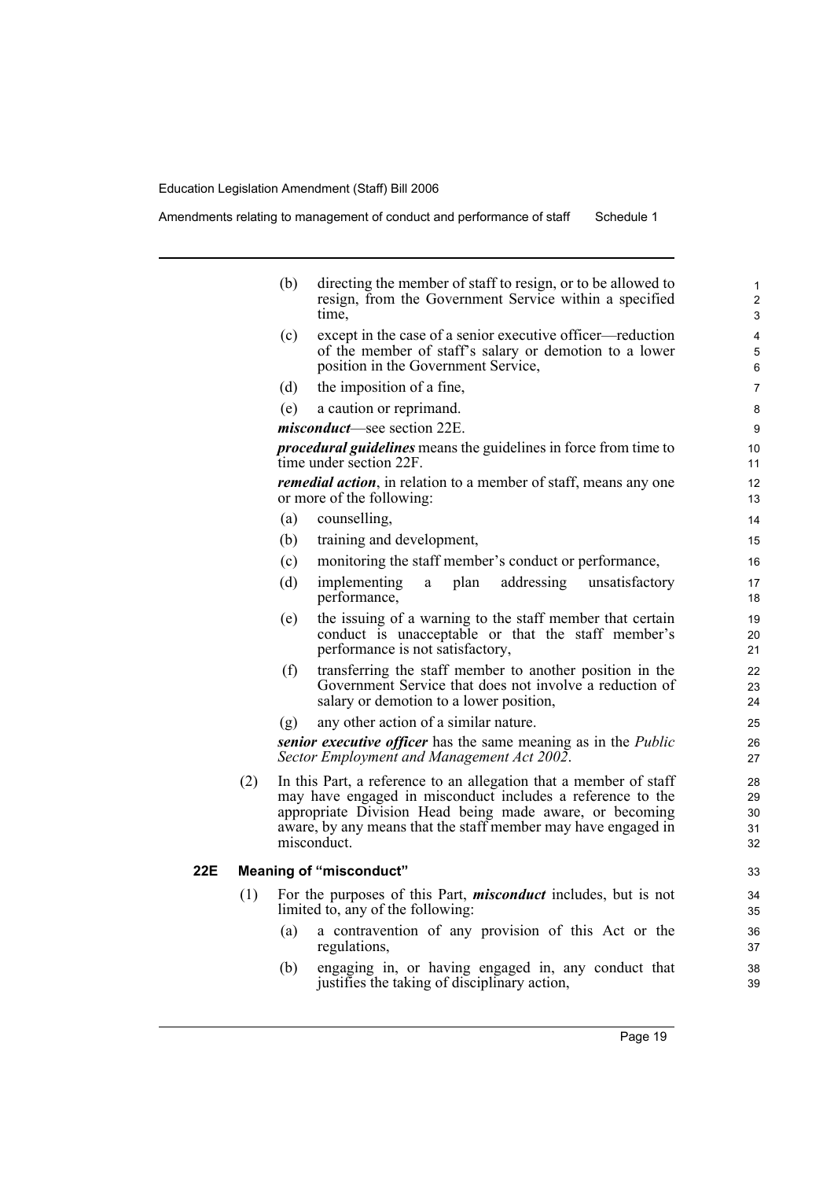(b) directing the member of staff to resign, or to be allowed to resign, from the Government Service within a specified time,

(c) except in the case of a senior executive officer—reduction of the member of staff's salary or demotion to a lower position in the Government Service,

(d) the imposition of a fine,

(e) a caution or reprimand.

***misconduct***—see section 22E.

***procedural guidelines*** means the guidelines in force from time to time under section 22F.

***remedial action***, in relation to a member of staff, means any one or more of the following:

(a) counselling,

(b) training and development,

(c) monitoring the staff member's conduct or performance,

(d) implementing a plan addressing unsatisfactory performance,

(e) the issuing of a warning to the staff member that certain conduct is unacceptable or that the staff member's performance is not satisfactory,

(f) transferring the staff member to another position in the Government Service that does not involve a reduction of salary or demotion to a lower position,

(g) any other action of a similar nature.

***senior executive officer*** has the same meaning as in the *Public Sector Employment and Management Act 2002*.

(2) In this Part, a reference to an allegation that a member of staff may have engaged in misconduct includes a reference to the appropriate Division Head being made aware, or becoming aware, by any means that the staff member may have engaged in misconduct.

### 22E Meaning of "misconduct"

(1) For the purposes of this Part, ***misconduct*** includes, but is not limited to, any of the following:

(a) a contravention of any provision of this Act or the regulations,

(b) engaging in, or having engaged in, any conduct that justifies the taking of disciplinary action,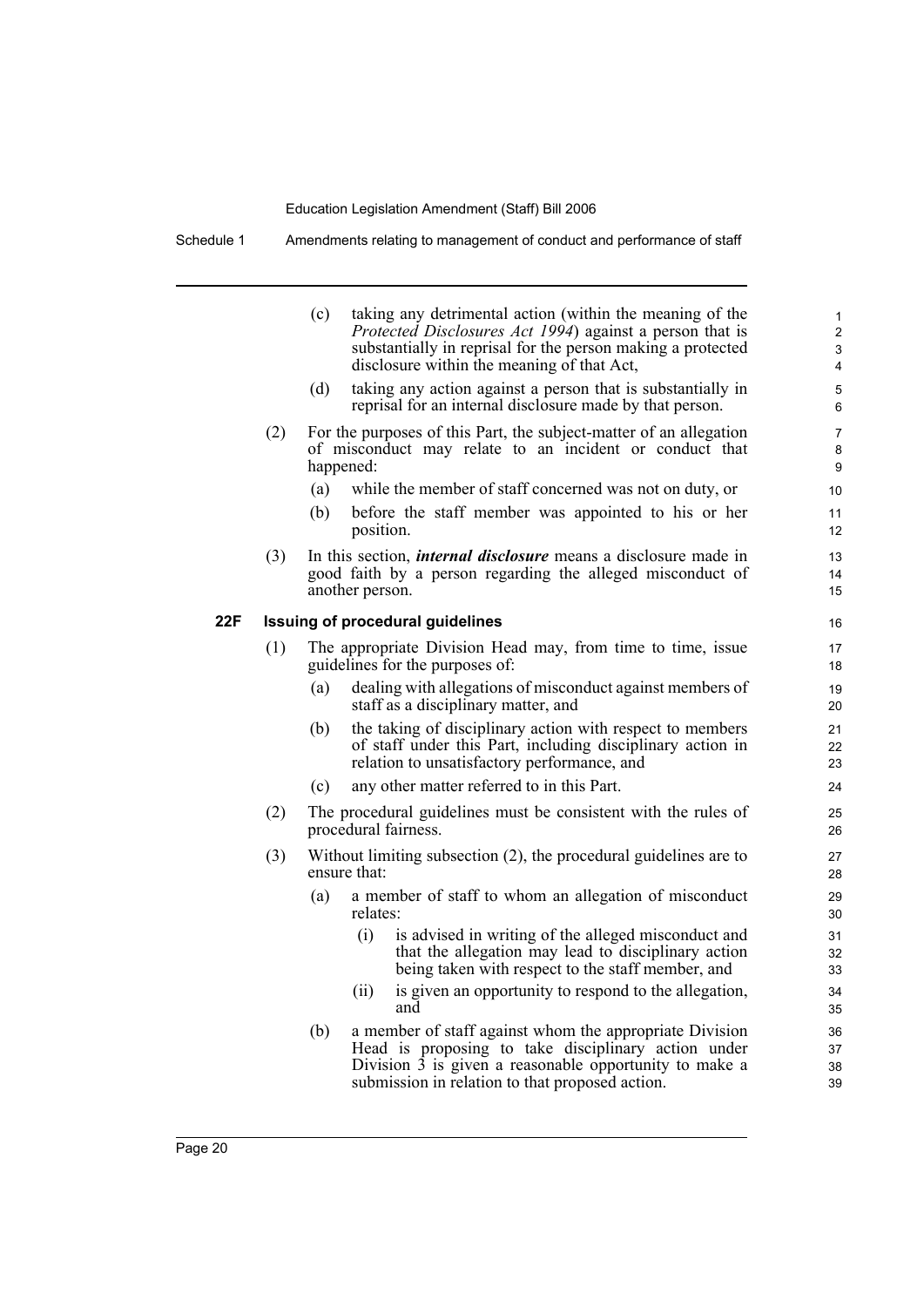(c) taking any detrimental action (within the meaning of the *Protected Disclosures Act 1994*) against a person that is substantially in reprisal for the person making a protected disclosure within the meaning of that Act,

(d) taking any action against a person that is substantially in reprisal for an internal disclosure made by that person.

(2) For the purposes of this Part, the subject-matter of an allegation of misconduct may relate to an incident or conduct that happened:

(a) while the member of staff concerned was not on duty, or

(b) before the staff member was appointed to his or her position.

(3) In this section, ***internal disclosure*** means a disclosure made in good faith by a person regarding the alleged misconduct of another person.

### 22F Issuing of procedural guidelines

(1) The appropriate Division Head may, from time to time, issue guidelines for the purposes of:

(a) dealing with allegations of misconduct against members of staff as a disciplinary matter, and

(b) the taking of disciplinary action with respect to members of staff under this Part, including disciplinary action in relation to unsatisfactory performance, and

(c) any other matter referred to in this Part.

(2) The procedural guidelines must be consistent with the rules of procedural fairness.

(3) Without limiting subsection (2), the procedural guidelines are to ensure that:

(a) a member of staff to whom an allegation of misconduct relates:

(i) is advised in writing of the alleged misconduct and that the allegation may lead to disciplinary action being taken with respect to the staff member, and

(ii) is given an opportunity to respond to the allegation, and

(b) a member of staff against whom the appropriate Division Head is proposing to take disciplinary action under Division 3 is given a reasonable opportunity to make a submission in relation to that proposed action.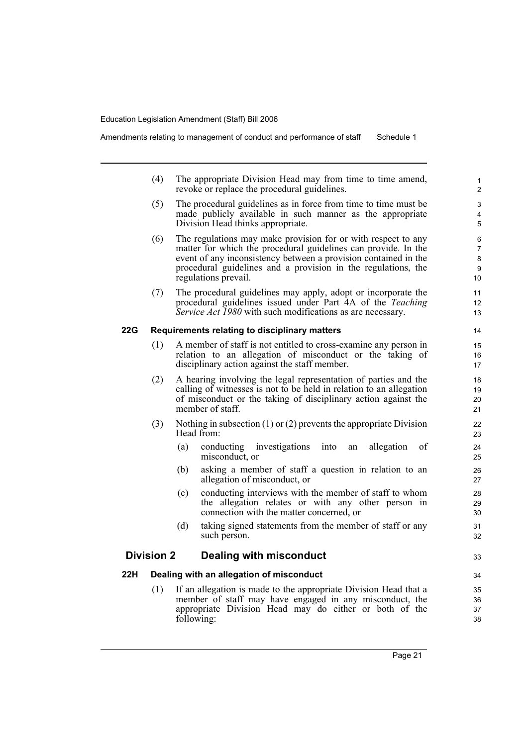(4) The appropriate Division Head may from time to time amend, revoke or replace the procedural guidelines.

(5) The procedural guidelines as in force from time to time must be made publicly available in such manner as the appropriate Division Head thinks appropriate.

(6) The regulations may make provision for or with respect to any matter for which the procedural guidelines can provide. In the event of any inconsistency between a provision contained in the procedural guidelines and a provision in the regulations, the regulations prevail.

(7) The procedural guidelines may apply, adopt or incorporate the procedural guidelines issued under Part 4A of the *Teaching Service Act 1980* with such modifications as are necessary.

### 22G Requirements relating to disciplinary matters

(1) A member of staff is not entitled to cross-examine any person in relation to an allegation of misconduct or the taking of disciplinary action against the staff member.

(2) A hearing involving the legal representation of parties and the calling of witnesses is not to be held in relation to an allegation of misconduct or the taking of disciplinary action against the member of staff.

(3) Nothing in subsection (1) or (2) prevents the appropriate Division Head from:

(a) conducting investigations into an allegation of misconduct, or

(b) asking a member of staff a question in relation to an allegation of misconduct, or

(c) conducting interviews with the member of staff to whom the allegation relates or with any other person in connection with the matter concerned, or

(d) taking signed statements from the member of staff or any such person.

## Division 2 Dealing with misconduct

### 22H Dealing with an allegation of misconduct

(1) If an allegation is made to the appropriate Division Head that a member of staff may have engaged in any misconduct, the appropriate Division Head may do either or both of the following: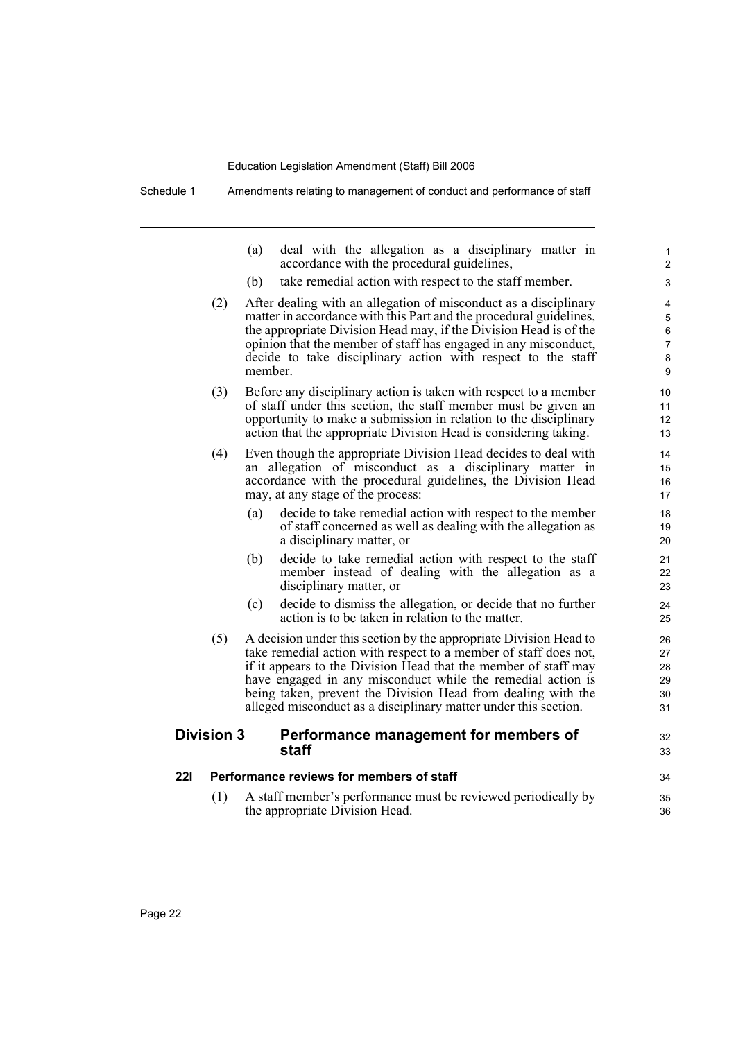(a) deal with the allegation as a disciplinary matter in accordance with the procedural guidelines,

(b) take remedial action with respect to the staff member.

(2) After dealing with an allegation of misconduct as a disciplinary matter in accordance with this Part and the procedural guidelines, the appropriate Division Head may, if the Division Head is of the opinion that the member of staff has engaged in any misconduct, decide to take disciplinary action with respect to the staff member.

(3) Before any disciplinary action is taken with respect to a member of staff under this section, the staff member must be given an opportunity to make a submission in relation to the disciplinary action that the appropriate Division Head is considering taking.

(4) Even though the appropriate Division Head decides to deal with an allegation of misconduct as a disciplinary matter in accordance with the procedural guidelines, the Division Head may, at any stage of the process:

(a) decide to take remedial action with respect to the member of staff concerned as well as dealing with the allegation as a disciplinary matter, or

(b) decide to take remedial action with respect to the staff member instead of dealing with the allegation as a disciplinary matter, or

(c) decide to dismiss the allegation, or decide that no further action is to be taken in relation to the matter.

(5) A decision under this section by the appropriate Division Head to take remedial action with respect to a member of staff does not, if it appears to the Division Head that the member of staff may have engaged in any misconduct while the remedial action is being taken, prevent the Division Head from dealing with the alleged misconduct as a disciplinary matter under this section.

## Division 3 Performance management for members of staff

### 22I Performance reviews for members of staff

(1) A staff member's performance must be reviewed periodically by the appropriate Division Head.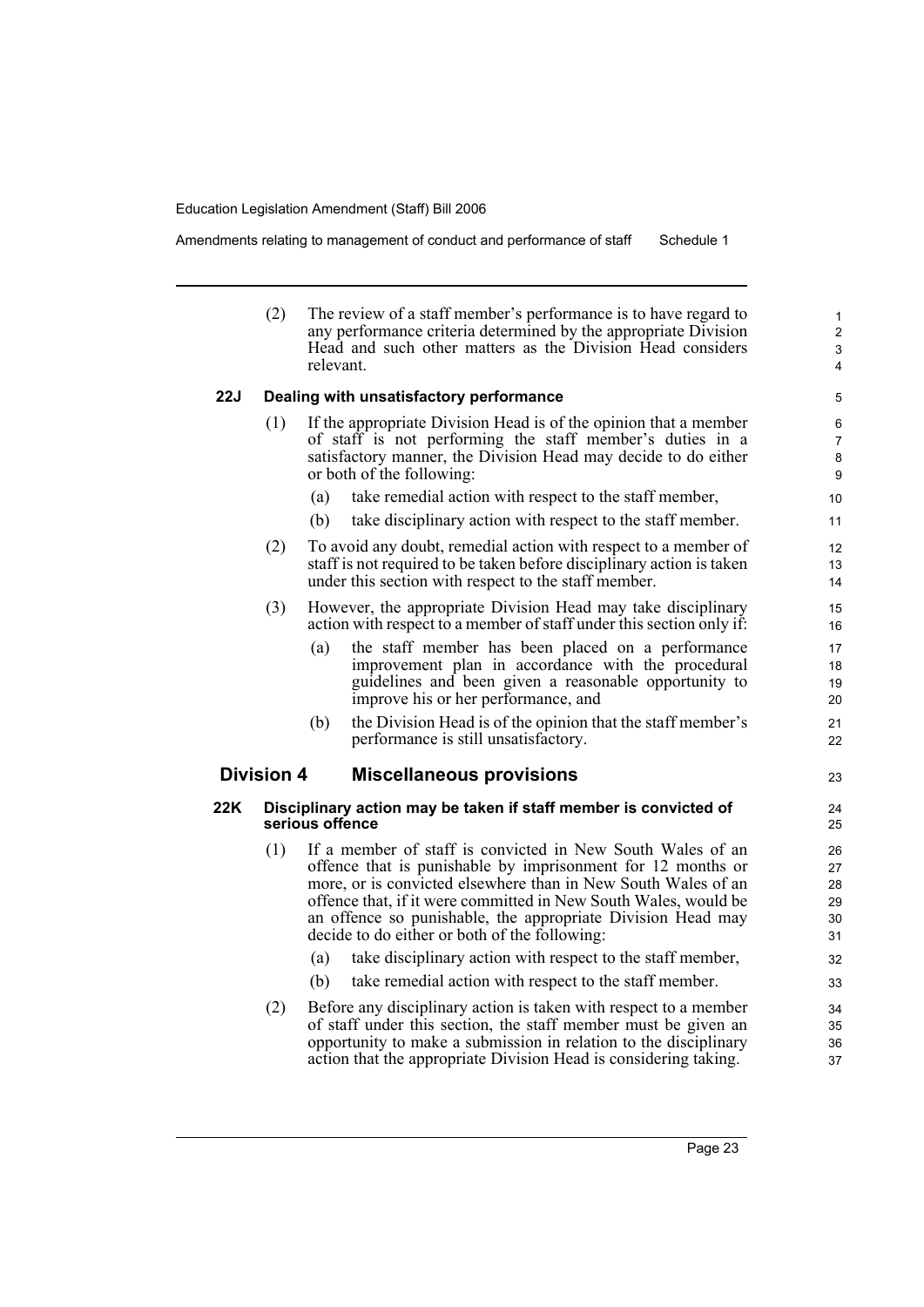(2) The review of a staff member's performance is to have regard to any performance criteria determined by the appropriate Division Head and such other matters as the Division Head considers relevant.

### 22J Dealing with unsatisfactory performance

(1) If the appropriate Division Head is of the opinion that a member of staff is not performing the staff member's duties in a satisfactory manner, the Division Head may decide to do either or both of the following:

- (a) take remedial action with respect to the staff member,
- (b) take disciplinary action with respect to the staff member.

(2) To avoid any doubt, remedial action with respect to a member of staff is not required to be taken before disciplinary action is taken under this section with respect to the staff member.

(3) However, the appropriate Division Head may take disciplinary action with respect to a member of staff under this section only if:

- (a) the staff member has been placed on a performance improvement plan in accordance with the procedural guidelines and been given a reasonable opportunity to improve his or her performance, and
- (b) the Division Head is of the opinion that the staff member's performance is still unsatisfactory.

## Division 4 Miscellaneous provisions

### 22K Disciplinary action may be taken if staff member is convicted of serious offence

(1) If a member of staff is convicted in New South Wales of an offence that is punishable by imprisonment for 12 months or more, or is convicted elsewhere than in New South Wales of an offence that, if it were committed in New South Wales, would be an offence so punishable, the appropriate Division Head may decide to do either or both of the following:

- (a) take disciplinary action with respect to the staff member,
- (b) take remedial action with respect to the staff member.

(2) Before any disciplinary action is taken with respect to a member of staff under this section, the staff member must be given an opportunity to make a submission in relation to the disciplinary action that the appropriate Division Head is considering taking.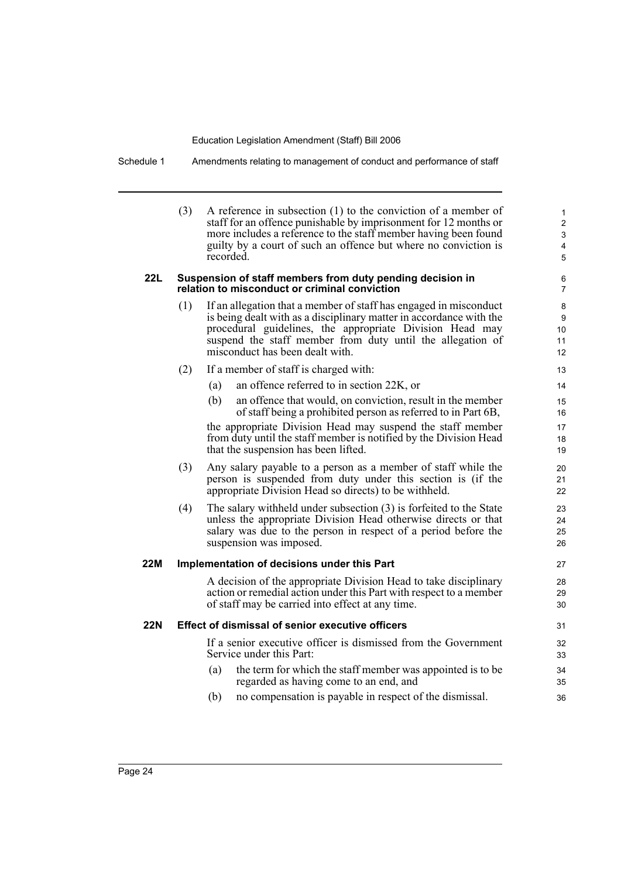(3) A reference in subsection (1) to the conviction of a member of staff for an offence punishable by imprisonment for 12 months or more includes a reference to the staff member having been found guilty by a court of such an offence but where no conviction is recorded.

### 22L Suspension of staff members from duty pending decision in relation to misconduct or criminal conviction

(1) If an allegation that a member of staff has engaged in misconduct is being dealt with as a disciplinary matter in accordance with the procedural guidelines, the appropriate Division Head may suspend the staff member from duty until the allegation of misconduct has been dealt with.

(2) If a member of staff is charged with:

(a) an offence referred to in section 22K, or

(b) an offence that would, on conviction, result in the member of staff being a prohibited person as referred to in Part 6B,

the appropriate Division Head may suspend the staff member from duty until the staff member is notified by the Division Head that the suspension has been lifted.

(3) Any salary payable to a person as a member of staff while the person is suspended from duty under this section is (if the appropriate Division Head so directs) to be withheld.

(4) The salary withheld under subsection (3) is forfeited to the State unless the appropriate Division Head otherwise directs or that salary was due to the person in respect of a period before the suspension was imposed.

### 22M Implementation of decisions under this Part

A decision of the appropriate Division Head to take disciplinary action or remedial action under this Part with respect to a member of staff may be carried into effect at any time.

### 22N Effect of dismissal of senior executive officers

If a senior executive officer is dismissed from the Government Service under this Part:

(a) the term for which the staff member was appointed is to be regarded as having come to an end, and

(b) no compensation is payable in respect of the dismissal.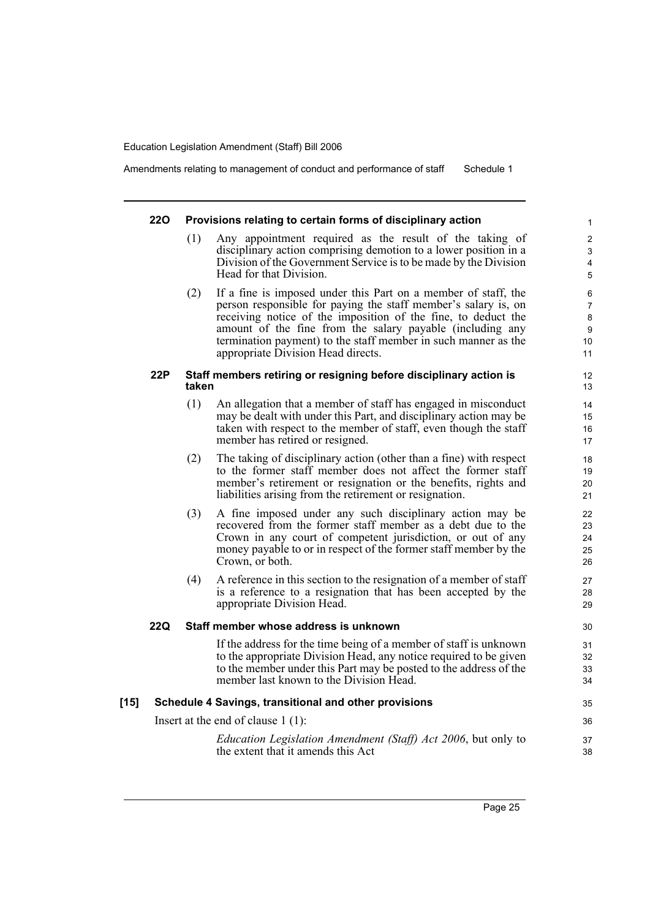#### 22O Provisions relating to certain forms of disciplinary action

(1) Any appointment required as the result of the taking of disciplinary action comprising demotion to a lower position in a Division of the Government Service is to be made by the Division Head for that Division.

(2) If a fine is imposed under this Part on a member of staff, the person responsible for paying the staff member's salary is, on receiving notice of the imposition of the fine, to deduct the amount of the fine from the salary payable (including any termination payment) to the staff member in such manner as the appropriate Division Head directs.

#### 22P Staff members retiring or resigning before disciplinary action is taken

(1) An allegation that a member of staff has engaged in misconduct may be dealt with under this Part, and disciplinary action may be taken with respect to the member of staff, even though the staff member has retired or resigned.

(2) The taking of disciplinary action (other than a fine) with respect to the former staff member does not affect the former staff member's retirement or resignation or the benefits, rights and liabilities arising from the retirement or resignation.

(3) A fine imposed under any such disciplinary action may be recovered from the former staff member as a debt due to the Crown in any court of competent jurisdiction, or out of any money payable to or in respect of the former staff member by the Crown, or both.

(4) A reference in this section to the resignation of a member of staff is a reference to a resignation that has been accepted by the appropriate Division Head.

#### 22Q Staff member whose address is unknown

If the address for the time being of a member of staff is unknown to the appropriate Division Head, any notice required to be given to the member under this Part may be posted to the address of the member last known to the Division Head.

### [15] Schedule 4 Savings, transitional and other provisions

Insert at the end of clause 1 (1):

*Education Legislation Amendment (Staff) Act 2006*, but only to the extent that it amends this Act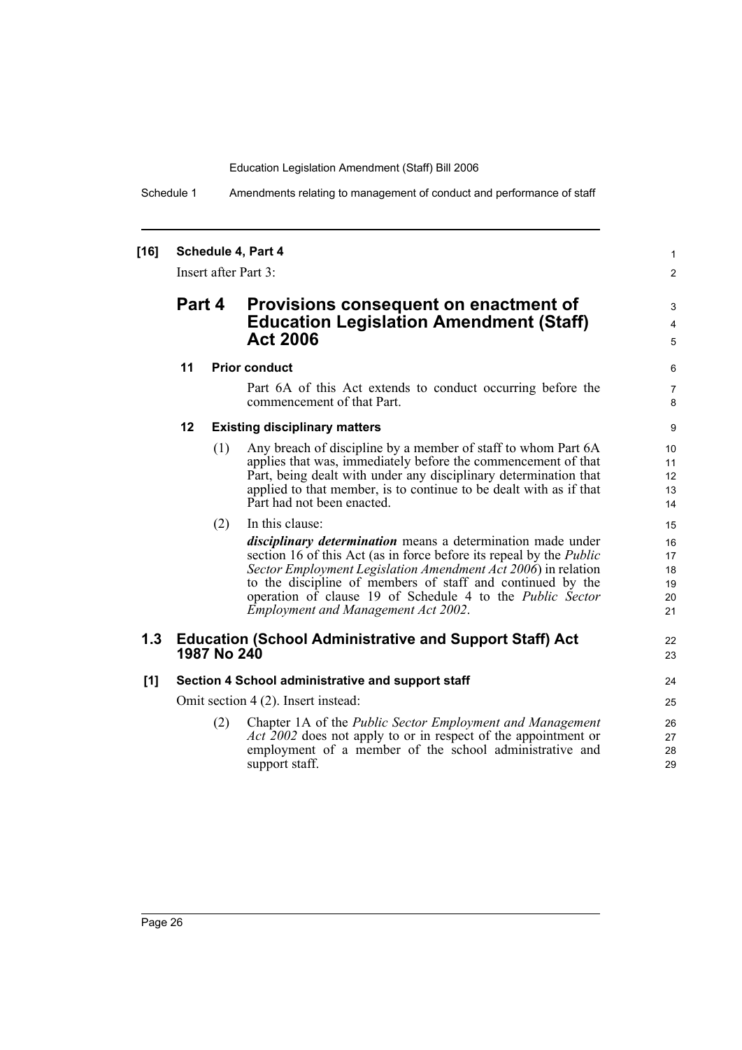**[16] Schedule 4, Part 4**

Insert after Part 3:

## Part 4 Provisions consequent on enactment of Education Legislation Amendment (Staff) Act 2006

### 11 Prior conduct

Part 6A of this Act extends to conduct occurring before the commencement of that Part.

### 12 Existing disciplinary matters

(1) Any breach of discipline by a member of staff to whom Part 6A applies that was, immediately before the commencement of that Part, being dealt with under any disciplinary determination that applied to that member, is to continue to be dealt with as if that Part had not been enacted.

(2) In this clause:

***disciplinary determination*** means a determination made under section 16 of this Act (as in force before its repeal by the *Public Sector Employment Legislation Amendment Act 2006*) in relation to the discipline of members of staff and continued by the operation of clause 19 of Schedule 4 to the *Public Sector Employment and Management Act 2002*.

## 1.3 Education (School Administrative and Support Staff) Act 1987 No 240

**[1] Section 4 School administrative and support staff**

Omit section 4 (2). Insert instead:

(2) Chapter 1A of the *Public Sector Employment and Management Act 2002* does not apply to or in respect of the appointment or employment of a member of the school administrative and support staff.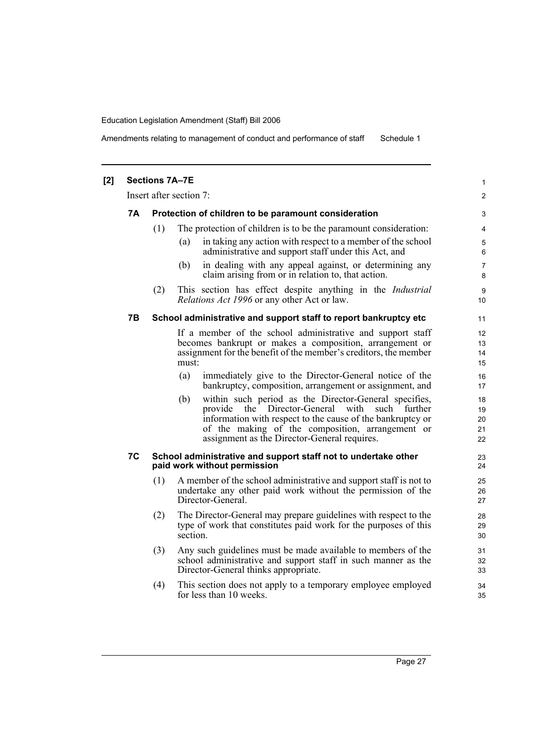## [2] Sections 7A–7E

Insert after section 7:

### 7A Protection of children to be paramount consideration

(1) The protection of children is to be the paramount consideration:

- (a) in taking any action with respect to a member of the school administrative and support staff under this Act, and
- (b) in dealing with any appeal against, or determining any claim arising from or in relation to, that action.

(2) This section has effect despite anything in the *Industrial Relations Act 1996* or any other Act or law.

### 7B School administrative and support staff to report bankruptcy etc

If a member of the school administrative and support staff becomes bankrupt or makes a composition, arrangement or assignment for the benefit of the member's creditors, the member must:

- (a) immediately give to the Director-General notice of the bankruptcy, composition, arrangement or assignment, and
- (b) within such period as the Director-General specifies, provide the Director-General with such further information with respect to the cause of the bankruptcy or of the making of the composition, arrangement or assignment as the Director-General requires.

### 7C School administrative and support staff not to undertake other paid work without permission

(1) A member of the school administrative and support staff is not to undertake any other paid work without the permission of the Director-General.

(2) The Director-General may prepare guidelines with respect to the type of work that constitutes paid work for the purposes of this section.

(3) Any such guidelines must be made available to members of the school administrative and support staff in such manner as the Director-General thinks appropriate.

(4) This section does not apply to a temporary employee employed for less than 10 weeks.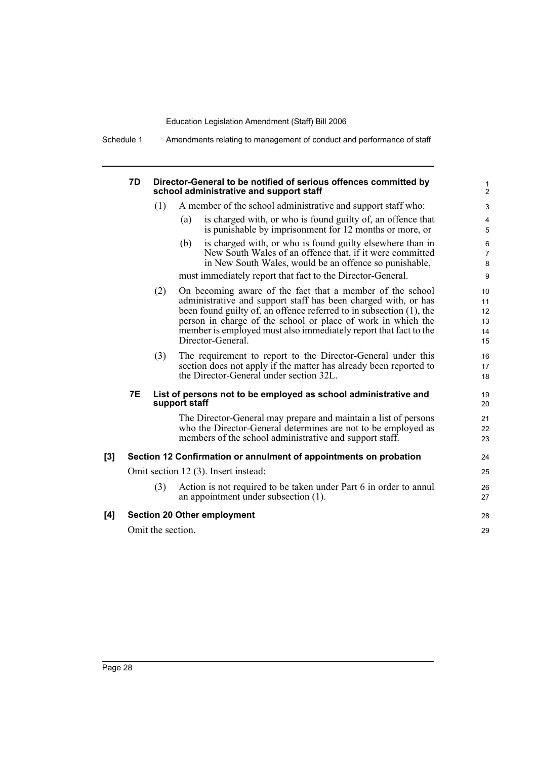#### 7D Director-General to be notified of serious offences committed by school administrative and support staff

(1) A member of the school administrative and support staff who:

(a) is charged with, or who is found guilty of, an offence that is punishable by imprisonment for 12 months or more, or

(b) is charged with, or who is found guilty elsewhere than in New South Wales of an offence that, if it were committed in New South Wales, would be an offence so punishable,

must immediately report that fact to the Director-General.

(2) On becoming aware of the fact that a member of the school administrative and support staff has been charged with, or has been found guilty of, an offence referred to in subsection (1), the person in charge of the school or place of work in which the member is employed must also immediately report that fact to the Director-General.

(3) The requirement to report to the Director-General under this section does not apply if the matter has already been reported to the Director-General under section 32L.

#### 7E List of persons not to be employed as school administrative and support staff

The Director-General may prepare and maintain a list of persons who the Director-General determines are not to be employed as members of the school administrative and support staff.

### [3] Section 12 Confirmation or annulment of appointments on probation

Omit section 12 (3). Insert instead:

(3) Action is not required to be taken under Part 6 in order to annul an appointment under subsection (1).

### [4] Section 20 Other employment

Omit the section.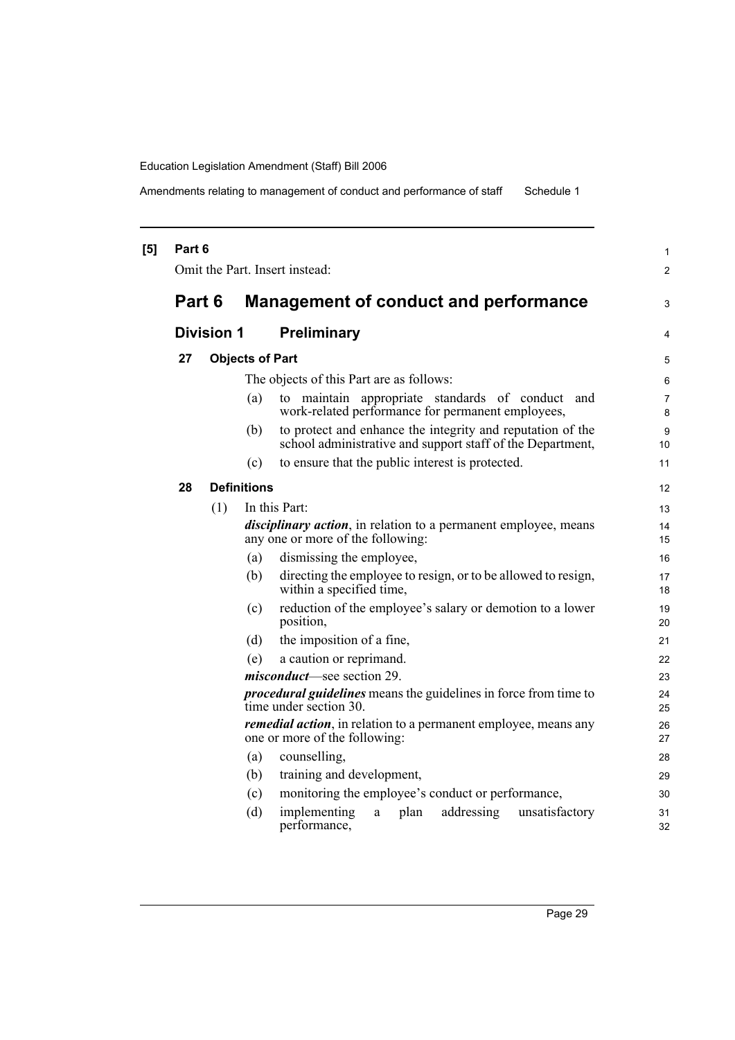**[5] Part 6**

Omit the Part. Insert instead:

# Part 6 Management of conduct and performance

## Division 1 Preliminary

### 27 Objects of Part

The objects of this Part are as follows:

(a) to maintain appropriate standards of conduct and work-related performance for permanent employees,

(b) to protect and enhance the integrity and reputation of the school administrative and support staff of the Department,

(c) to ensure that the public interest is protected.

### 28 Definitions

(1) In this Part:

***disciplinary action***, in relation to a permanent employee, means any one or more of the following:

(a) dismissing the employee,

(b) directing the employee to resign, or to be allowed to resign, within a specified time,

(c) reduction of the employee's salary or demotion to a lower position,

(d) the imposition of a fine,

(e) a caution or reprimand.

***misconduct***—see section 29.

***procedural guidelines*** means the guidelines in force from time to time under section 30.

***remedial action***, in relation to a permanent employee, means any one or more of the following:

(a) counselling,

(b) training and development,

(c) monitoring the employee's conduct or performance,

(d) implementing a plan addressing unsatisfactory performance,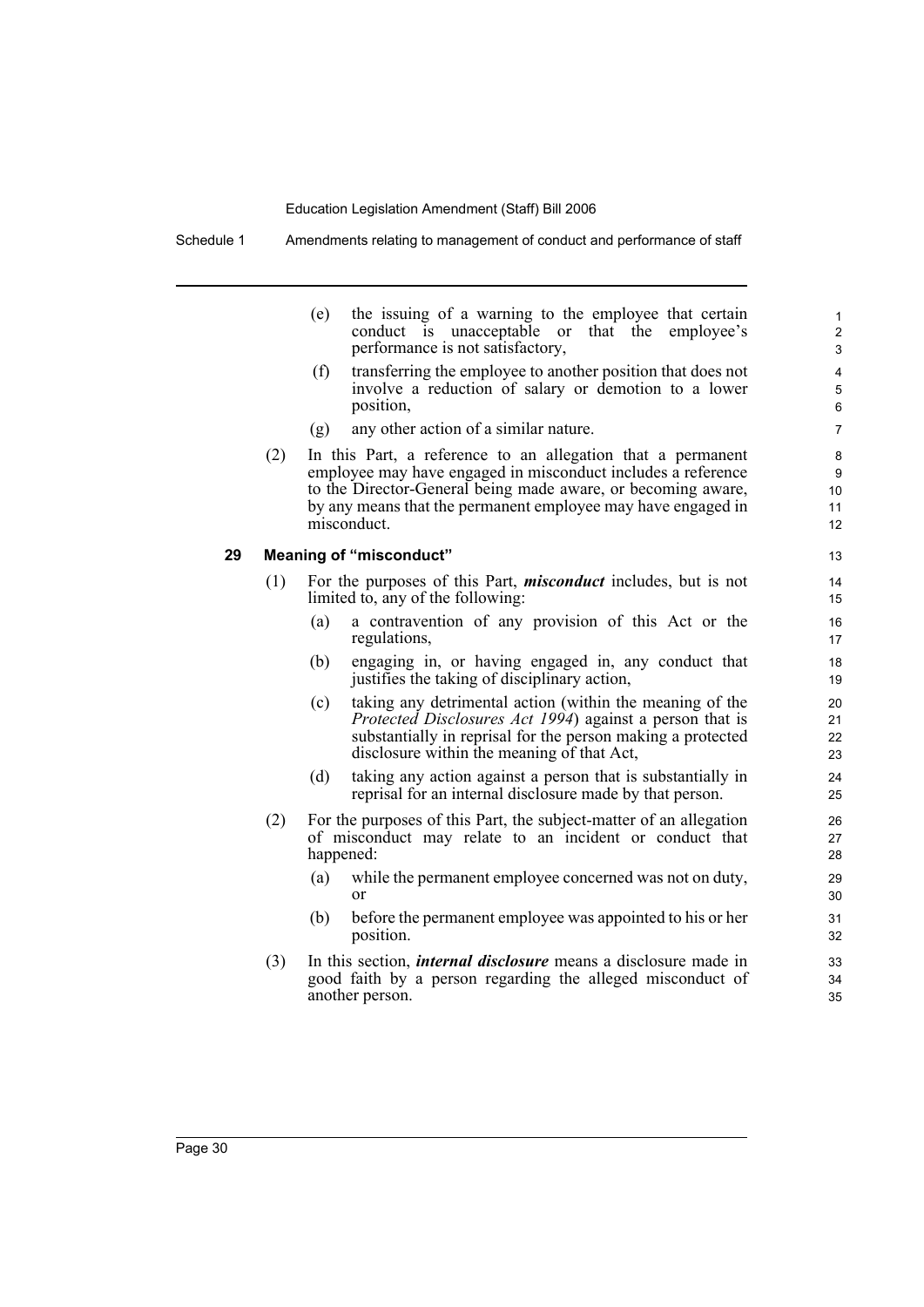(e) the issuing of a warning to the employee that certain conduct is unacceptable or that the employee's performance is not satisfactory,

(f) transferring the employee to another position that does not involve a reduction of salary or demotion to a lower position,

(g) any other action of a similar nature.

(2) In this Part, a reference to an allegation that a permanent employee may have engaged in misconduct includes a reference to the Director-General being made aware, or becoming aware, by any means that the permanent employee may have engaged in misconduct.

### 29 Meaning of "misconduct"

(1) For the purposes of this Part, ***misconduct*** includes, but is not limited to, any of the following:

(a) a contravention of any provision of this Act or the regulations,

(b) engaging in, or having engaged in, any conduct that justifies the taking of disciplinary action,

(c) taking any detrimental action (within the meaning of the *Protected Disclosures Act 1994*) against a person that is substantially in reprisal for the person making a protected disclosure within the meaning of that Act,

(d) taking any action against a person that is substantially in reprisal for an internal disclosure made by that person.

(2) For the purposes of this Part, the subject-matter of an allegation of misconduct may relate to an incident or conduct that happened:

(a) while the permanent employee concerned was not on duty, or

(b) before the permanent employee was appointed to his or her position.

(3) In this section, ***internal disclosure*** means a disclosure made in good faith by a person regarding the alleged misconduct of another person.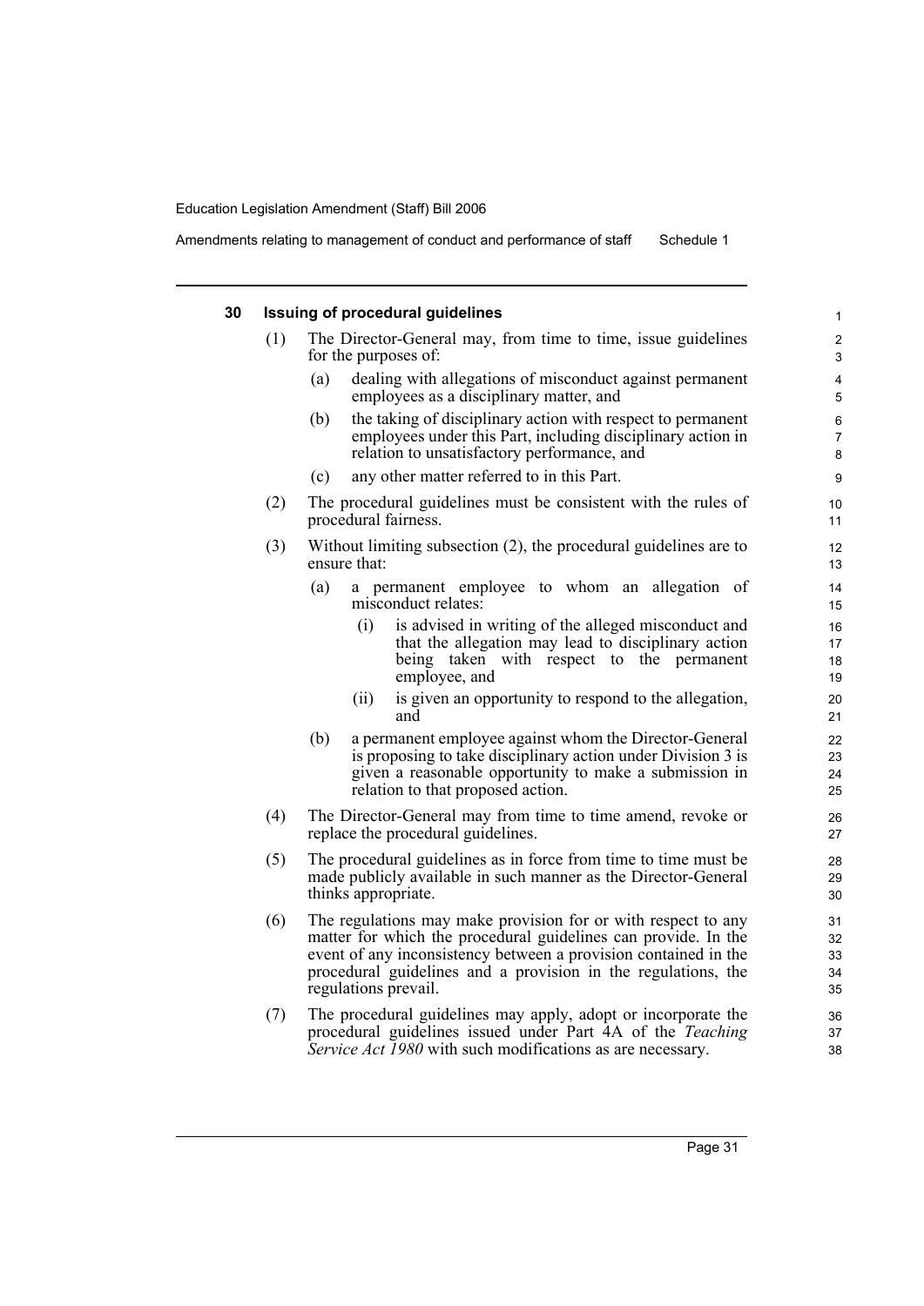## 30 Issuing of procedural guidelines

(1) The Director-General may, from time to time, issue guidelines for the purposes of:

(a) dealing with allegations of misconduct against permanent employees as a disciplinary matter, and

(b) the taking of disciplinary action with respect to permanent employees under this Part, including disciplinary action in relation to unsatisfactory performance, and

(c) any other matter referred to in this Part.

(2) The procedural guidelines must be consistent with the rules of procedural fairness.

(3) Without limiting subsection (2), the procedural guidelines are to ensure that:

(a) a permanent employee to whom an allegation of misconduct relates:

(i) is advised in writing of the alleged misconduct and that the allegation may lead to disciplinary action being taken with respect to the permanent employee, and

(ii) is given an opportunity to respond to the allegation, and

(b) a permanent employee against whom the Director-General is proposing to take disciplinary action under Division 3 is given a reasonable opportunity to make a submission in relation to that proposed action.

(4) The Director-General may from time to time amend, revoke or replace the procedural guidelines.

(5) The procedural guidelines as in force from time to time must be made publicly available in such manner as the Director-General thinks appropriate.

(6) The regulations may make provision for or with respect to any matter for which the procedural guidelines can provide. In the event of any inconsistency between a provision contained in the procedural guidelines and a provision in the regulations, the regulations prevail.

(7) The procedural guidelines may apply, adopt or incorporate the procedural guidelines issued under Part 4A of the *Teaching Service Act 1980* with such modifications as are necessary.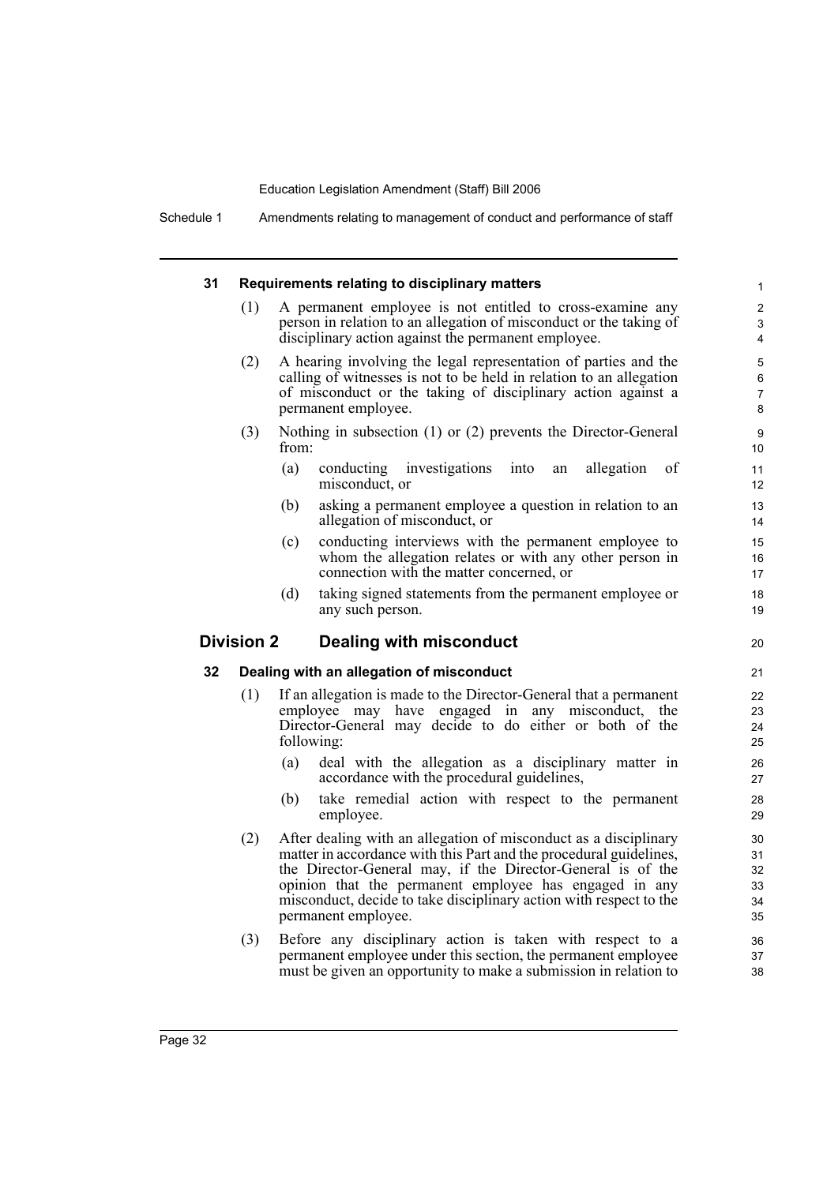### 31 Requirements relating to disciplinary matters

(1) A permanent employee is not entitled to cross-examine any person in relation to an allegation of misconduct or the taking of disciplinary action against the permanent employee.

(2) A hearing involving the legal representation of parties and the calling of witnesses is not to be held in relation to an allegation of misconduct or the taking of disciplinary action against a permanent employee.

(3) Nothing in subsection (1) or (2) prevents the Director-General from:

(a) conducting investigations into an allegation of misconduct, or

(b) asking a permanent employee a question in relation to an allegation of misconduct, or

(c) conducting interviews with the permanent employee to whom the allegation relates or with any other person in connection with the matter concerned, or

(d) taking signed statements from the permanent employee or any such person.

## Division 2 Dealing with misconduct

### 32 Dealing with an allegation of misconduct

(1) If an allegation is made to the Director-General that a permanent employee may have engaged in any misconduct, the Director-General may decide to do either or both of the following:

(a) deal with the allegation as a disciplinary matter in accordance with the procedural guidelines,

(b) take remedial action with respect to the permanent employee.

(2) After dealing with an allegation of misconduct as a disciplinary matter in accordance with this Part and the procedural guidelines, the Director-General may, if the Director-General is of the opinion that the permanent employee has engaged in any misconduct, decide to take disciplinary action with respect to the permanent employee.

(3) Before any disciplinary action is taken with respect to a permanent employee under this section, the permanent employee must be given an opportunity to make a submission in relation to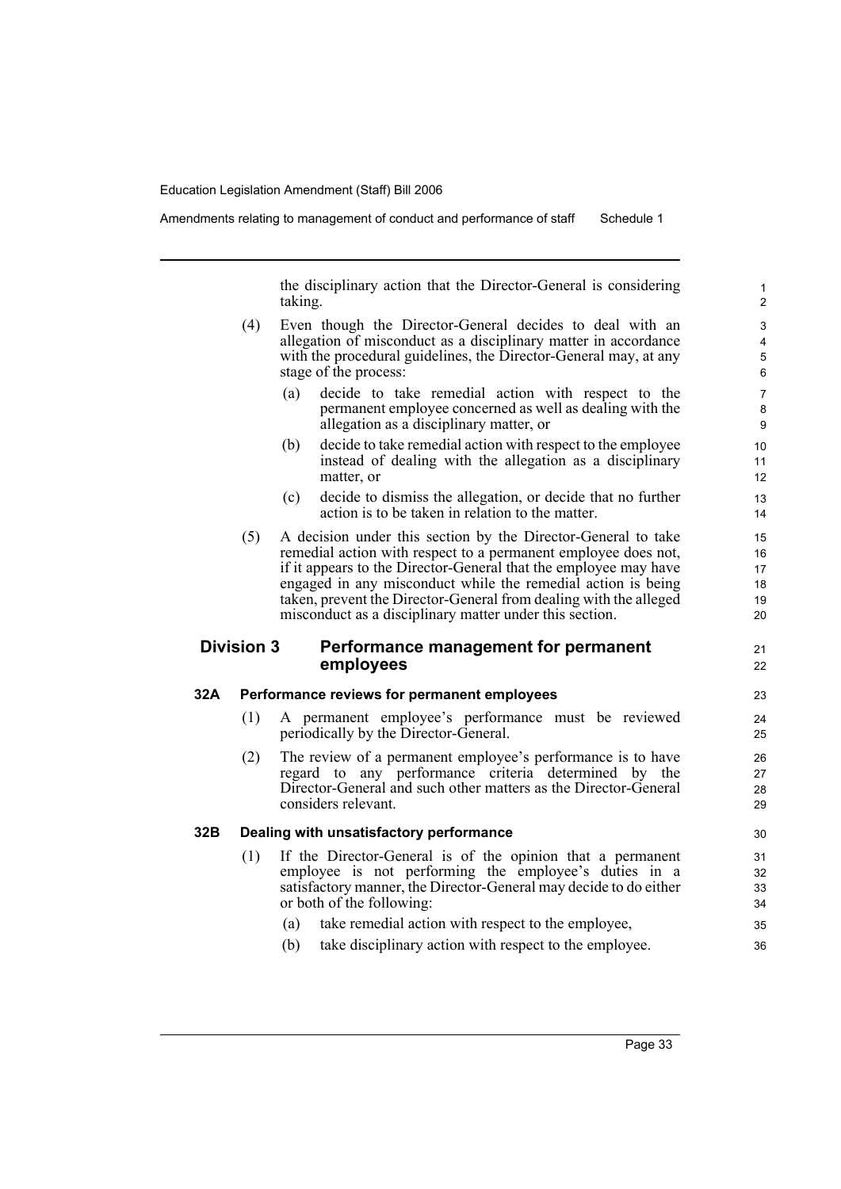the disciplinary action that the Director-General is considering taking.

(4) Even though the Director-General decides to deal with an allegation of misconduct as a disciplinary matter in accordance with the procedural guidelines, the Director-General may, at any stage of the process:

(a) decide to take remedial action with respect to the permanent employee concerned as well as dealing with the allegation as a disciplinary matter, or

(b) decide to take remedial action with respect to the employee instead of dealing with the allegation as a disciplinary matter, or

(c) decide to dismiss the allegation, or decide that no further action is to be taken in relation to the matter.

(5) A decision under this section by the Director-General to take remedial action with respect to a permanent employee does not, if it appears to the Director-General that the employee may have engaged in any misconduct while the remedial action is being taken, prevent the Director-General from dealing with the alleged misconduct as a disciplinary matter under this section.

## Division 3 Performance management for permanent employees

### 32A Performance reviews for permanent employees

(1) A permanent employee's performance must be reviewed periodically by the Director-General.

(2) The review of a permanent employee's performance is to have regard to any performance criteria determined by the Director-General and such other matters as the Director-General considers relevant.

### 32B Dealing with unsatisfactory performance

(1) If the Director-General is of the opinion that a permanent employee is not performing the employee's duties in a satisfactory manner, the Director-General may decide to do either or both of the following:

(a) take remedial action with respect to the employee,

(b) take disciplinary action with respect to the employee.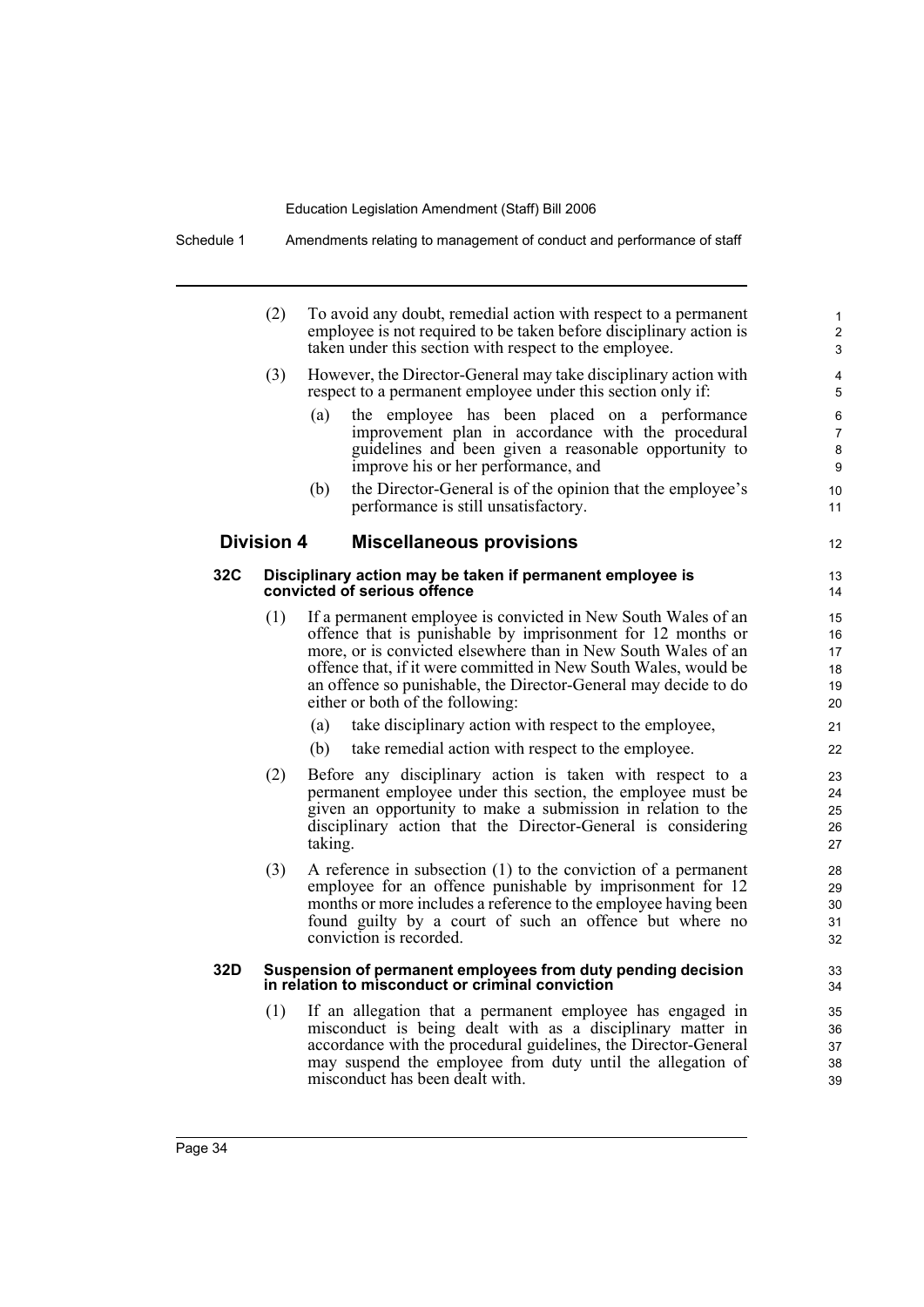(2) To avoid any doubt, remedial action with respect to a permanent employee is not required to be taken before disciplinary action is taken under this section with respect to the employee.

(3) However, the Director-General may take disciplinary action with respect to a permanent employee under this section only if:

- (a) the employee has been placed on a performance improvement plan in accordance with the procedural guidelines and been given a reasonable opportunity to improve his or her performance, and
- (b) the Director-General is of the opinion that the employee's performance is still unsatisfactory.

## Division 4 Miscellaneous provisions

### 32C Disciplinary action may be taken if permanent employee is convicted of serious offence

(1) If a permanent employee is convicted in New South Wales of an offence that is punishable by imprisonment for 12 months or more, or is convicted elsewhere than in New South Wales of an offence that, if it were committed in New South Wales, would be an offence so punishable, the Director-General may decide to do either or both of the following:

- (a) take disciplinary action with respect to the employee,
- (b) take remedial action with respect to the employee.

(2) Before any disciplinary action is taken with respect to a permanent employee under this section, the employee must be given an opportunity to make a submission in relation to the disciplinary action that the Director-General is considering taking.

(3) A reference in subsection (1) to the conviction of a permanent employee for an offence punishable by imprisonment for 12 months or more includes a reference to the employee having been found guilty by a court of such an offence but where no conviction is recorded.

### 32D Suspension of permanent employees from duty pending decision in relation to misconduct or criminal conviction

(1) If an allegation that a permanent employee has engaged in misconduct is being dealt with as a disciplinary matter in accordance with the procedural guidelines, the Director-General may suspend the employee from duty until the allegation of misconduct has been dealt with.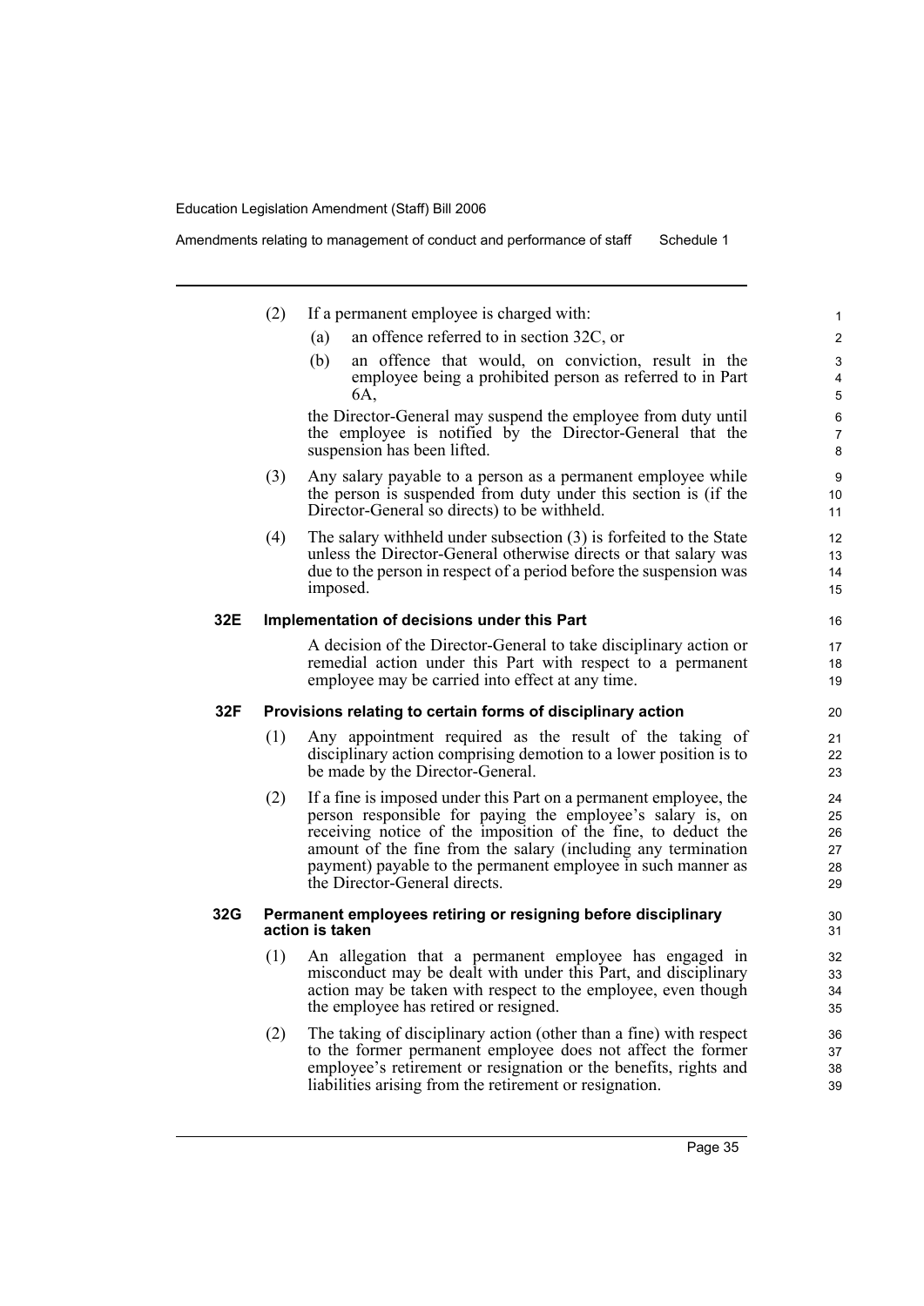(2) If a permanent employee is charged with:

   (a) an offence referred to in section 32C, or

   (b) an offence that would, on conviction, result in the employee being a prohibited person as referred to in Part 6A,

   the Director-General may suspend the employee from duty until the employee is notified by the Director-General that the suspension has been lifted.

(3) Any salary payable to a person as a permanent employee while the person is suspended from duty under this section is (if the Director-General so directs) to be withheld.

(4) The salary withheld under subsection (3) is forfeited to the State unless the Director-General otherwise directs or that salary was due to the person in respect of a period before the suspension was imposed.

**32E Implementation of decisions under this Part**

A decision of the Director-General to take disciplinary action or remedial action under this Part with respect to a permanent employee may be carried into effect at any time.

**32F Provisions relating to certain forms of disciplinary action**

(1) Any appointment required as the result of the taking of disciplinary action comprising demotion to a lower position is to be made by the Director-General.

(2) If a fine is imposed under this Part on a permanent employee, the person responsible for paying the employee's salary is, on receiving notice of the imposition of the fine, to deduct the amount of the fine from the salary (including any termination payment) payable to the permanent employee in such manner as the Director-General directs.

**32G Permanent employees retiring or resigning before disciplinary action is taken**

(1) An allegation that a permanent employee has engaged in misconduct may be dealt with under this Part, and disciplinary action may be taken with respect to the employee, even though the employee has retired or resigned.

(2) The taking of disciplinary action (other than a fine) with respect to the former permanent employee does not affect the former employee's retirement or resignation or the benefits, rights and liabilities arising from the retirement or resignation.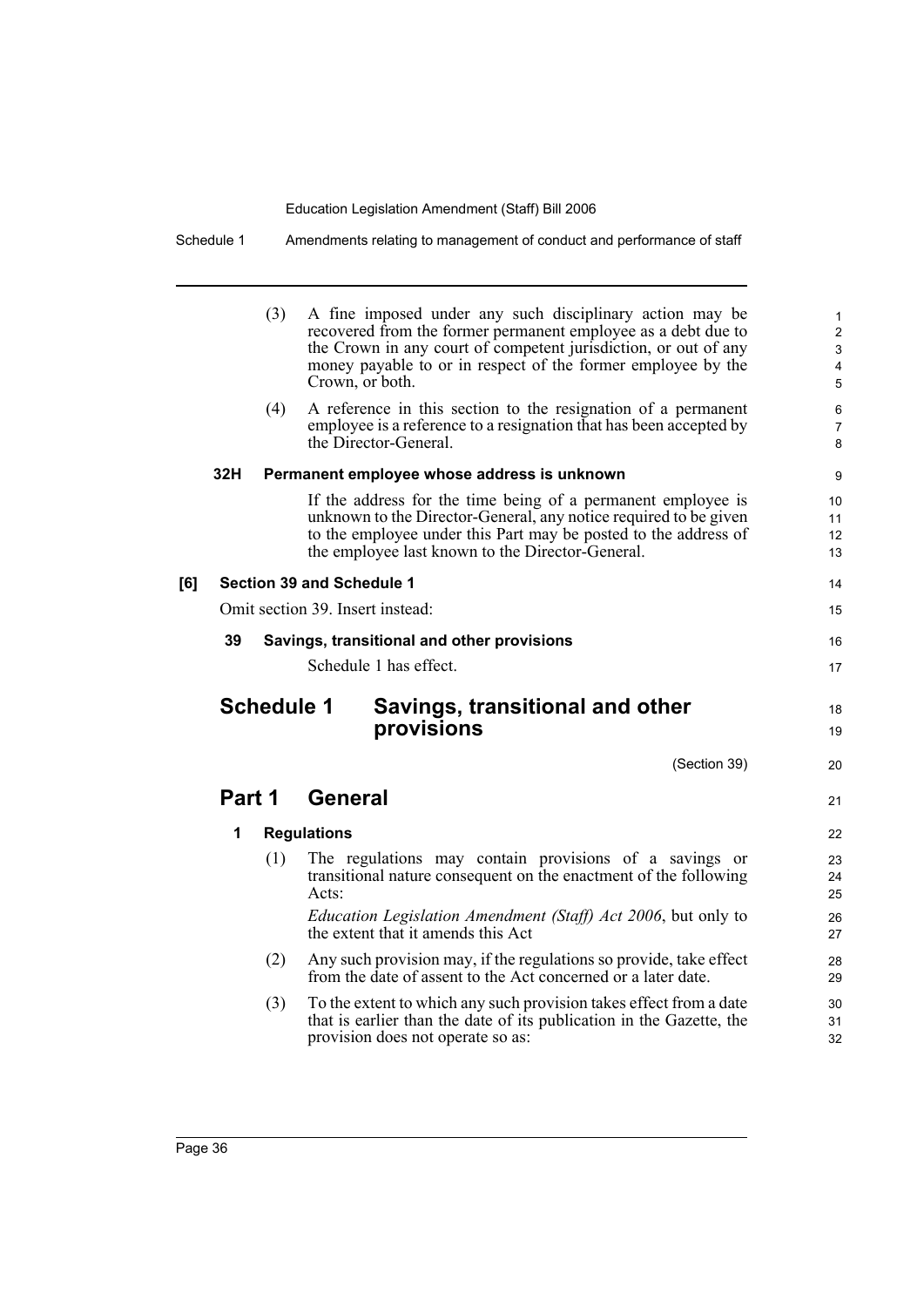(3) A fine imposed under any such disciplinary action may be recovered from the former permanent employee as a debt due to the Crown in any court of competent jurisdiction, or out of any money payable to or in respect of the former employee by the Crown, or both.

(4) A reference in this section to the resignation of a permanent employee is a reference to a resignation that has been accepted by the Director-General.

**32H Permanent employee whose address is unknown**

If the address for the time being of a permanent employee is unknown to the Director-General, any notice required to be given to the employee under this Part may be posted to the address of the employee last known to the Director-General.

**[6] Section 39 and Schedule 1**

Omit section 39. Insert instead:

**39 Savings, transitional and other provisions**

Schedule 1 has effect.

# Schedule 1 Savings, transitional and other provisions

(Section 39)

## Part 1 General

**1 Regulations**

(1) The regulations may contain provisions of a savings or transitional nature consequent on the enactment of the following Acts:

*Education Legislation Amendment (Staff) Act 2006*, but only to the extent that it amends this Act

(2) Any such provision may, if the regulations so provide, take effect from the date of assent to the Act concerned or a later date.

(3) To the extent to which any such provision takes effect from a date that is earlier than the date of its publication in the Gazette, the provision does not operate so as: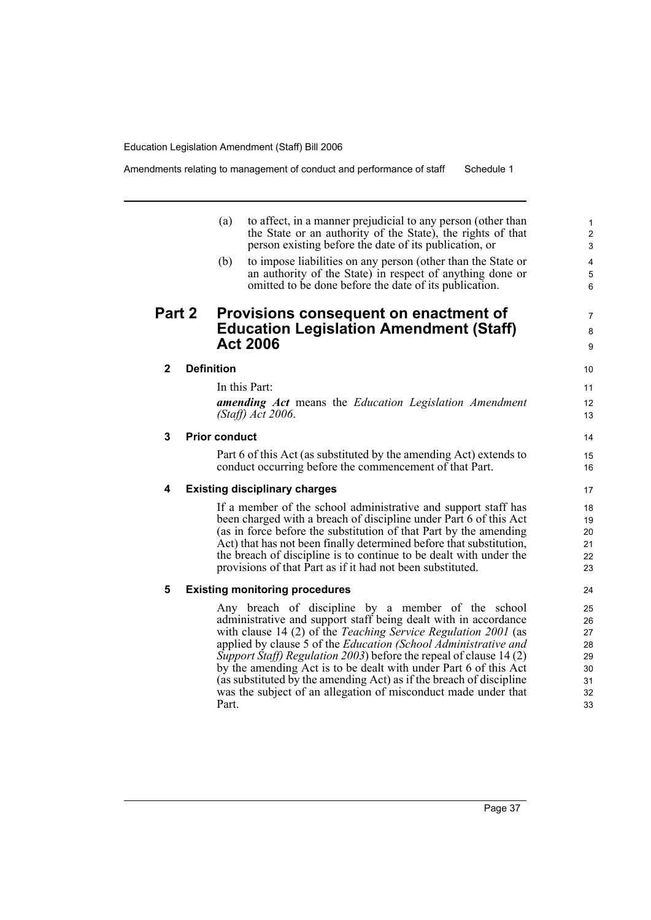(a) to affect, in a manner prejudicial to any person (other than the State or an authority of the State), the rights of that person existing before the date of its publication, or

(b) to impose liabilities on any person (other than the State or an authority of the State) in respect of anything done or omitted to be done before the date of its publication.

## Part 2 Provisions consequent on enactment of Education Legislation Amendment (Staff) Act 2006

### 2 Definition

In this Part:

***amending Act*** means the *Education Legislation Amendment (Staff) Act 2006*.

### 3 Prior conduct

Part 6 of this Act (as substituted by the amending Act) extends to conduct occurring before the commencement of that Part.

### 4 Existing disciplinary charges

If a member of the school administrative and support staff has been charged with a breach of discipline under Part 6 of this Act (as in force before the substitution of that Part by the amending Act) that has not been finally determined before that substitution, the breach of discipline is to continue to be dealt with under the provisions of that Part as if it had not been substituted.

### 5 Existing monitoring procedures

Any breach of discipline by a member of the school administrative and support staff being dealt with in accordance with clause 14 (2) of the *Teaching Service Regulation 2001* (as applied by clause 5 of the *Education (School Administrative and Support Staff) Regulation 2003*) before the repeal of clause 14 (2) by the amending Act is to be dealt with under Part 6 of this Act (as substituted by the amending Act) as if the breach of discipline was the subject of an allegation of misconduct made under that Part.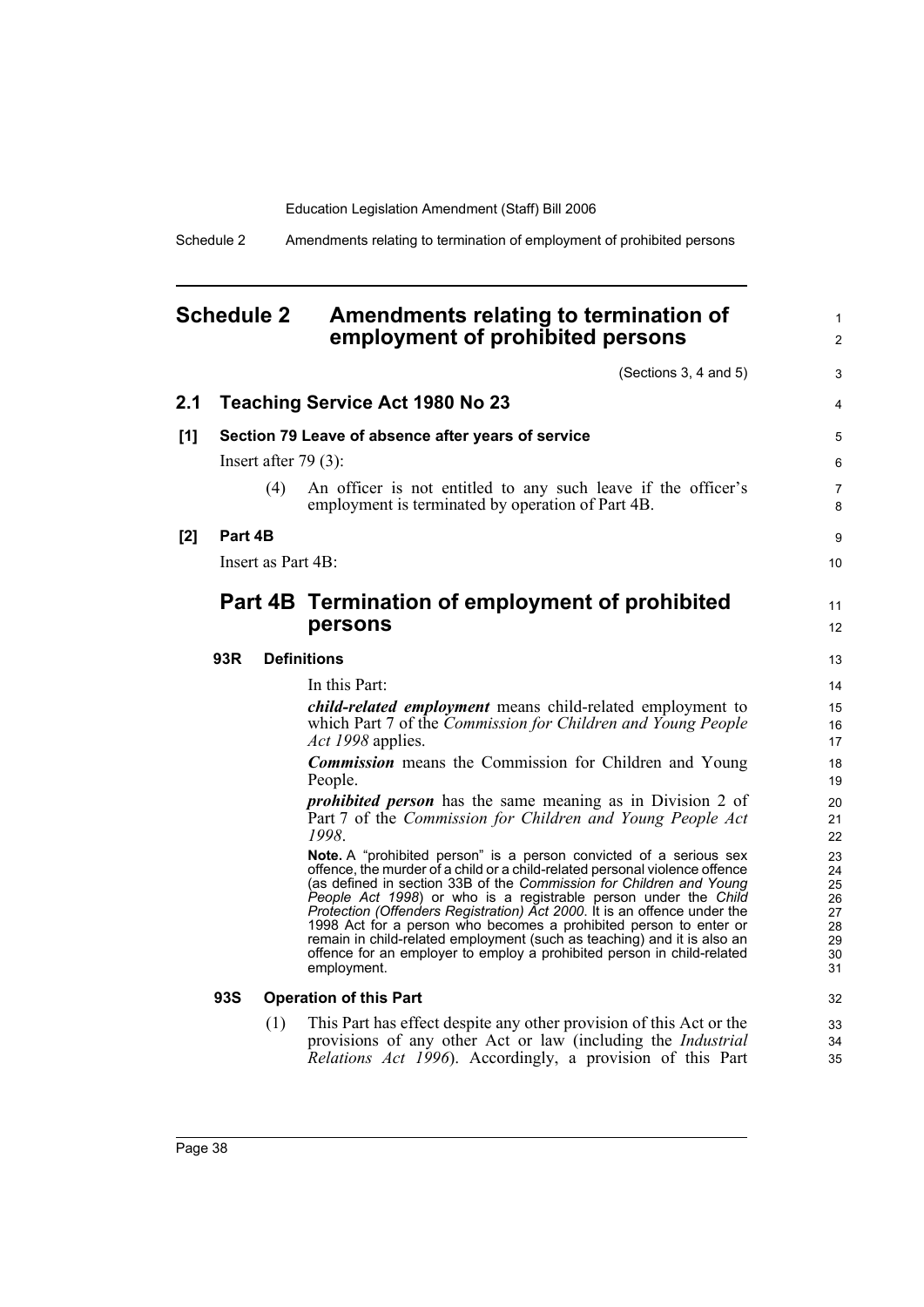# Schedule 2 Amendments relating to termination of employment of prohibited persons

(Sections 3, 4 and 5)

## 2.1 Teaching Service Act 1980 No 23

### [1] Section 79 Leave of absence after years of service

Insert after 79 (3):

(4) An officer is not entitled to any such leave if the officer's employment is terminated by operation of Part 4B.

### [2] Part 4B

Insert as Part 4B:

## Part 4B Termination of employment of prohibited persons

### 93R Definitions

In this Part:

***child-related employment*** means child-related employment to which Part 7 of the *Commission for Children and Young People Act 1998* applies.

***Commission*** means the Commission for Children and Young People.

***prohibited person*** has the same meaning as in Division 2 of Part 7 of the *Commission for Children and Young People Act 1998*.

**Note.** A "prohibited person" is a person convicted of a serious sex offence, the murder of a child or a child-related personal violence offence (as defined in section 33B of the *Commission for Children and Young People Act 1998*) or who is a registrable person under the *Child Protection (Offenders Registration) Act 2000*. It is an offence under the 1998 Act for a person who becomes a prohibited person to enter or remain in child-related employment (such as teaching) and it is also an offence for an employer to employ a prohibited person in child-related employment.

### 93S Operation of this Part

(1) This Part has effect despite any other provision of this Act or the provisions of any other Act or law (including the *Industrial Relations Act 1996*). Accordingly, a provision of this Part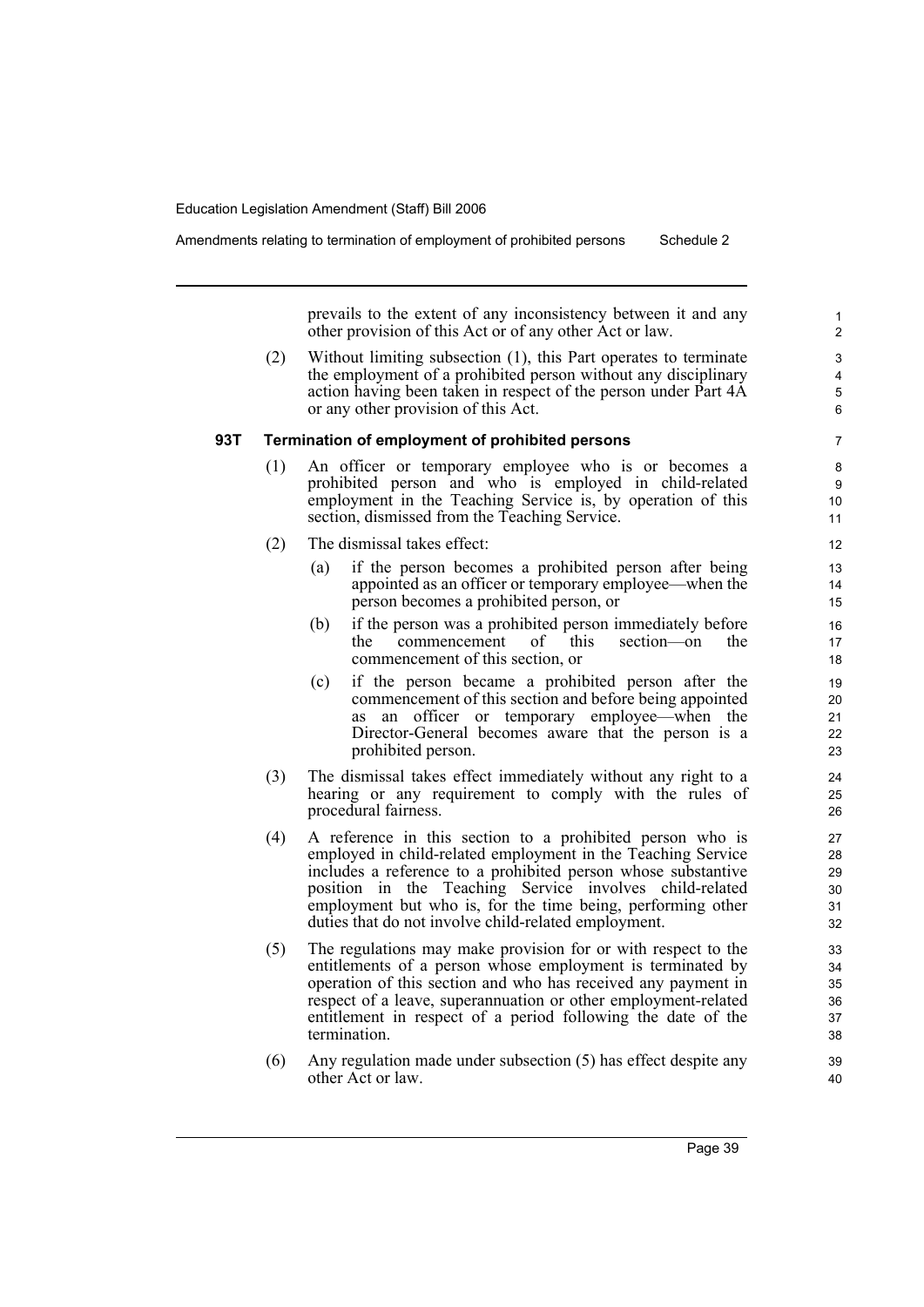prevails to the extent of any inconsistency between it and any other provision of this Act or of any other Act or law.

(2) Without limiting subsection (1), this Part operates to terminate the employment of a prohibited person without any disciplinary action having been taken in respect of the person under Part 4A or any other provision of this Act.

### 93T Termination of employment of prohibited persons

(1) An officer or temporary employee who is or becomes a prohibited person and who is employed in child-related employment in the Teaching Service is, by operation of this section, dismissed from the Teaching Service.

(2) The dismissal takes effect:

(a) if the person becomes a prohibited person after being appointed as an officer or temporary employee—when the person becomes a prohibited person, or

(b) if the person was a prohibited person immediately before the commencement of this section—on the commencement of this section, or

(c) if the person became a prohibited person after the commencement of this section and before being appointed as an officer or temporary employee—when the Director-General becomes aware that the person is a prohibited person.

(3) The dismissal takes effect immediately without any right to a hearing or any requirement to comply with the rules of procedural fairness.

(4) A reference in this section to a prohibited person who is employed in child-related employment in the Teaching Service includes a reference to a prohibited person whose substantive position in the Teaching Service involves child-related employment but who is, for the time being, performing other duties that do not involve child-related employment.

(5) The regulations may make provision for or with respect to the entitlements of a person whose employment is terminated by operation of this section and who has received any payment in respect of a leave, superannuation or other employment-related entitlement in respect of a period following the date of the termination.

(6) Any regulation made under subsection (5) has effect despite any other Act or law.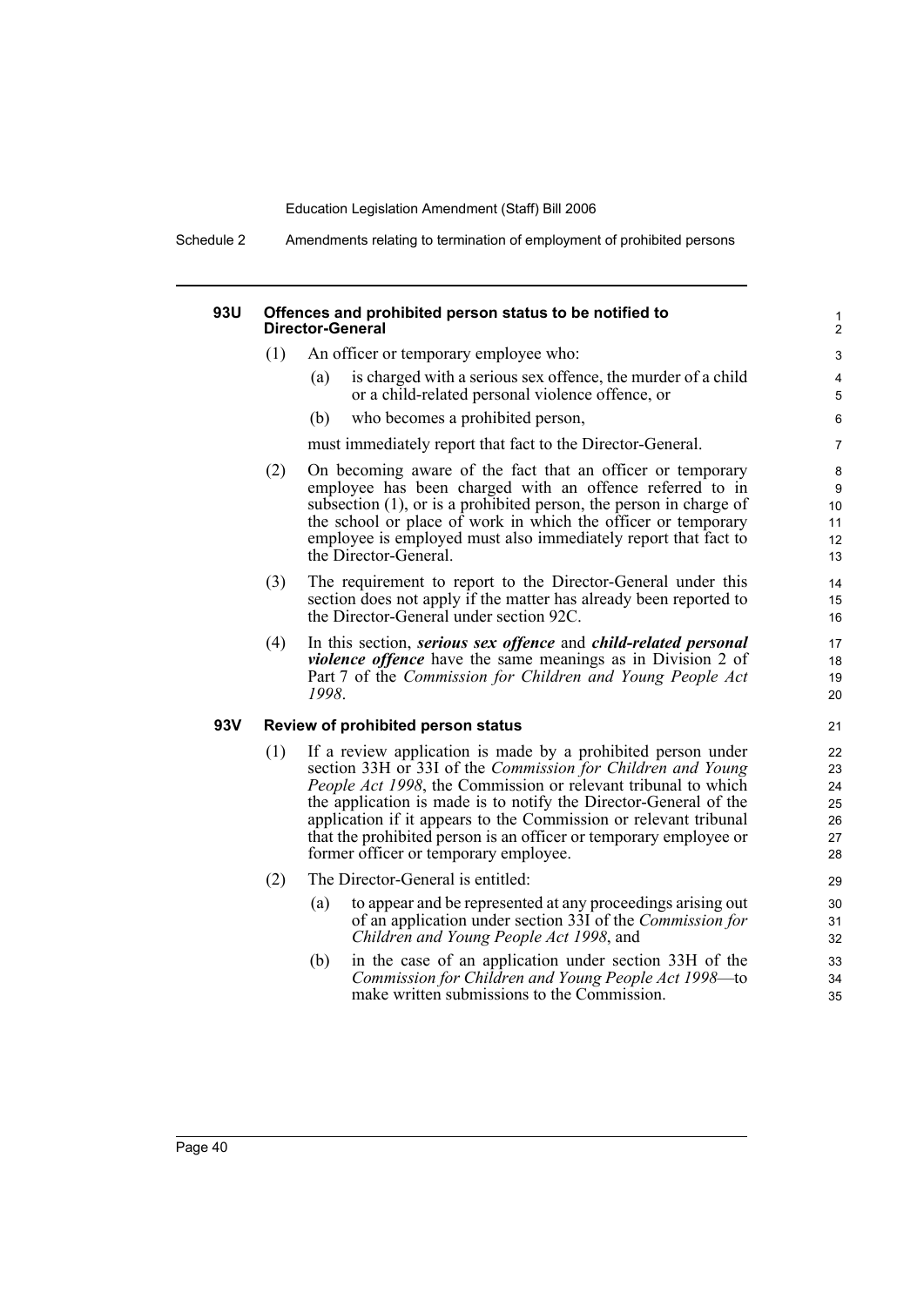#### 93U Offences and prohibited person status to be notified to Director-General

(1) An officer or temporary employee who:

(a) is charged with a serious sex offence, the murder of a child or a child-related personal violence offence, or

(b) who becomes a prohibited person,

must immediately report that fact to the Director-General.

(2) On becoming aware of the fact that an officer or temporary employee has been charged with an offence referred to in subsection (1), or is a prohibited person, the person in charge of the school or place of work in which the officer or temporary employee is employed must also immediately report that fact to the Director-General.

(3) The requirement to report to the Director-General under this section does not apply if the matter has already been reported to the Director-General under section 92C.

(4) In this section, ***serious sex offence*** and ***child-related personal violence offence*** have the same meanings as in Division 2 of Part 7 of the *Commission for Children and Young People Act 1998*.

#### 93V Review of prohibited person status

(1) If a review application is made by a prohibited person under section 33H or 33I of the *Commission for Children and Young People Act 1998*, the Commission or relevant tribunal to which the application is made is to notify the Director-General of the application if it appears to the Commission or relevant tribunal that the prohibited person is an officer or temporary employee or former officer or temporary employee.

(2) The Director-General is entitled:

(a) to appear and be represented at any proceedings arising out of an application under section 33I of the *Commission for Children and Young People Act 1998*, and

(b) in the case of an application under section 33H of the *Commission for Children and Young People Act 1998*—to make written submissions to the Commission.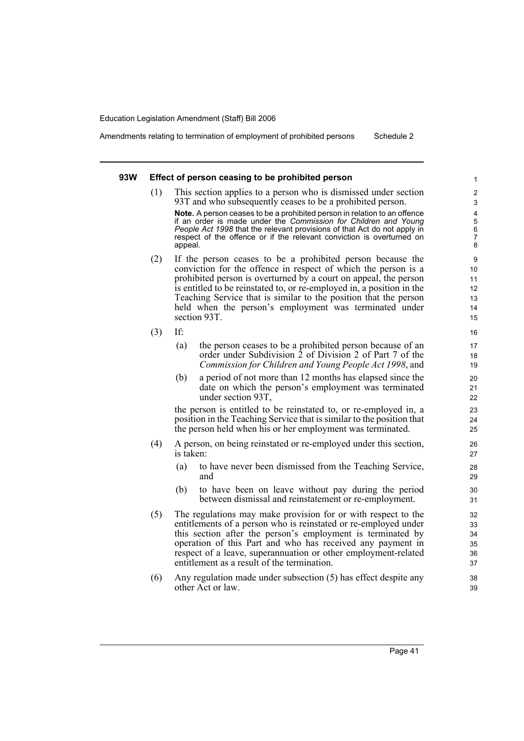### 93W Effect of person ceasing to be prohibited person

(1) This section applies to a person who is dismissed under section 93T and who subsequently ceases to be a prohibited person.

**Note.** A person ceases to be a prohibited person in relation to an offence if an order is made under the *Commission for Children and Young People Act 1998* that the relevant provisions of that Act do not apply in respect of the offence or if the relevant conviction is overturned on appeal.

(2) If the person ceases to be a prohibited person because the conviction for the offence in respect of which the person is a prohibited person is overturned by a court on appeal, the person is entitled to be reinstated to, or re-employed in, a position in the Teaching Service that is similar to the position that the person held when the person's employment was terminated under section 93T.

(3) If:

(a) the person ceases to be a prohibited person because of an order under Subdivision 2 of Division 2 of Part 7 of the *Commission for Children and Young People Act 1998*, and

(b) a period of not more than 12 months has elapsed since the date on which the person's employment was terminated under section 93T,

the person is entitled to be reinstated to, or re-employed in, a position in the Teaching Service that is similar to the position that the person held when his or her employment was terminated.

(4) A person, on being reinstated or re-employed under this section, is taken:

(a) to have never been dismissed from the Teaching Service, and

(b) to have been on leave without pay during the period between dismissal and reinstatement or re-employment.

(5) The regulations may make provision for or with respect to the entitlements of a person who is reinstated or re-employed under this section after the person's employment is terminated by operation of this Part and who has received any payment in respect of a leave, superannuation or other employment-related entitlement as a result of the termination.

(6) Any regulation made under subsection (5) has effect despite any other Act or law.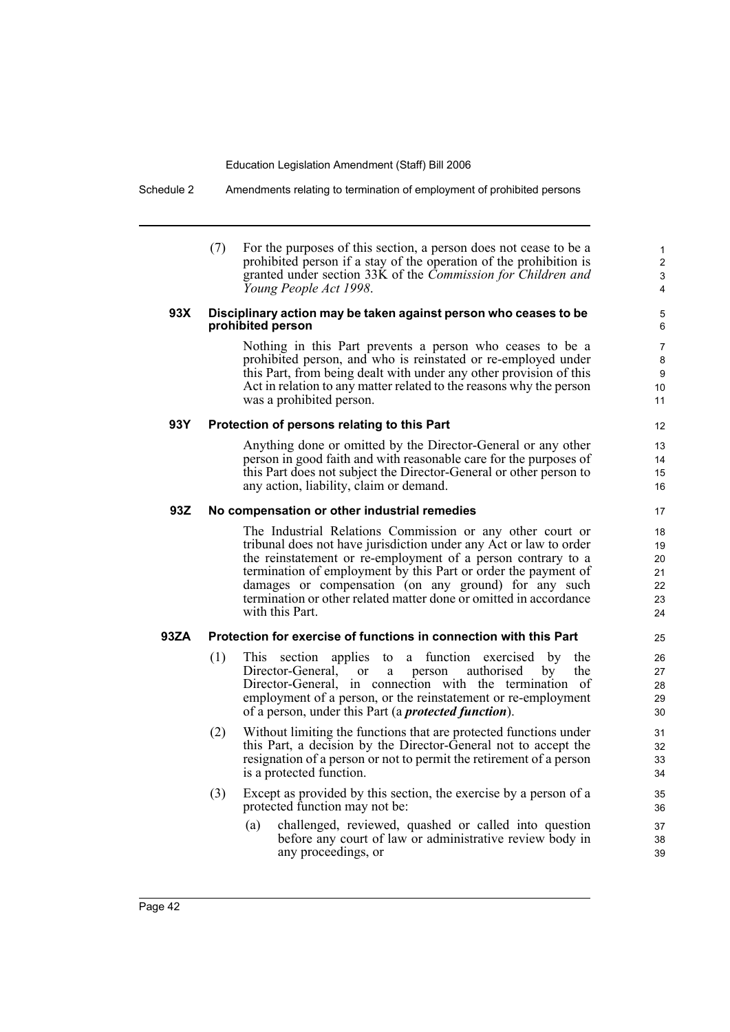(7) For the purposes of this section, a person does not cease to be a prohibited person if a stay of the operation of the prohibition is granted under section 33K of the *Commission for Children and Young People Act 1998*.

**93X Disciplinary action may be taken against person who ceases to be prohibited person**

Nothing in this Part prevents a person who ceases to be a prohibited person, and who is reinstated or re-employed under this Part, from being dealt with under any other provision of this Act in relation to any matter related to the reasons why the person was a prohibited person.

**93Y Protection of persons relating to this Part**

Anything done or omitted by the Director-General or any other person in good faith and with reasonable care for the purposes of this Part does not subject the Director-General or other person to any action, liability, claim or demand.

**93Z No compensation or other industrial remedies**

The Industrial Relations Commission or any other court or tribunal does not have jurisdiction under any Act or law to order the reinstatement or re-employment of a person contrary to a termination of employment by this Part or order the payment of damages or compensation (on any ground) for any such termination or other related matter done or omitted in accordance with this Part.

**93ZA Protection for exercise of functions in connection with this Part**

(1) This section applies to a function exercised by the Director-General, or a person authorised by the Director-General, in connection with the termination of employment of a person, or the reinstatement or re-employment of a person, under this Part (a ***protected function***).

(2) Without limiting the functions that are protected functions under this Part, a decision by the Director-General not to accept the resignation of a person or not to permit the retirement of a person is a protected function.

(3) Except as provided by this section, the exercise by a person of a protected function may not be:

(a) challenged, reviewed, quashed or called into question before any court of law or administrative review body in any proceedings, or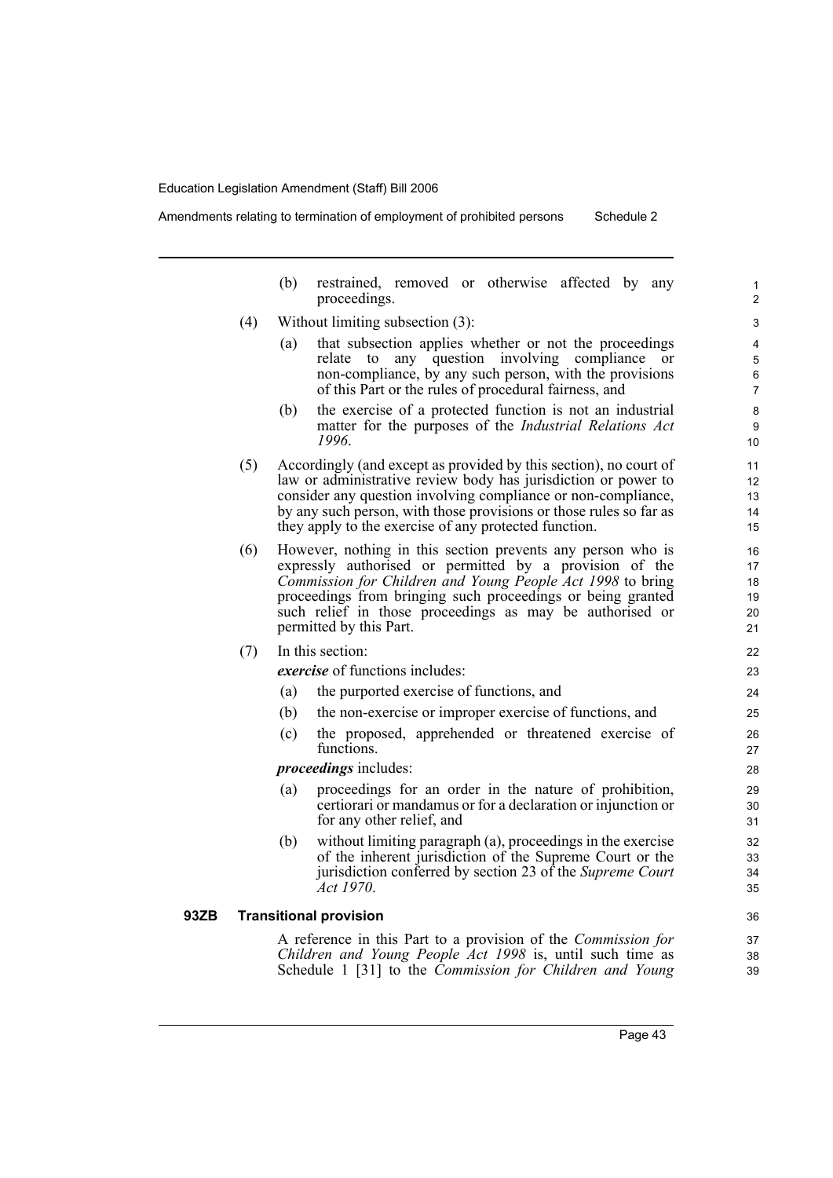(b) restrained, removed or otherwise affected by any proceedings.

(4) Without limiting subsection (3):

(a) that subsection applies whether or not the proceedings relate to any question involving compliance or non-compliance, by any such person, with the provisions of this Part or the rules of procedural fairness, and

(b) the exercise of a protected function is not an industrial matter for the purposes of the *Industrial Relations Act 1996*.

(5) Accordingly (and except as provided by this section), no court of law or administrative review body has jurisdiction or power to consider any question involving compliance or non-compliance, by any such person, with those provisions or those rules so far as they apply to the exercise of any protected function.

(6) However, nothing in this section prevents any person who is expressly authorised or permitted by a provision of the *Commission for Children and Young People Act 1998* to bring proceedings from bringing such proceedings or being granted such relief in those proceedings as may be authorised or permitted by this Part.

(7) In this section:

***exercise*** of functions includes:

(a) the purported exercise of functions, and

(b) the non-exercise or improper exercise of functions, and

(c) the proposed, apprehended or threatened exercise of functions.

***proceedings*** includes:

(a) proceedings for an order in the nature of prohibition, certiorari or mandamus or for a declaration or injunction or for any other relief, and

(b) without limiting paragraph (a), proceedings in the exercise of the inherent jurisdiction of the Supreme Court or the jurisdiction conferred by section 23 of the *Supreme Court Act 1970*.

**93ZB Transitional provision**

A reference in this Part to a provision of the *Commission for Children and Young People Act 1998* is, until such time as Schedule 1 [31] to the *Commission for Children and Young*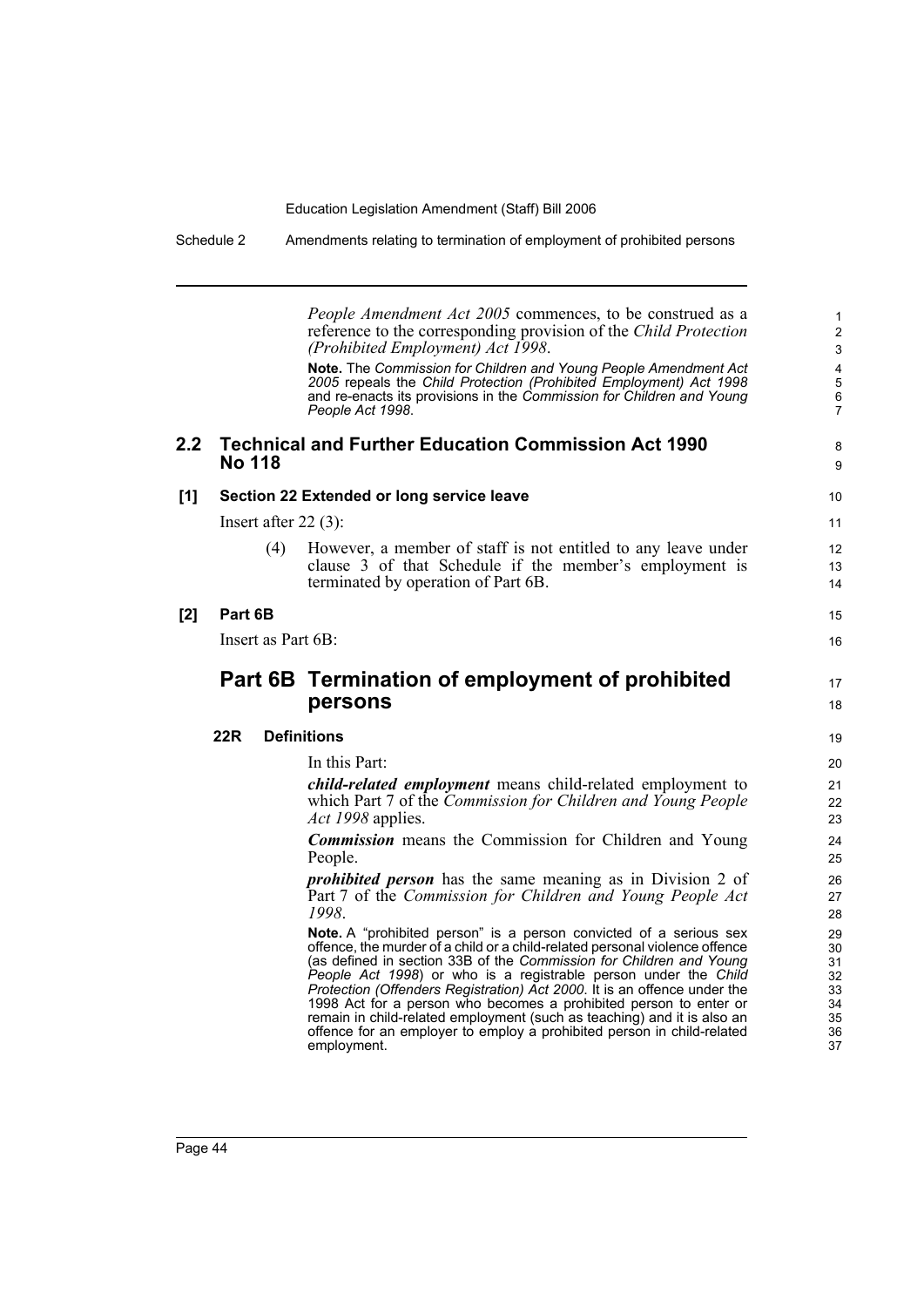*People Amendment Act 2005* commences, to be construed as a reference to the corresponding provision of the *Child Protection (Prohibited Employment) Act 1998*.

**Note.** The *Commission for Children and Young People Amendment Act 2005* repeals the *Child Protection (Prohibited Employment) Act 1998* and re-enacts its provisions in the *Commission for Children and Young People Act 1998*.

## 2.2 Technical and Further Education Commission Act 1990 No 118

### [1] Section 22 Extended or long service leave

Insert after 22 (3):

(4) However, a member of staff is not entitled to any leave under clause 3 of that Schedule if the member's employment is terminated by operation of Part 6B.

### [2] Part 6B

Insert as Part 6B:

## Part 6B Termination of employment of prohibited persons

**22R Definitions**

In this Part:

***child-related employment*** means child-related employment to which Part 7 of the *Commission for Children and Young People Act 1998* applies.

***Commission*** means the Commission for Children and Young People.

***prohibited person*** has the same meaning as in Division 2 of Part 7 of the *Commission for Children and Young People Act 1998*.

**Note.** A "prohibited person" is a person convicted of a serious sex offence, the murder of a child or a child-related personal violence offence (as defined in section 33B of the *Commission for Children and Young People Act 1998*) or who is a registrable person under the *Child Protection (Offenders Registration) Act 2000*. It is an offence under the 1998 Act for a person who becomes a prohibited person to enter or remain in child-related employment (such as teaching) and it is also an offence for an employer to employ a prohibited person in child-related employment.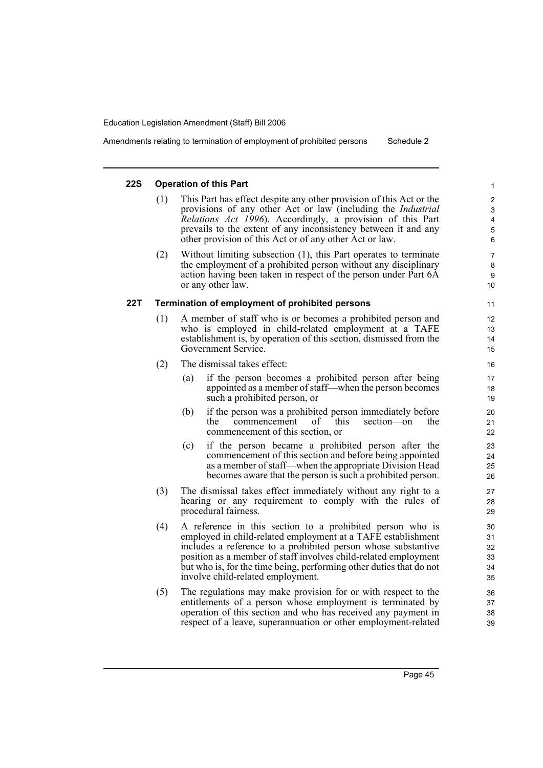#### 22S Operation of this Part

(1) This Part has effect despite any other provision of this Act or the provisions of any other Act or law (including the *Industrial Relations Act 1996*). Accordingly, a provision of this Part prevails to the extent of any inconsistency between it and any other provision of this Act or of any other Act or law.

(2) Without limiting subsection (1), this Part operates to terminate the employment of a prohibited person without any disciplinary action having been taken in respect of the person under Part 6A or any other law.

#### 22T Termination of employment of prohibited persons

(1) A member of staff who is or becomes a prohibited person and who is employed in child-related employment at a TAFE establishment is, by operation of this section, dismissed from the Government Service.

(2) The dismissal takes effect:

(a) if the person becomes a prohibited person after being appointed as a member of staff—when the person becomes such a prohibited person, or

(b) if the person was a prohibited person immediately before the commencement of this section—on the commencement of this section, or

(c) if the person became a prohibited person after the commencement of this section and before being appointed as a member of staff—when the appropriate Division Head becomes aware that the person is such a prohibited person.

(3) The dismissal takes effect immediately without any right to a hearing or any requirement to comply with the rules of procedural fairness.

(4) A reference in this section to a prohibited person who is employed in child-related employment at a TAFE establishment includes a reference to a prohibited person whose substantive position as a member of staff involves child-related employment but who is, for the time being, performing other duties that do not involve child-related employment.

(5) The regulations may make provision for or with respect to the entitlements of a person whose employment is terminated by operation of this section and who has received any payment in respect of a leave, superannuation or other employment-related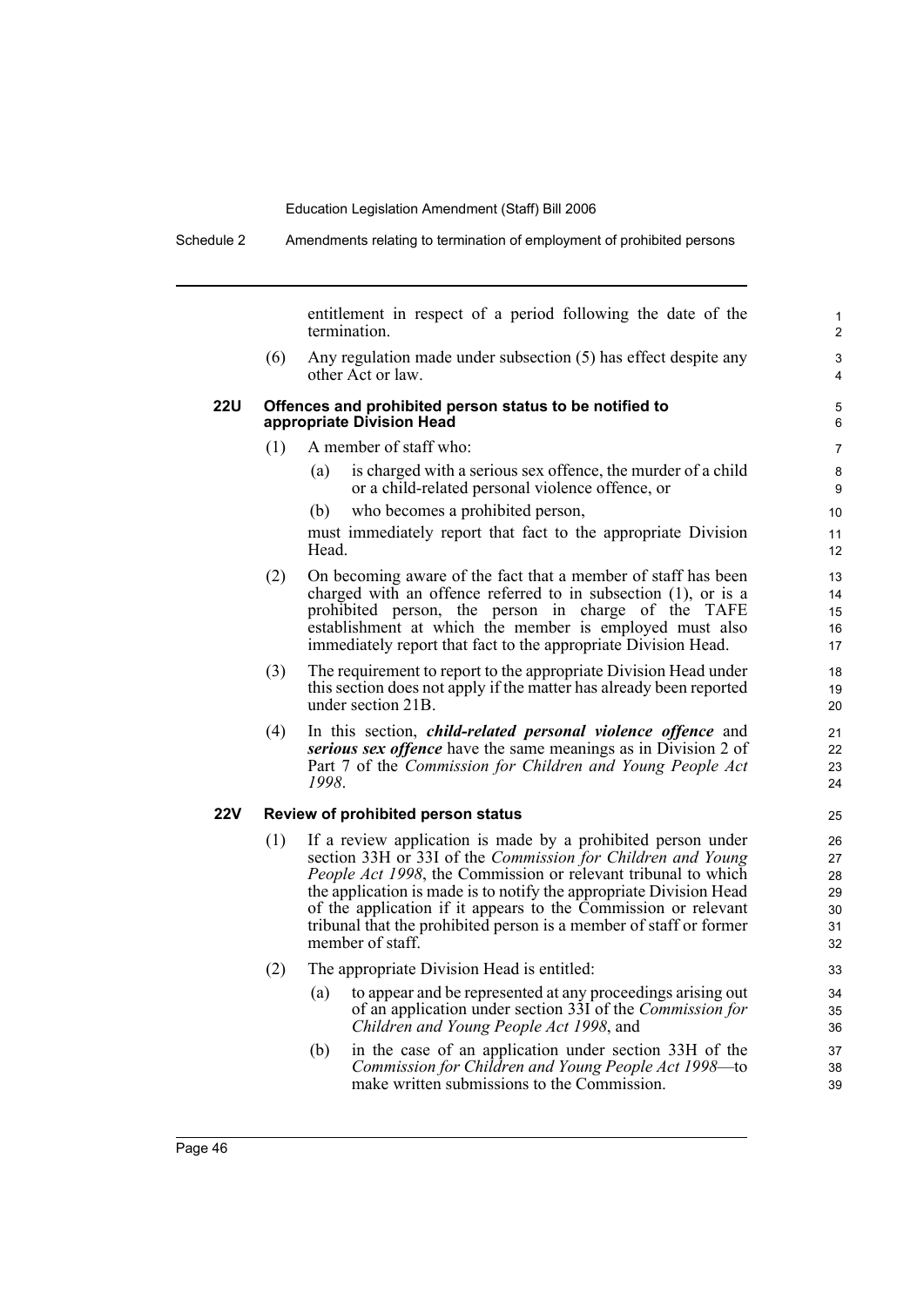entitlement in respect of a period following the date of the termination.

(6) Any regulation made under subsection (5) has effect despite any other Act or law.

### 22U Offences and prohibited person status to be notified to appropriate Division Head

(1) A member of staff who:

- (a) is charged with a serious sex offence, the murder of a child or a child-related personal violence offence, or
- (b) who becomes a prohibited person,

must immediately report that fact to the appropriate Division Head.

(2) On becoming aware of the fact that a member of staff has been charged with an offence referred to in subsection (1), or is a prohibited person, the person in charge of the TAFE establishment at which the member is employed must also immediately report that fact to the appropriate Division Head.

(3) The requirement to report to the appropriate Division Head under this section does not apply if the matter has already been reported under section 21B.

(4) In this section, ***child-related personal violence offence*** and ***serious sex offence*** have the same meanings as in Division 2 of Part 7 of the *Commission for Children and Young People Act 1998*.

### 22V Review of prohibited person status

(1) If a review application is made by a prohibited person under section 33H or 33I of the *Commission for Children and Young People Act 1998*, the Commission or relevant tribunal to which the application is made is to notify the appropriate Division Head of the application if it appears to the Commission or relevant tribunal that the prohibited person is a member of staff or former member of staff.

(2) The appropriate Division Head is entitled:

- (a) to appear and be represented at any proceedings arising out of an application under section 33I of the *Commission for Children and Young People Act 1998*, and
- (b) in the case of an application under section 33H of the *Commission for Children and Young People Act 1998*—to make written submissions to the Commission.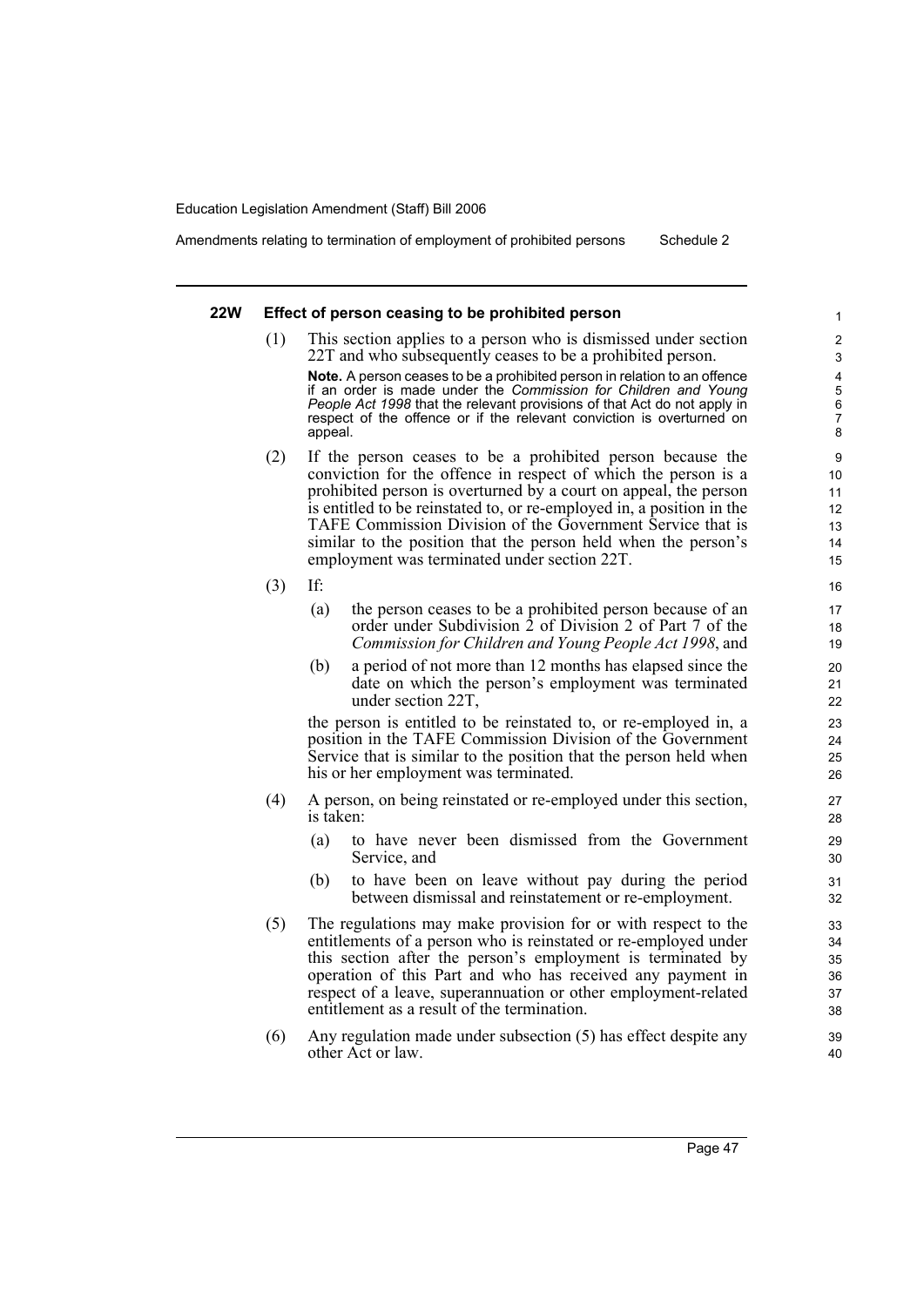### 22W Effect of person ceasing to be prohibited person

(1) This section applies to a person who is dismissed under section 22T and who subsequently ceases to be a prohibited person.

**Note.** A person ceases to be a prohibited person in relation to an offence if an order is made under the *Commission for Children and Young People Act 1998* that the relevant provisions of that Act do not apply in respect of the offence or if the relevant conviction is overturned on appeal.

(2) If the person ceases to be a prohibited person because the conviction for the offence in respect of which the person is a prohibited person is overturned by a court on appeal, the person is entitled to be reinstated to, or re-employed in, a position in the TAFE Commission Division of the Government Service that is similar to the position that the person held when the person's employment was terminated under section 22T.

(3) If:

- (a) the person ceases to be a prohibited person because of an order under Subdivision 2 of Division 2 of Part 7 of the *Commission for Children and Young People Act 1998*, and
- (b) a period of not more than 12 months has elapsed since the date on which the person's employment was terminated under section 22T,

the person is entitled to be reinstated to, or re-employed in, a position in the TAFE Commission Division of the Government Service that is similar to the position that the person held when his or her employment was terminated.

(4) A person, on being reinstated or re-employed under this section, is taken:

- (a) to have never been dismissed from the Government Service, and
- (b) to have been on leave without pay during the period between dismissal and reinstatement or re-employment.

(5) The regulations may make provision for or with respect to the entitlements of a person who is reinstated or re-employed under this section after the person's employment is terminated by operation of this Part and who has received any payment in respect of a leave, superannuation or other employment-related entitlement as a result of the termination.

(6) Any regulation made under subsection (5) has effect despite any other Act or law.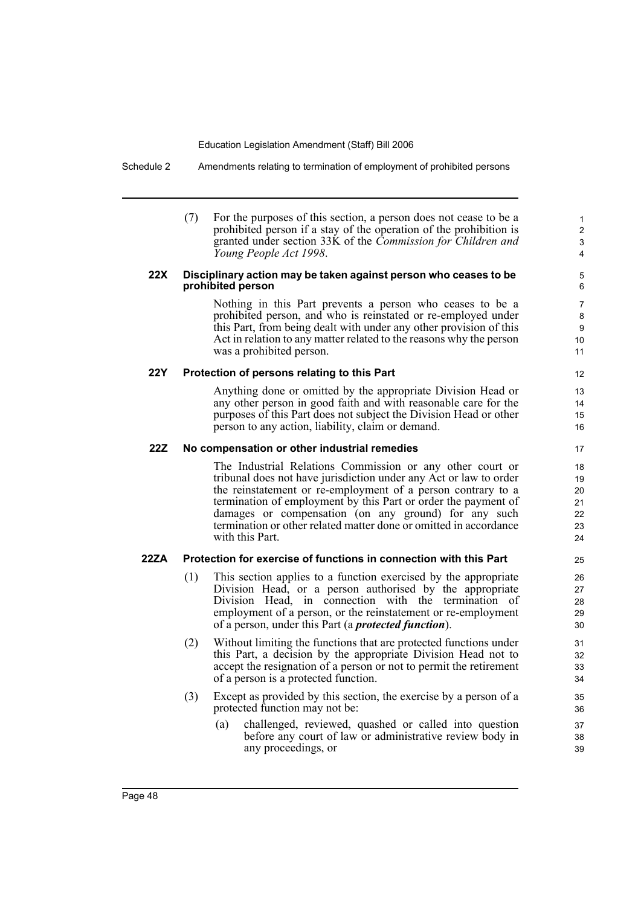(7) For the purposes of this section, a person does not cease to be a prohibited person if a stay of the operation of the prohibition is granted under section 33K of the *Commission for Children and Young People Act 1998*.

### 22X Disciplinary action may be taken against person who ceases to be prohibited person

Nothing in this Part prevents a person who ceases to be a prohibited person, and who is reinstated or re-employed under this Part, from being dealt with under any other provision of this Act in relation to any matter related to the reasons why the person was a prohibited person.

### 22Y Protection of persons relating to this Part

Anything done or omitted by the appropriate Division Head or any other person in good faith and with reasonable care for the purposes of this Part does not subject the Division Head or other person to any action, liability, claim or demand.

### 22Z No compensation or other industrial remedies

The Industrial Relations Commission or any other court or tribunal does not have jurisdiction under any Act or law to order the reinstatement or re-employment of a person contrary to a termination of employment by this Part or order the payment of damages or compensation (on any ground) for any such termination or other related matter done or omitted in accordance with this Part.

### 22ZA Protection for exercise of functions in connection with this Part

(1) This section applies to a function exercised by the appropriate Division Head, or a person authorised by the appropriate Division Head, in connection with the termination of employment of a person, or the reinstatement or re-employment of a person, under this Part (a ***protected function***).

(2) Without limiting the functions that are protected functions under this Part, a decision by the appropriate Division Head not to accept the resignation of a person or not to permit the retirement of a person is a protected function.

(3) Except as provided by this section, the exercise by a person of a protected function may not be:

(a) challenged, reviewed, quashed or called into question before any court of law or administrative review body in any proceedings, or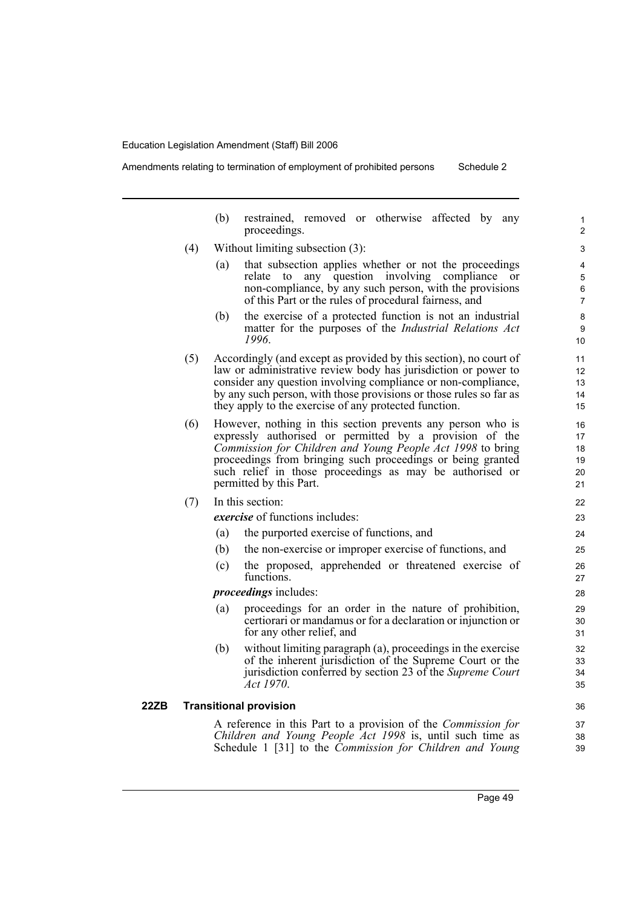(b) restrained, removed or otherwise affected by any proceedings.

(4) Without limiting subsection (3):

(a) that subsection applies whether or not the proceedings relate to any question involving compliance or non-compliance, by any such person, with the provisions of this Part or the rules of procedural fairness, and

(b) the exercise of a protected function is not an industrial matter for the purposes of the *Industrial Relations Act 1996*.

(5) Accordingly (and except as provided by this section), no court of law or administrative review body has jurisdiction or power to consider any question involving compliance or non-compliance, by any such person, with those provisions or those rules so far as they apply to the exercise of any protected function.

(6) However, nothing in this section prevents any person who is expressly authorised or permitted by a provision of the *Commission for Children and Young People Act 1998* to bring proceedings from bringing such proceedings or being granted such relief in those proceedings as may be authorised or permitted by this Part.

(7) In this section:

***exercise*** of functions includes:

(a) the purported exercise of functions, and

(b) the non-exercise or improper exercise of functions, and

(c) the proposed, apprehended or threatened exercise of functions.

***proceedings*** includes:

(a) proceedings for an order in the nature of prohibition, certiorari or mandamus or for a declaration or injunction or for any other relief, and

(b) without limiting paragraph (a), proceedings in the exercise of the inherent jurisdiction of the Supreme Court or the jurisdiction conferred by section 23 of the *Supreme Court Act 1970*.

**22ZB Transitional provision**

A reference in this Part to a provision of the *Commission for Children and Young People Act 1998* is, until such time as Schedule 1 [31] to the *Commission for Children and Young*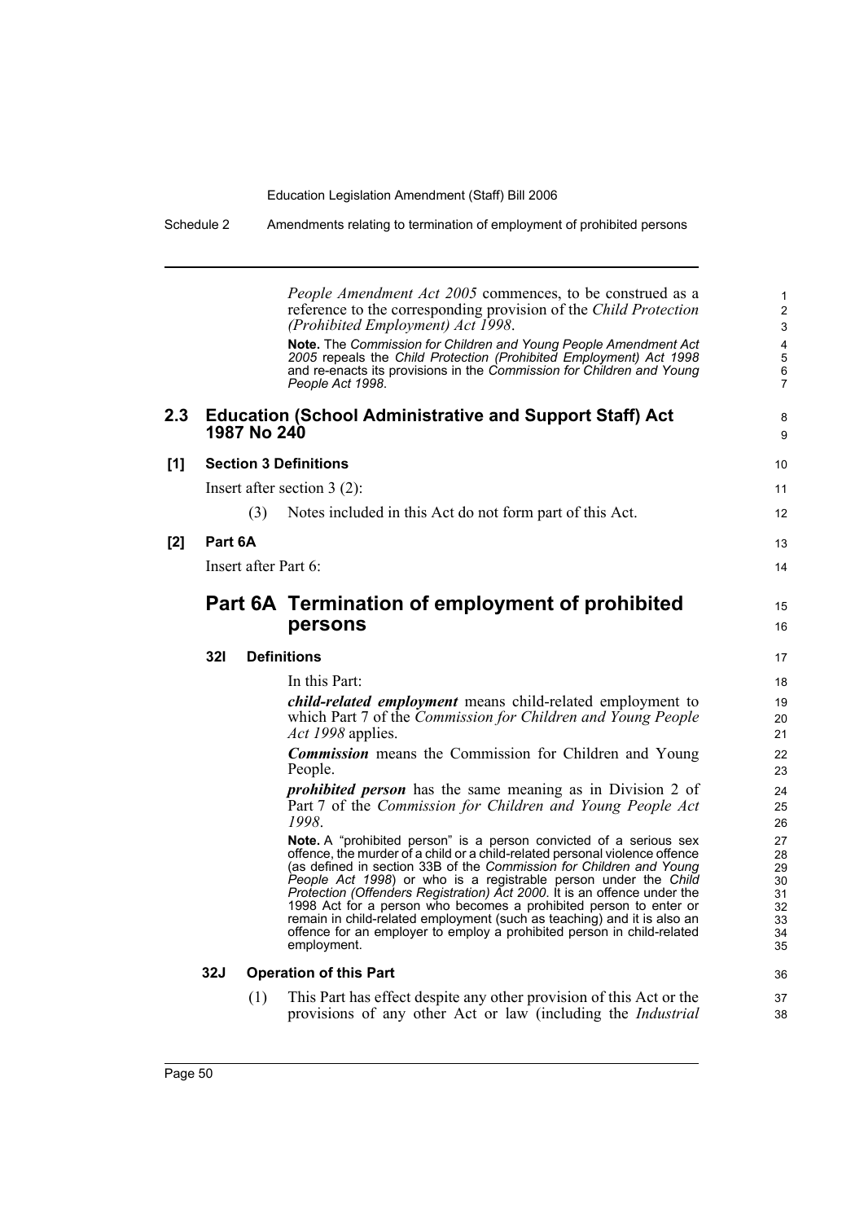*People Amendment Act 2005* commences, to be construed as a reference to the corresponding provision of the *Child Protection (Prohibited Employment) Act 1998*.

**Note.** The *Commission for Children and Young People Amendment Act 2005* repeals the *Child Protection (Prohibited Employment) Act 1998* and re-enacts its provisions in the *Commission for Children and Young People Act 1998*.

## 2.3 Education (School Administrative and Support Staff) Act 1987 No 240

**[1] Section 3 Definitions**

Insert after section 3 (2):

(3) Notes included in this Act do not form part of this Act.

**[2] Part 6A**

Insert after Part 6:

# Part 6A Termination of employment of prohibited persons

### 32I Definitions

In this Part:

***child-related employment*** means child-related employment to which Part 7 of the *Commission for Children and Young People Act 1998* applies.

***Commission*** means the Commission for Children and Young People.

***prohibited person*** has the same meaning as in Division 2 of Part 7 of the *Commission for Children and Young People Act 1998*.

**Note.** A "prohibited person" is a person convicted of a serious sex offence, the murder of a child or a child-related personal violence offence (as defined in section 33B of the *Commission for Children and Young People Act 1998*) or who is a registrable person under the *Child Protection (Offenders Registration) Act 2000*. It is an offence under the 1998 Act for a person who becomes a prohibited person to enter or remain in child-related employment (such as teaching) and it is also an offence for an employer to employ a prohibited person in child-related employment.

### 32J Operation of this Part

(1) This Part has effect despite any other provision of this Act or the provisions of any other Act or law (including the *Industrial*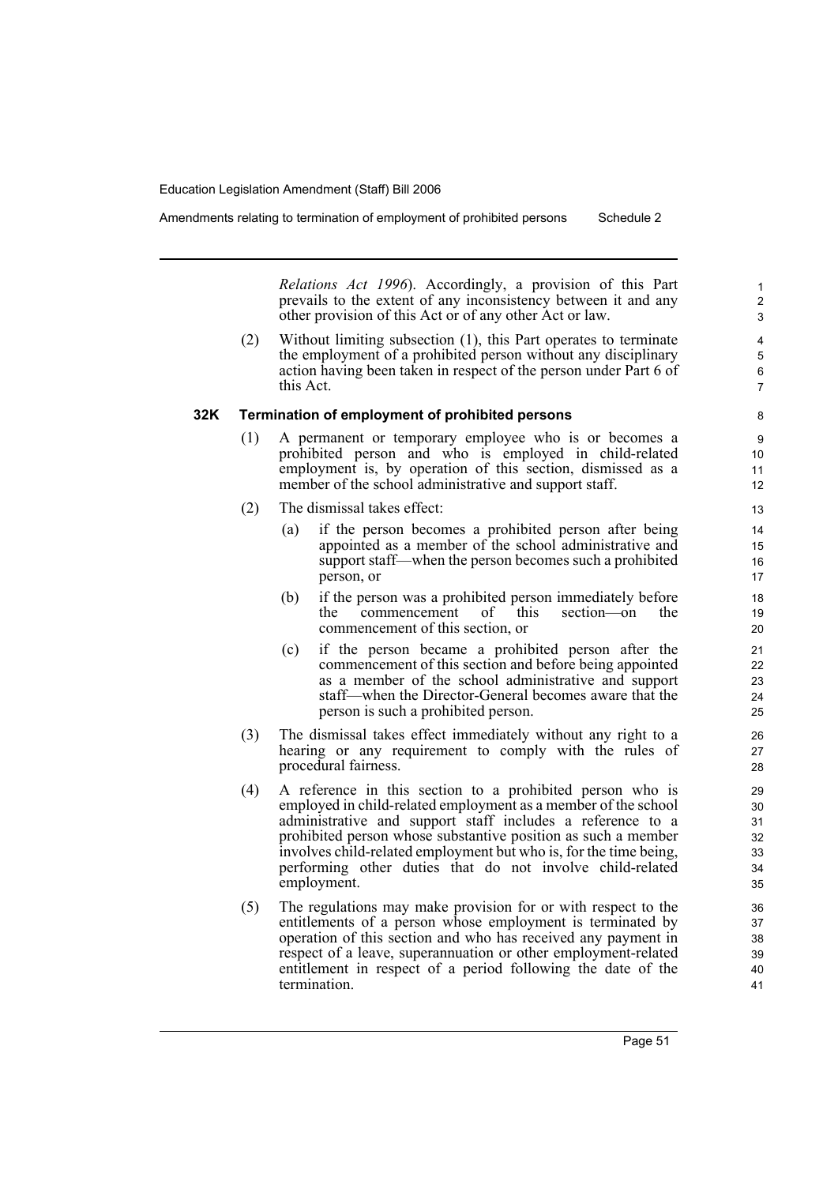*Relations Act 1996*). Accordingly, a provision of this Part prevails to the extent of any inconsistency between it and any other provision of this Act or of any other Act or law.

(2) Without limiting subsection (1), this Part operates to terminate the employment of a prohibited person without any disciplinary action having been taken in respect of the person under Part 6 of this Act.

**32K Termination of employment of prohibited persons**

(1) A permanent or temporary employee who is or becomes a prohibited person and who is employed in child-related employment is, by operation of this section, dismissed as a member of the school administrative and support staff.

(2) The dismissal takes effect:

(a) if the person becomes a prohibited person after being appointed as a member of the school administrative and support staff—when the person becomes such a prohibited person, or

(b) if the person was a prohibited person immediately before the commencement of this section—on the commencement of this section, or

(c) if the person became a prohibited person after the commencement of this section and before being appointed as a member of the school administrative and support staff—when the Director-General becomes aware that the person is such a prohibited person.

(3) The dismissal takes effect immediately without any right to a hearing or any requirement to comply with the rules of procedural fairness.

(4) A reference in this section to a prohibited person who is employed in child-related employment as a member of the school administrative and support staff includes a reference to a prohibited person whose substantive position as such a member involves child-related employment but who is, for the time being, performing other duties that do not involve child-related employment.

(5) The regulations may make provision for or with respect to the entitlements of a person whose employment is terminated by operation of this section and who has received any payment in respect of a leave, superannuation or other employment-related entitlement in respect of a period following the date of the termination.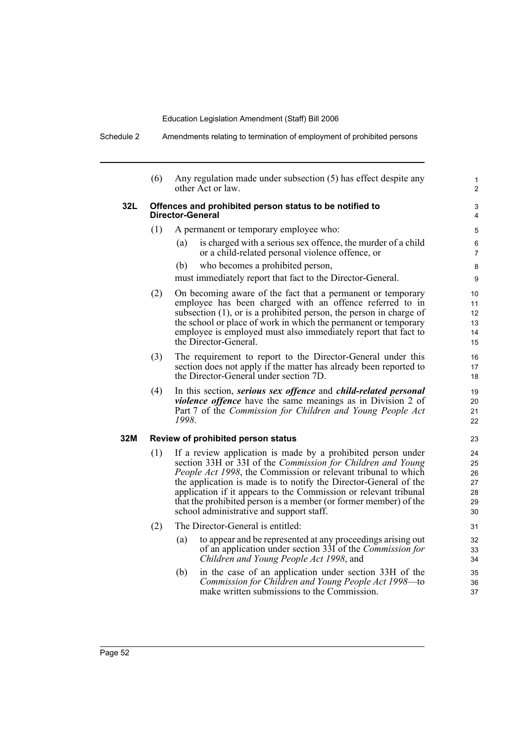(6) Any regulation made under subsection (5) has effect despite any other Act or law.

### 32L Offences and prohibited person status to be notified to Director-General

(1) A permanent or temporary employee who:

(a) is charged with a serious sex offence, the murder of a child or a child-related personal violence offence, or

(b) who becomes a prohibited person,

must immediately report that fact to the Director-General.

(2) On becoming aware of the fact that a permanent or temporary employee has been charged with an offence referred to in subsection (1), or is a prohibited person, the person in charge of the school or place of work in which the permanent or temporary employee is employed must also immediately report that fact to the Director-General.

(3) The requirement to report to the Director-General under this section does not apply if the matter has already been reported to the Director-General under section 7D.

(4) In this section, ***serious sex offence*** and ***child-related personal violence offence*** have the same meanings as in Division 2 of Part 7 of the *Commission for Children and Young People Act 1998*.

### 32M Review of prohibited person status

(1) If a review application is made by a prohibited person under section 33H or 33I of the *Commission for Children and Young People Act 1998*, the Commission or relevant tribunal to which the application is made is to notify the Director-General of the application if it appears to the Commission or relevant tribunal that the prohibited person is a member (or former member) of the school administrative and support staff.

(2) The Director-General is entitled:

(a) to appear and be represented at any proceedings arising out of an application under section 33I of the *Commission for Children and Young People Act 1998*, and

(b) in the case of an application under section 33H of the *Commission for Children and Young People Act 1998*—to make written submissions to the Commission.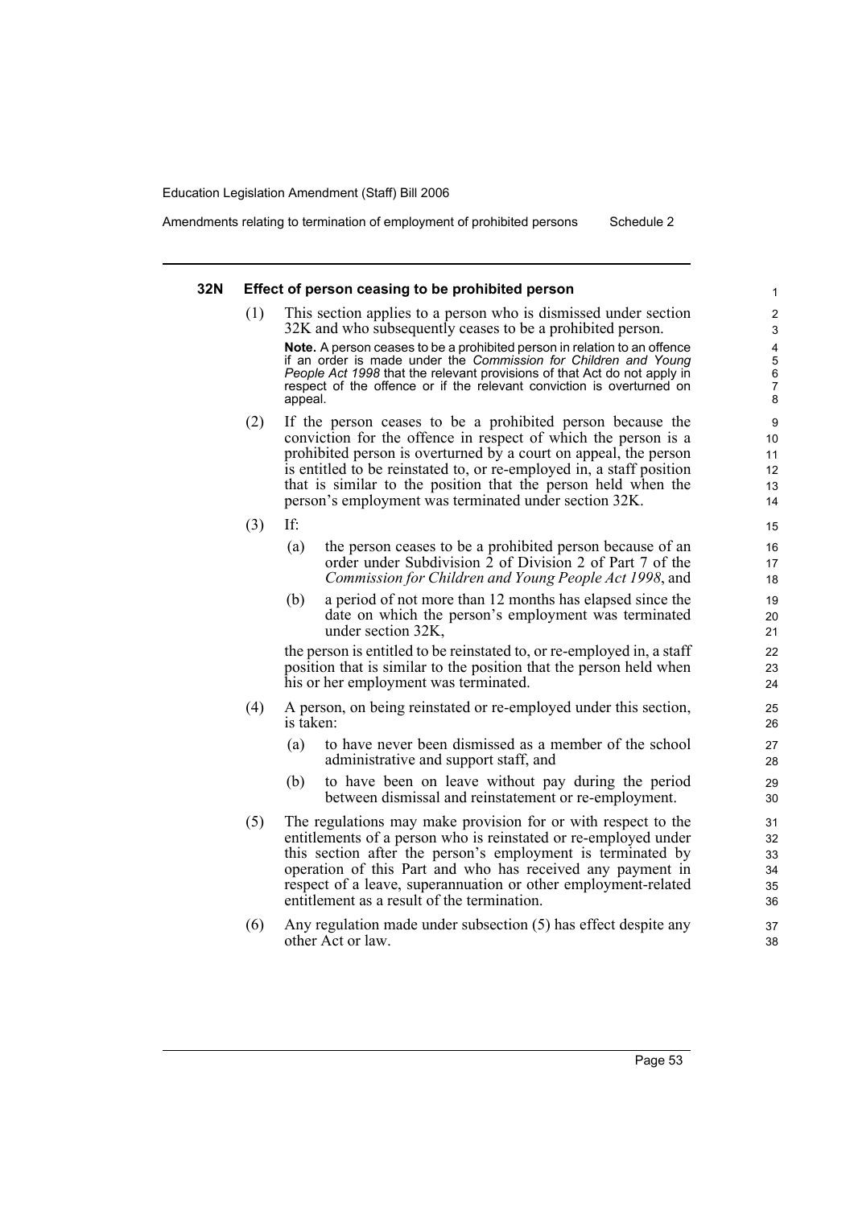### 32N Effect of person ceasing to be prohibited person

(1) This section applies to a person who is dismissed under section 32K and who subsequently ceases to be a prohibited person.

**Note.** A person ceases to be a prohibited person in relation to an offence if an order is made under the *Commission for Children and Young People Act 1998* that the relevant provisions of that Act do not apply in respect of the offence or if the relevant conviction is overturned on appeal.

(2) If the person ceases to be a prohibited person because the conviction for the offence in respect of which the person is a prohibited person is overturned by a court on appeal, the person is entitled to be reinstated to, or re-employed in, a staff position that is similar to the position that the person held when the person's employment was terminated under section 32K.

(3) If:

- (a) the person ceases to be a prohibited person because of an order under Subdivision 2 of Division 2 of Part 7 of the *Commission for Children and Young People Act 1998*, and
- (b) a period of not more than 12 months has elapsed since the date on which the person's employment was terminated under section 32K,

the person is entitled to be reinstated to, or re-employed in, a staff position that is similar to the position that the person held when his or her employment was terminated.

(4) A person, on being reinstated or re-employed under this section, is taken:

- (a) to have never been dismissed as a member of the school administrative and support staff, and
- (b) to have been on leave without pay during the period between dismissal and reinstatement or re-employment.

(5) The regulations may make provision for or with respect to the entitlements of a person who is reinstated or re-employed under this section after the person's employment is terminated by operation of this Part and who has received any payment in respect of a leave, superannuation or other employment-related entitlement as a result of the termination.

(6) Any regulation made under subsection (5) has effect despite any other Act or law.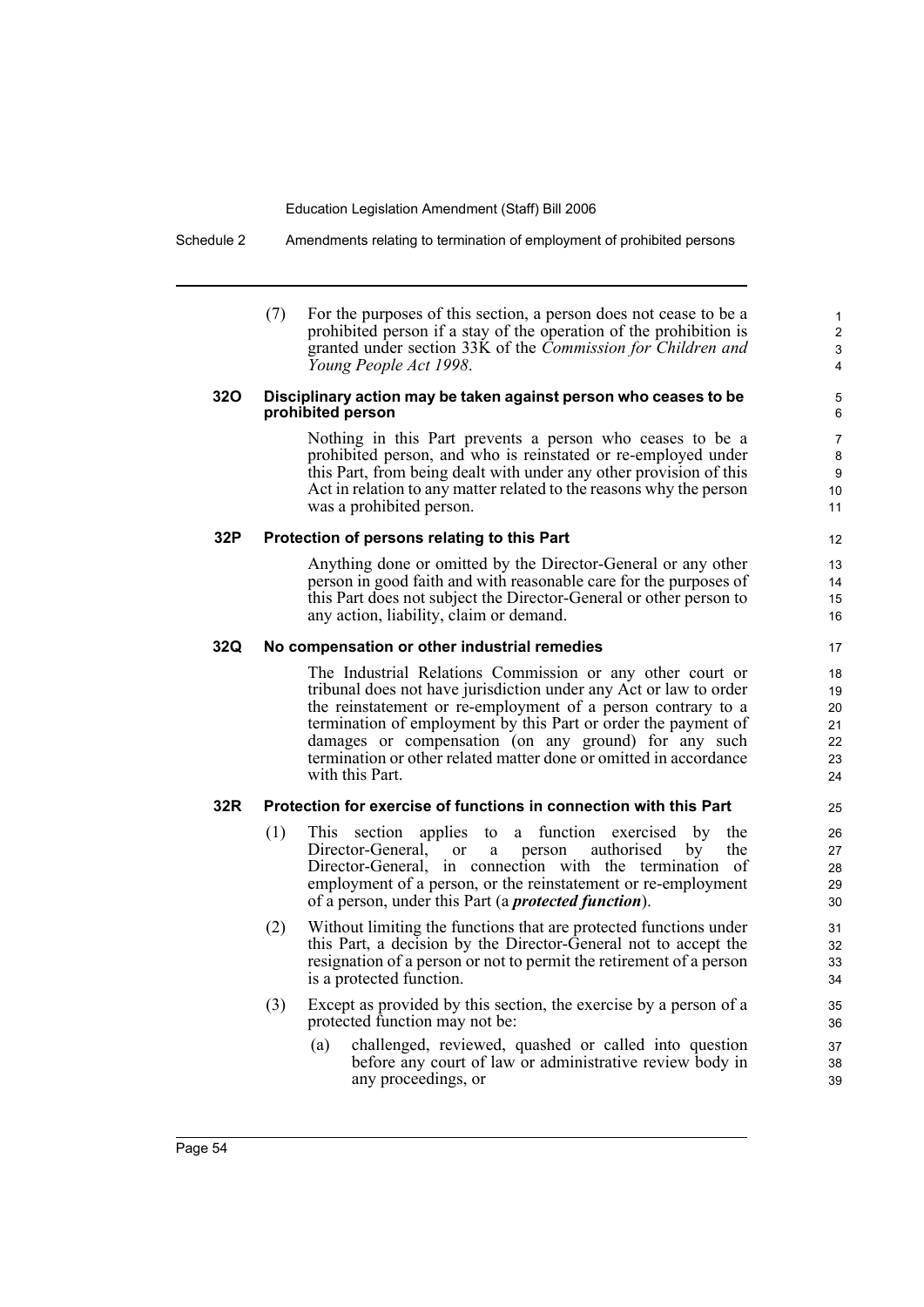(7) For the purposes of this section, a person does not cease to be a prohibited person if a stay of the operation of the prohibition is granted under section 33K of the *Commission for Children and Young People Act 1998*.

### 32O Disciplinary action may be taken against person who ceases to be prohibited person

Nothing in this Part prevents a person who ceases to be a prohibited person, and who is reinstated or re-employed under this Part, from being dealt with under any other provision of this Act in relation to any matter related to the reasons why the person was a prohibited person.

### 32P Protection of persons relating to this Part

Anything done or omitted by the Director-General or any other person in good faith and with reasonable care for the purposes of this Part does not subject the Director-General or other person to any action, liability, claim or demand.

### 32Q No compensation or other industrial remedies

The Industrial Relations Commission or any other court or tribunal does not have jurisdiction under any Act or law to order the reinstatement or re-employment of a person contrary to a termination of employment by this Part or order the payment of damages or compensation (on any ground) for any such termination or other related matter done or omitted in accordance with this Part.

### 32R Protection for exercise of functions in connection with this Part

(1) This section applies to a function exercised by the Director-General, or a person authorised by the Director-General, in connection with the termination of employment of a person, or the reinstatement or re-employment of a person, under this Part (a ***protected function***).

(2) Without limiting the functions that are protected functions under this Part, a decision by the Director-General not to accept the resignation of a person or not to permit the retirement of a person is a protected function.

(3) Except as provided by this section, the exercise by a person of a protected function may not be:

(a) challenged, reviewed, quashed or called into question before any court of law or administrative review body in any proceedings, or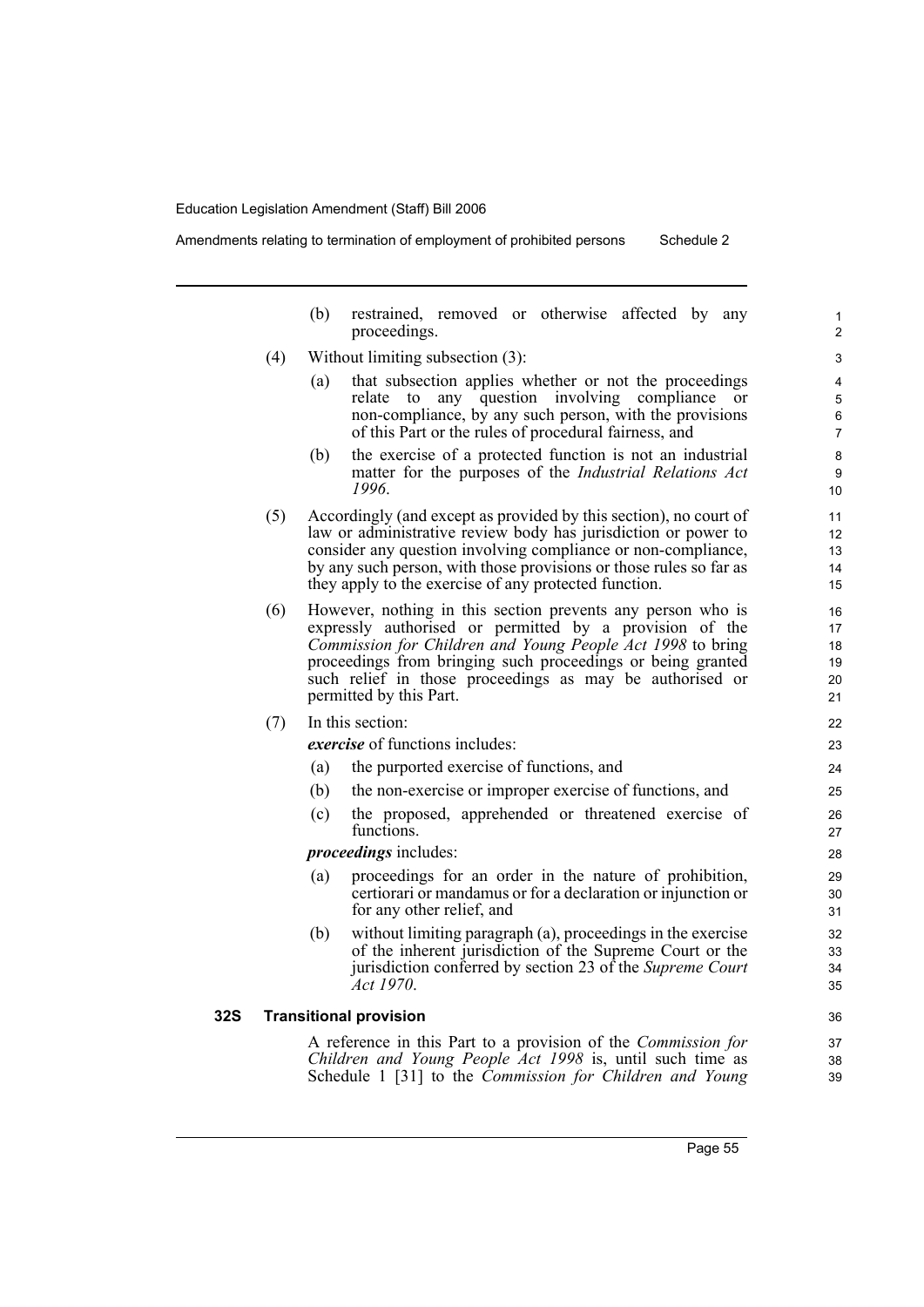(b) restrained, removed or otherwise affected by any proceedings.

(4) Without limiting subsection (3):

(a) that subsection applies whether or not the proceedings relate to any question involving compliance or non-compliance, by any such person, with the provisions of this Part or the rules of procedural fairness, and

(b) the exercise of a protected function is not an industrial matter for the purposes of the *Industrial Relations Act 1996*.

(5) Accordingly (and except as provided by this section), no court of law or administrative review body has jurisdiction or power to consider any question involving compliance or non-compliance, by any such person, with those provisions or those rules so far as they apply to the exercise of any protected function.

(6) However, nothing in this section prevents any person who is expressly authorised or permitted by a provision of the *Commission for Children and Young People Act 1998* to bring proceedings from bringing such proceedings or being granted such relief in those proceedings as may be authorised or permitted by this Part.

(7) In this section:

***exercise*** of functions includes:

(a) the purported exercise of functions, and

(b) the non-exercise or improper exercise of functions, and

(c) the proposed, apprehended or threatened exercise of functions.

***proceedings*** includes:

(a) proceedings for an order in the nature of prohibition, certiorari or mandamus or for a declaration or injunction or for any other relief, and

(b) without limiting paragraph (a), proceedings in the exercise of the inherent jurisdiction of the Supreme Court or the jurisdiction conferred by section 23 of the *Supreme Court Act 1970*.

**32S Transitional provision**

A reference in this Part to a provision of the *Commission for Children and Young People Act 1998* is, until such time as Schedule 1 [31] to the *Commission for Children and Young*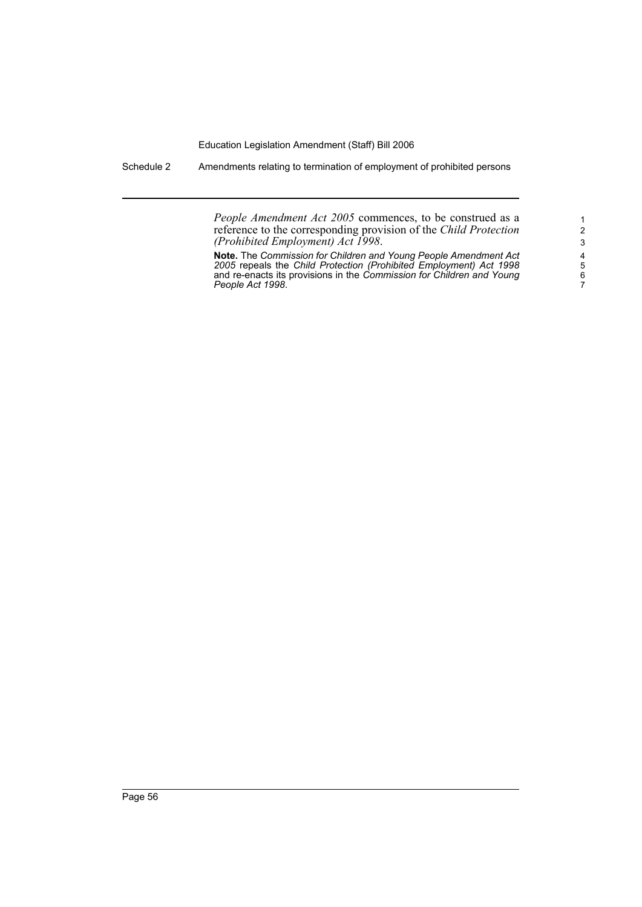*People Amendment Act 2005* commences, to be construed as a reference to the corresponding provision of the *Child Protection (Prohibited Employment) Act 1998*.

**Note.** The *Commission for Children and Young People Amendment Act 2005* repeals the *Child Protection (Prohibited Employment) Act 1998* and re-enacts its provisions in the *Commission for Children and Young People Act 1998*.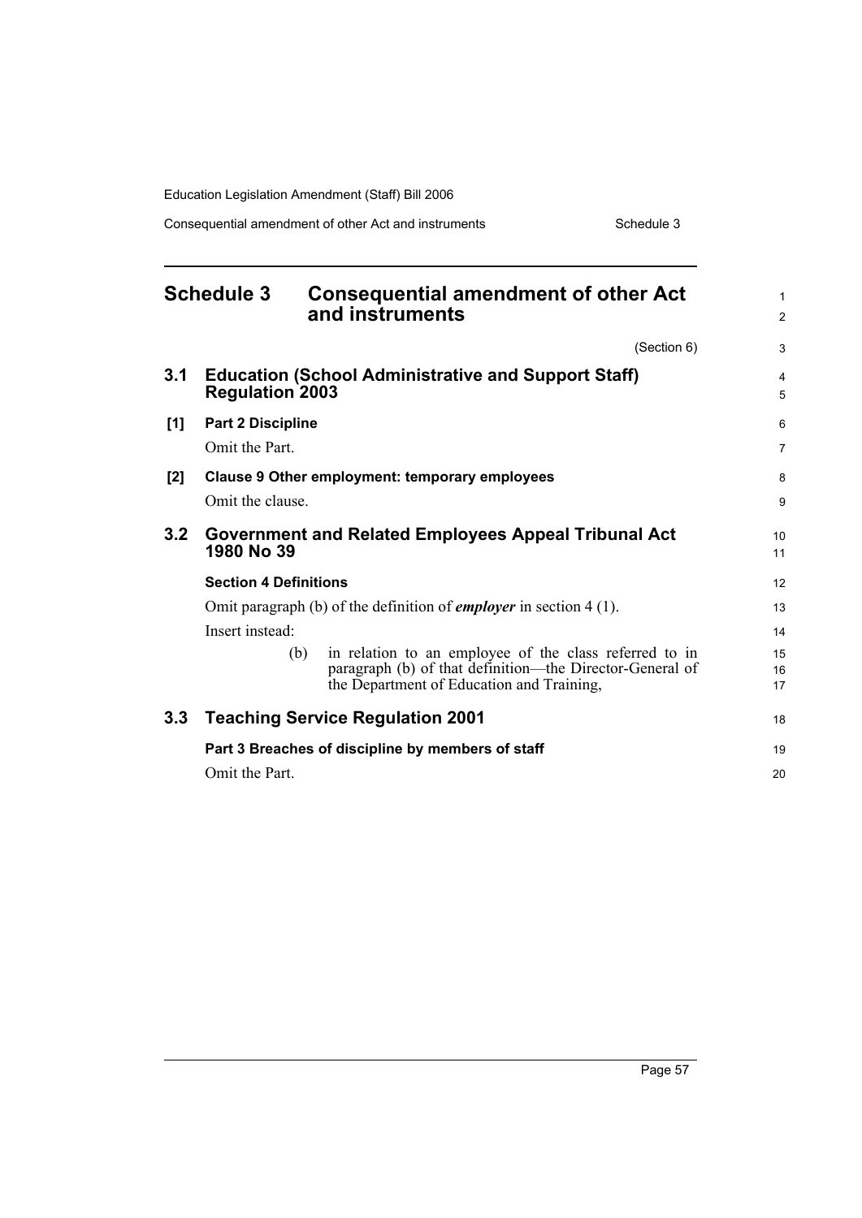## Schedule 3 Consequential amendment of other Act and instruments

(Section 6)

### 3.1 Education (School Administrative and Support Staff) Regulation 2003

**[1] Part 2 Discipline**

Omit the Part.

**[2] Clause 9 Other employment: temporary employees**

Omit the clause.

### 3.2 Government and Related Employees Appeal Tribunal Act 1980 No 39

**Section 4 Definitions**

Omit paragraph (b) of the definition of ***employer*** in section 4 (1).

Insert instead:

(b) in relation to an employee of the class referred to in paragraph (b) of that definition—the Director-General of the Department of Education and Training,

### 3.3 Teaching Service Regulation 2001

**Part 3 Breaches of discipline by members of staff**

Omit the Part.